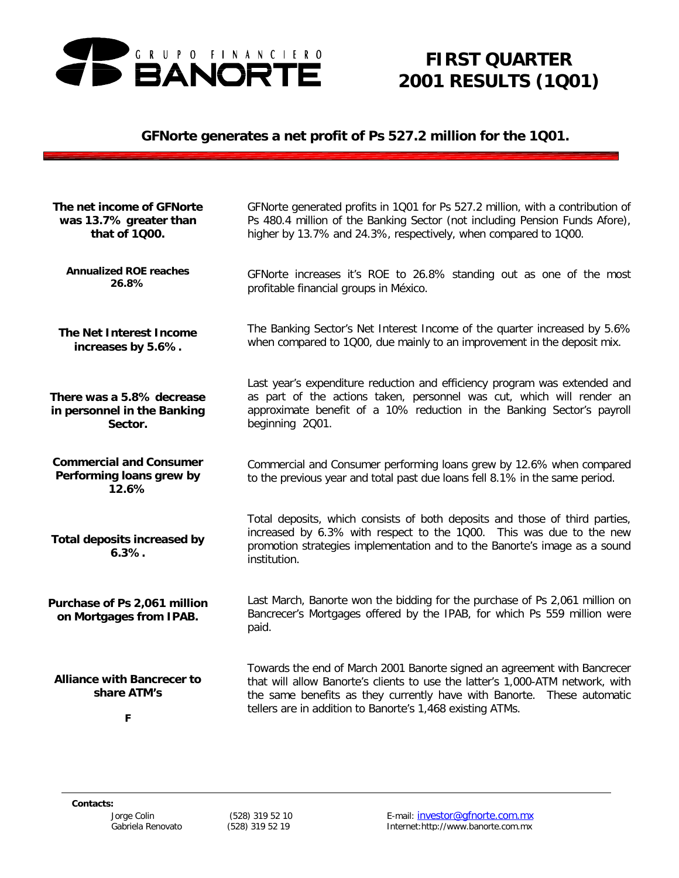# GRUPO FINANCIERO BANORTE

# FIRST QUARTER 2001 RESULTS (1Q01)

## GFNorte generates a net profit of Ps 527.2 million for the 1Q01.

**The net income of GFNorte was 13.7% greater than that of 1Q00.**

GFNorte generated profits in 1Q01 for Ps 527.2 million, with a contribution of Ps 480.4 million of the Banking Sector (not including Pension Funds Afore), higher by 13.7% and 24.3%, respectively, when compared to 1Q00.

**Annualized ROE reaches 26.8%**

GFNorte increases it's ROE to 26.8% standing out as one of the most profitable financial groups in México.

**The Net Interest Income increases by 5.6%.**

The Banking Sector's Net Interest Income of the quarter increased by 5.6% when compared to 1Q00, due mainly to an improvement in the deposit mix.

**There was a 5.8% decrease in personnel in the Banking Sector.**

Last year's expenditure reduction and efficiency program was extended and as part of the actions taken, personnel was cut, which will render an approximate benefit of a 10% reduction in the Banking Sector's payroll beginning 2Q01.

**Commercial and Consumer Performing loans grew by 12.6%**

Commercial and Consumer performing loans grew by 12.6% when compared to the previous year and total past due loans fell 8.1% in the same period.

**Total deposits increased by 6.3%.**

Total deposits, which consists of both deposits and those of third parties, increased by 6.3% with respect to the 1Q00. This was due to the new promotion strategies implementation and to the Banorte's image as a sound institution.

**Purchase of Ps 2,061 million on Mortgages from IPAB.**

Last March, Banorte won the bidding for the purchase of Ps 2,061 million on Bancrecer's Mortgages offered by the IPAB, for which Ps 559 million were paid.

**Alliance with Bancrecer to share ATM's**

**F**

Towards the end of March 2001 Banorte signed an agreement with Bancrecer that will allow Banorte's clients to use the latter's 1,000-ATM network, with the same benefits as they currently have with Banorte. These automatic tellers are in addition to Banorte's 1,468 existing ATMs.

**Contacts:**

| | | |
|---|---|---|
| Jorge Colin | (528) 319 52 10 | E-mail: investor@gfnorte.com.mx |
| Gabriela Renovato | (528) 319 52 19 | Internet:http://www.banorte.com.mx |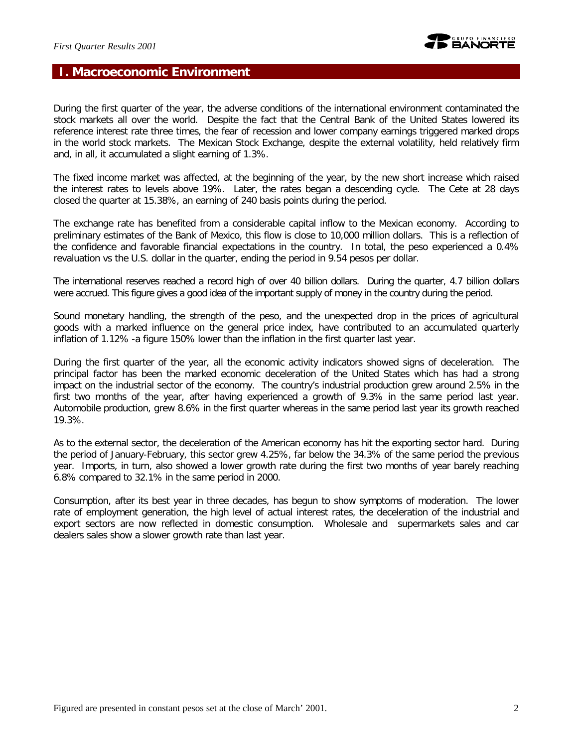# I. Macroeconomic Environment

During the first quarter of the year, the adverse conditions of the international environment contaminated the stock markets all over the world. Despite the fact that the Central Bank of the United States lowered its reference interest rate three times, the fear of recession and lower company earnings triggered marked drops in the world stock markets. The Mexican Stock Exchange, despite the external volatility, held relatively firm and, in all, it accumulated a slight earning of 1.3%.

The fixed income market was affected, at the beginning of the year, by the new short increase which raised the interest rates to levels above 19%. Later, the rates began a descending cycle. The Cete at 28 days closed the quarter at 15.38%, an earning of 240 basis points during the period.

The exchange rate has benefited from a considerable capital inflow to the Mexican economy. According to preliminary estimates of the Bank of Mexico, this flow is close to 10,000 million dollars. This is a reflection of the confidence and favorable financial expectations in the country. In total, the peso experienced a 0.4% revaluation vs the U.S. dollar in the quarter, ending the period in 9.54 pesos per dollar.

The international reserves reached a record high of over 40 billion dollars. During the quarter, 4.7 billion dollars were accrued. This figure gives a good idea of the important supply of money in the country during the period.

Sound monetary handling, the strength of the peso, and the unexpected drop in the prices of agricultural goods with a marked influence on the general price index, have contributed to an accumulated quarterly inflation of 1.12% -a figure 150% lower than the inflation in the first quarter last year.

During the first quarter of the year, all the economic activity indicators showed signs of deceleration. The principal factor has been the marked economic deceleration of the United States which has had a strong impact on the industrial sector of the economy. The country's industrial production grew around 2.5% in the first two months of the year, after having experienced a growth of 9.3% in the same period last year. Automobile production, grew 8.6% in the first quarter whereas in the same period last year its growth reached 19.3%.

As to the external sector, the deceleration of the American economy has hit the exporting sector hard. During the period of January-February, this sector grew 4.25%, far below the 34.3% of the same period the previous year. Imports, in turn, also showed a lower growth rate during the first two months of year barely reaching 6.8% compared to 32.1% in the same period in 2000.

Consumption, after its best year in three decades, has begun to show symptoms of moderation. The lower rate of employment generation, the high level of actual interest rates, the deceleration of the industrial and export sectors are now reflected in domestic consumption. Wholesale and supermarkets sales and car dealers sales show a slower growth rate than last year.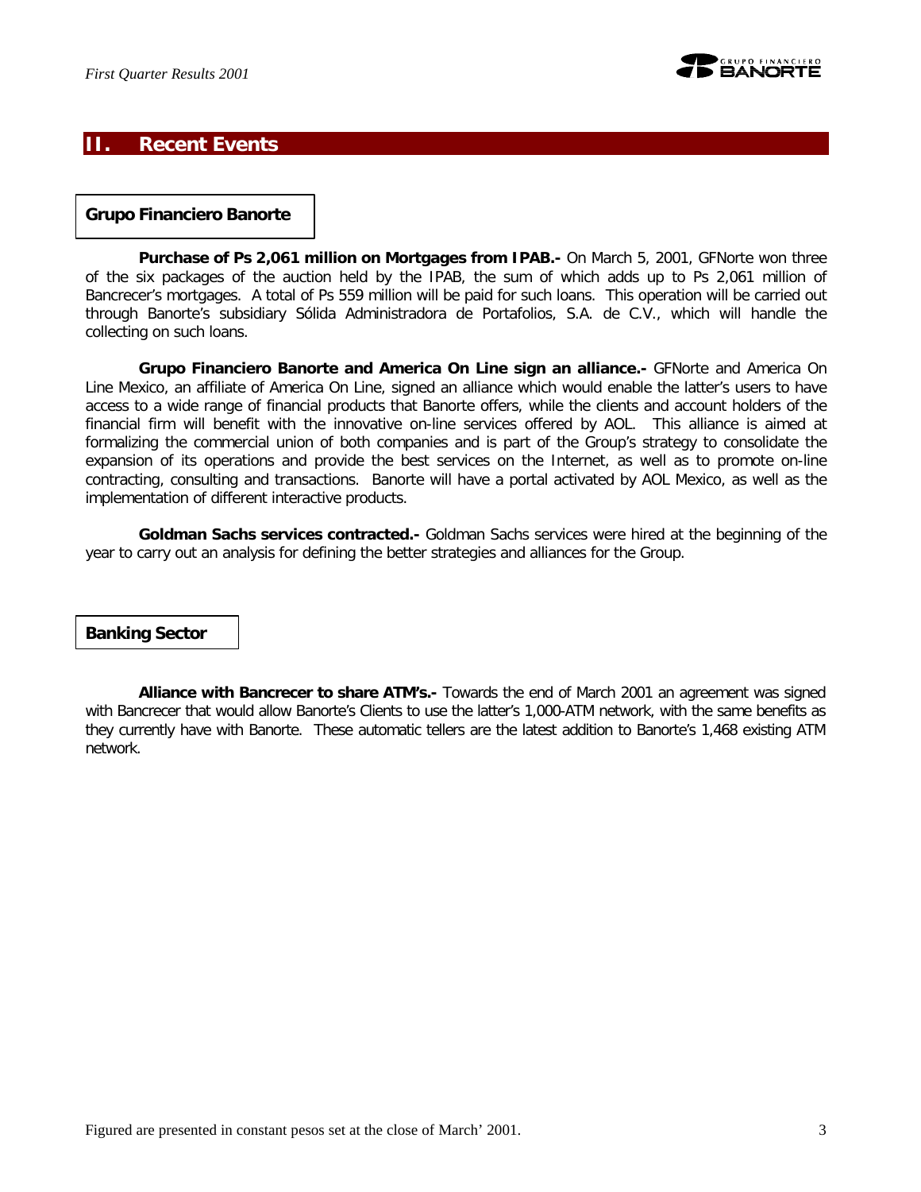## II. Recent Events

### Grupo Financiero Banorte

**Purchase of Ps 2,061 million on Mortgages from IPAB.-** On March 5, 2001, GFNorte won three of the six packages of the auction held by the IPAB, the sum of which adds up to Ps 2,061 million of Bancrecer's mortgages. A total of Ps 559 million will be paid for such loans. This operation will be carried out through Banorte's subsidiary Sólida Administradora de Portafolios, S.A. de C.V., which will handle the collecting on such loans.

**Grupo Financiero Banorte and America On Line sign an alliance.-** GFNorte and America On Line Mexico, an affiliate of America On Line, signed an alliance which would enable the latter's users to have access to a wide range of financial products that Banorte offers, while the clients and account holders of the financial firm will benefit with the innovative on-line services offered by AOL. This alliance is aimed at formalizing the commercial union of both companies and is part of the Group's strategy to consolidate the expansion of its operations and provide the best services on the Internet, as well as to promote on-line contracting, consulting and transactions. Banorte will have a portal activated by AOL Mexico, as well as the implementation of different interactive products.

**Goldman Sachs services contracted.-** Goldman Sachs services were hired at the beginning of the year to carry out an analysis for defining the better strategies and alliances for the Group.

### Banking Sector

**Alliance with Bancrecer to share ATM's.-** Towards the end of March 2001 an agreement was signed with Bancrecer that would allow Banorte's Clients to use the latter's 1,000-ATM network, with the same benefits as they currently have with Banorte. These automatic tellers are the latest addition to Banorte's 1,468 existing ATM network.

Figured are presented in constant pesos set at the close of March' 2001.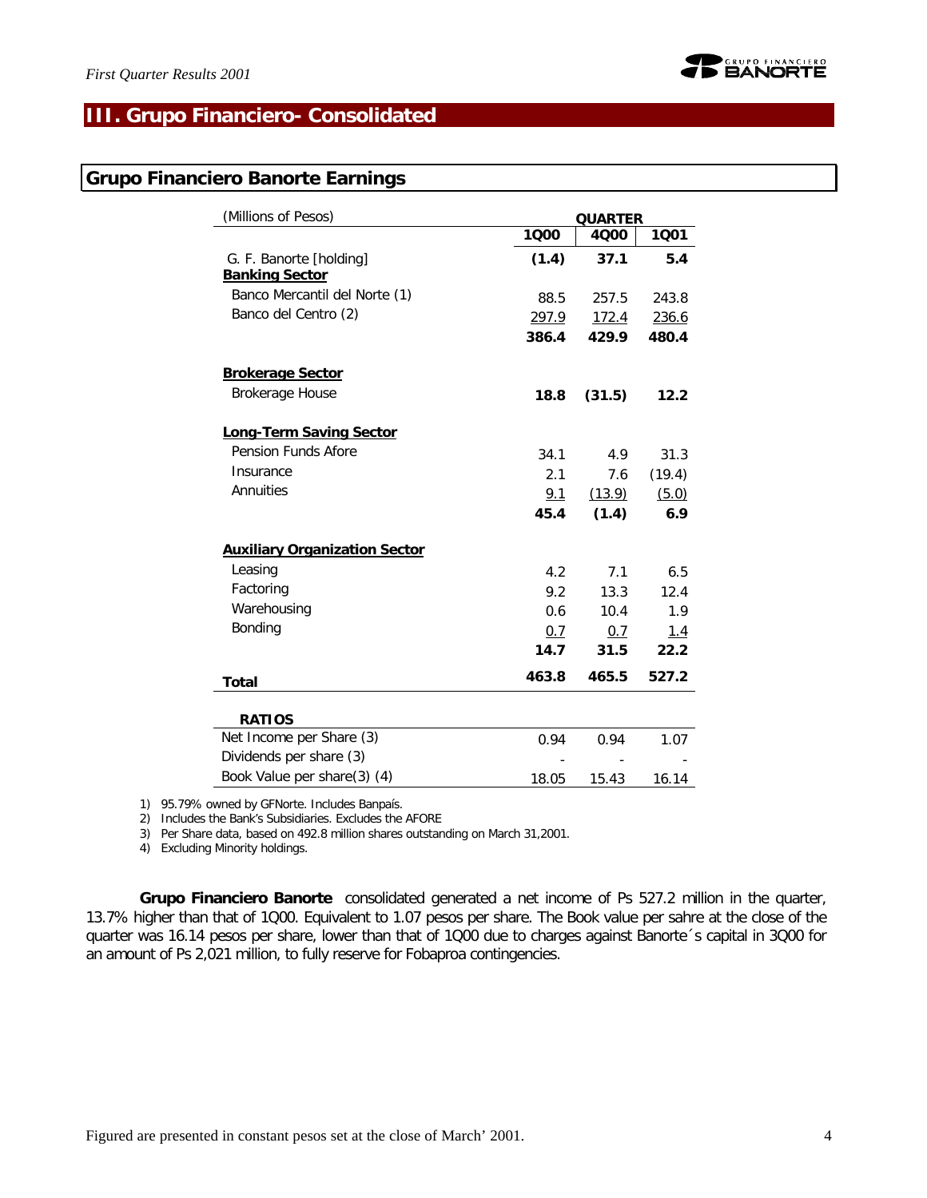## III. Grupo Financiero- Consolidated

### Grupo Financiero Banorte Earnings

| (Millions of Pesos) | QUARTER | | |
|---|---|---|---|
| | 1Q00 | 4Q00 | 1Q01 |
| G. F. Banorte [holding] | **(1.4)** | **37.1** | **5.4** |
| **Banking Sector** | | | |
| Banco Mercantil del Norte (1) | 88.5 | 257.5 | 243.8 |
| Banco del Centro (2) | 297.9 | 172.4 | 236.6 |
| | **386.4** | **429.9** | **480.4** |
| **Brokerage Sector** | | | |
| Brokerage House | **18.8** | **(31.5)** | **12.2** |
| **Long-Term Saving Sector** | | | |
| Pension Funds Afore | 34.1 | 4.9 | 31.3 |
| Insurance | 2.1 | 7.6 | (19.4) |
| Annuities | 9.1 | (13.9) | (5.0) |
| | **45.4** | **(1.4)** | **6.9** |
| **Auxiliary Organization Sector** | | | |
| Leasing | 4.2 | 7.1 | 6.5 |
| Factoring | 9.2 | 13.3 | 12.4 |
| Warehousing | 0.6 | 10.4 | 1.9 |
| Bonding | 0.7 | 0.7 | 1.4 |
| | **14.7** | **31.5** | **22.2** |
| **Total** | **463.8** | **465.5** | **527.2** |
| **RATIOS** | | | |
| Net Income per Share (3) | 0.94 | 0.94 | 1.07 |
| Dividends per share (3) | - | - | - |
| Book Value per share(3) (4) | 18.05 | 15.43 | 16.14 |

1) 95.79% owned by GFNorte. Includes Banpaís.
2) Includes the Bank's Subsidiaries. Excludes the AFORE
3) Per Share data, based on 492.8 million shares outstanding on March 31,2001.
4) Excluding Minority holdings.

**Grupo Financiero Banorte** consolidated generated a net income of Ps 527.2 million in the quarter, 13.7% higher than that of 1Q00. Equivalent to 1.07 pesos per share. The Book value per sahre at the close of the quarter was 16.14 pesos per share, lower than that of 1Q00 due to charges against Banorte´s capital in 3Q00 for an amount of Ps 2,021 million, to fully reserve for Fobaproa contingencies.

Figured are presented in constant pesos set at the close of March' 2001.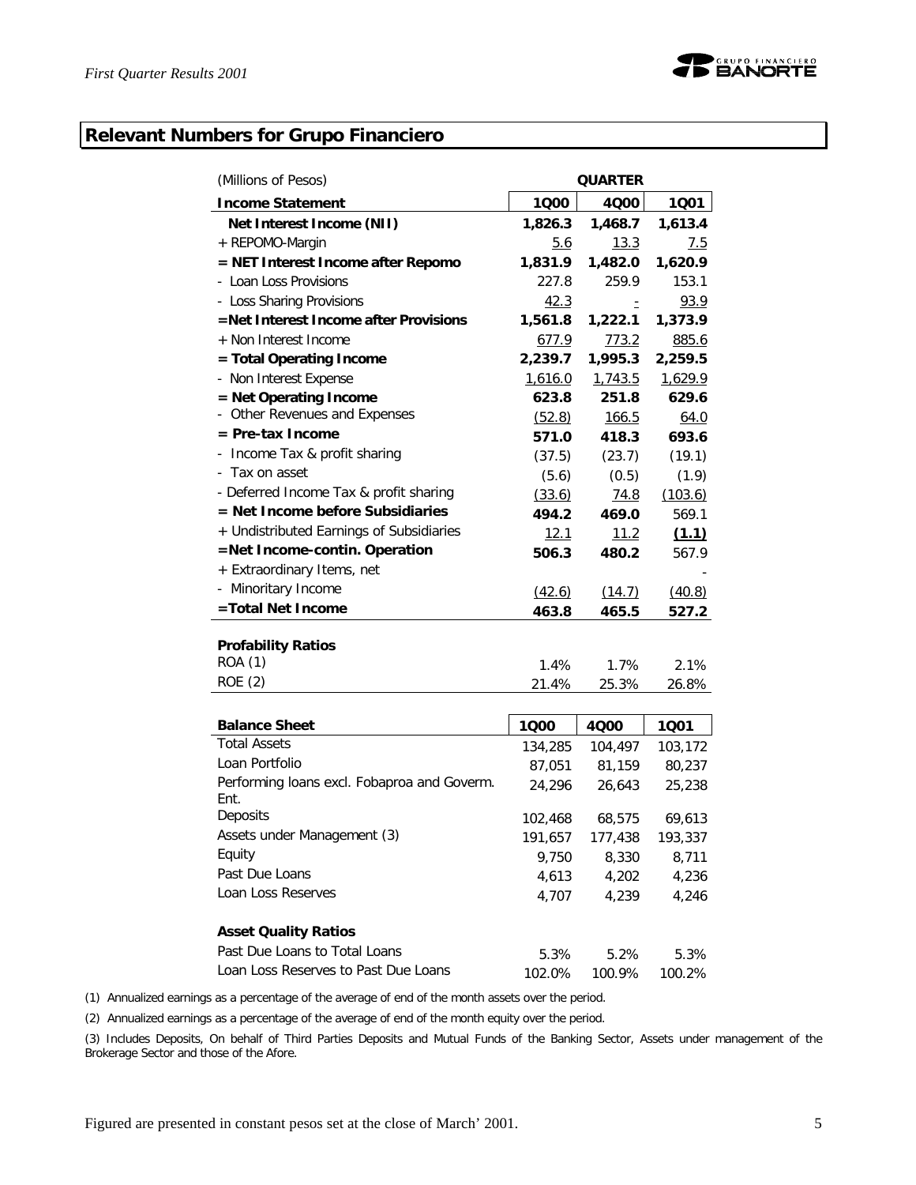## Relevant Numbers for Grupo Financiero

| (Millions of Pesos) | QUARTER | | |
|---|---|---|---|
| **Income Statement** | **1Q00** | **4Q00** | **1Q01** |
| **Net Interest Income (NII)** | **1,826.3** | **1,468.7** | **1,613.4** |
| + REPOMO-Margin | 5.6 | 13.3 | 7.5 |
| **= NET Interest Income after Repomo** | **1,831.9** | **1,482.0** | **1,620.9** |
| - Loan Loss Provisions | 227.8 | 259.9 | 153.1 |
| - Loss Sharing Provisions | 42.3 | - | 93.9 |
| **=Net Interest Income after Provisions** | **1,561.8** | **1,222.1** | **1,373.9** |
| + Non Interest Income | 677.9 | 773.2 | 885.6 |
| **= Total Operating Income** | **2,239.7** | **1,995.3** | **2,259.5** |
| - Non Interest Expense | 1,616.0 | 1,743.5 | 1,629.9 |
| **= Net Operating Income** | **623.8** | **251.8** | **629.6** |
| - Other Revenues and Expenses | (52.8) | 166.5 | 64.0 |
| **= Pre-tax Income** | **571.0** | **418.3** | **693.6** |
| - Income Tax & profit sharing | (37.5) | (23.7) | (19.1) |
| - Tax on asset | (5.6) | (0.5) | (1.9) |
| - Deferred Income Tax & profit sharing | (33.6) | 74.8 | (103.6) |
| **= Net Income before Subsidiaries** | **494.2** | **469.0** | 569.1 |
| + Undistributed Earnings of Subsidiaries | 12.1 | 11.2 | **(1.1)** |
| **=Net Income-contin. Operation** | **506.3** | **480.2** | 567.9 |
| + Extraordinary Items, net | | | - |
| - Minoritary Income | (42.6) | (14.7) | (40.8) |
| **=Total Net Income** | **463.8** | **465.5** | **527.2** |
| | | | |
| **Profability Ratios** | | | |
| ROA (1) | 1.4% | 1.7% | 2.1% |
| ROE (2) | 21.4% | 25.3% | 26.8% |

| **Balance Sheet** | **1Q00** | **4Q00** | **1Q01** |
|---|---|---|---|
| Total Assets | 134,285 | 104,497 | 103,172 |
| Loan Portfolio | 87,051 | 81,159 | 80,237 |
| Performing loans excl. Fobaproa and Goverm. Ent. | 24,296 | 26,643 | 25,238 |
| Deposits | 102,468 | 68,575 | 69,613 |
| Assets under Management (3) | 191,657 | 177,438 | 193,337 |
| Equity | 9,750 | 8,330 | 8,711 |
| Past Due Loans | 4,613 | 4,202 | 4,236 |
| Loan Loss Reserves | 4,707 | 4,239 | 4,246 |
| | | | |
| **Asset Quality Ratios** | | | |
| Past Due Loans to Total Loans | 5.3% | 5.2% | 5.3% |
| Loan Loss Reserves to Past Due Loans | 102.0% | 100.9% | 100.2% |

(1) Annualized earnings as a percentage of the average of end of the month assets over the period.

(2) Annualized earnings as a percentage of the average of end of the month equity over the period.

(3) Includes Deposits, On behalf of Third Parties Deposits and Mutual Funds of the Banking Sector, Assets under management of the Brokerage Sector and those of the Afore.

Figured are presented in constant pesos set at the close of March' 2001.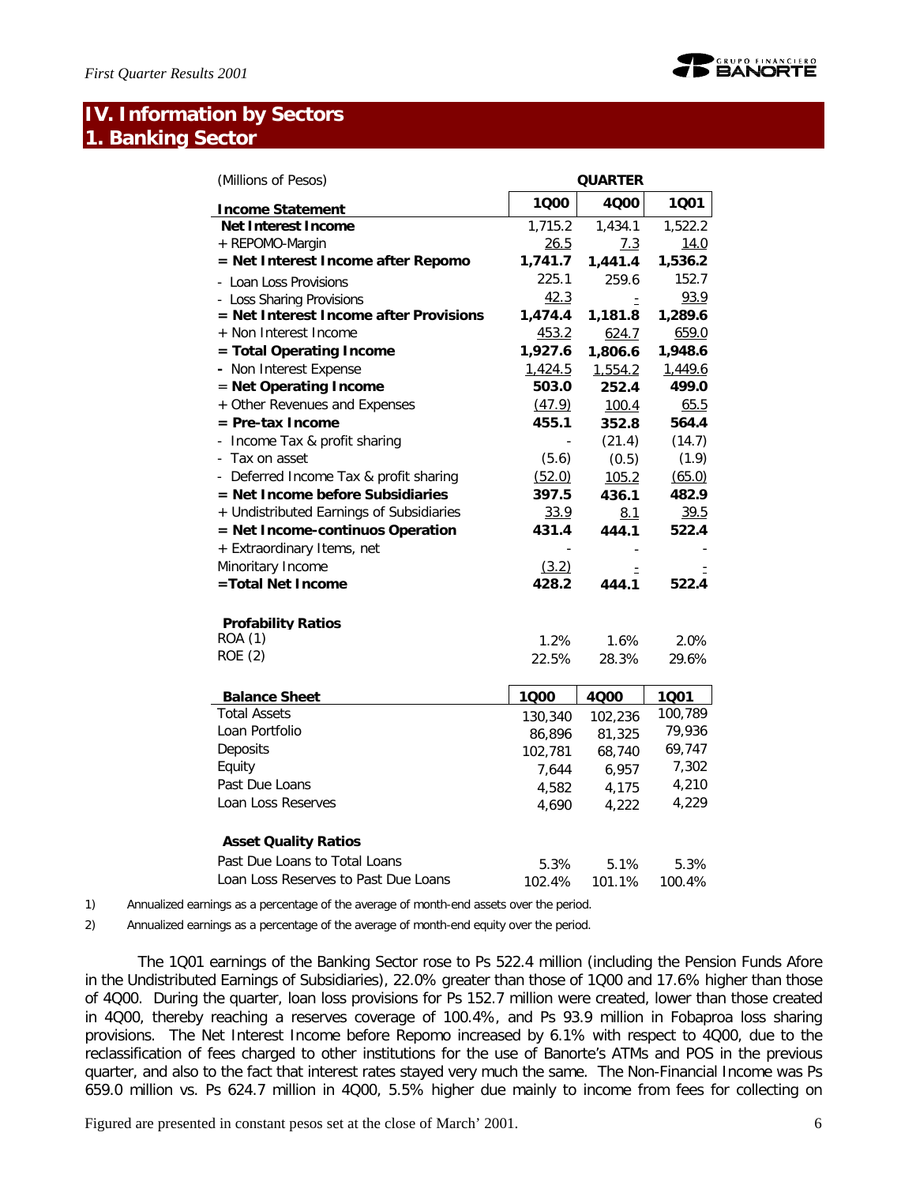# IV. Information by Sectors

## 1. Banking Sector

| (Millions of Pesos) | QUARTER | | |
|---|---|---|---|
| **Income Statement** | **1Q00** | **4Q00** | **1Q01** |
| **Net Interest Income** | 1,715.2 | 1,434.1 | 1,522.2 |
| + REPOMO-Margin | 26.5 | 7.3 | 14.0 |
| **= Net Interest Income after Repomo** | **1,741.7** | **1,441.4** | **1,536.2** |
| - Loan Loss Provisions | 225.1 | 259.6 | 152.7 |
| - Loss Sharing Provisions | 42.3 | - | 93.9 |
| **= Net Interest Income after Provisions** | **1,474.4** | **1,181.8** | **1,289.6** |
| + Non Interest Income | 453.2 | 624.7 | 659.0 |
| **= Total Operating Income** | **1,927.6** | **1,806.6** | **1,948.6** |
| **-** Non Interest Expense | 1,424.5 | 1,554.2 | 1,449.6 |
| = **Net Operating Income** | **503.0** | **252.4** | **499.0** |
| + Other Revenues and Expenses | (47.9) | 100.4 | 65.5 |
| **= Pre-tax Income** | **455.1** | **352.8** | **564.4** |
| - Income Tax & profit sharing | - | (21.4) | (14.7) |
| - Tax on asset | (5.6) | (0.5) | (1.9) |
| - Deferred Income Tax & profit sharing | (52.0) | 105.2 | (65.0) |
| **= Net Income before Subsidiaries** | **397.5** | **436.1** | **482.9** |
| + Undistributed Earnings of Subsidiaries | 33.9 | 8.1 | 39.5 |
| **= Net Income-continuos Operation** | **431.4** | **444.1** | **522.4** |
| + Extraordinary Items, net | - | - | - |
| Minoritary Income | (3.2) | - | - |
| **=Total Net Income** | **428.2** | **444.1** | **522.4** |
| | | | |
| **Profability Ratios** | | | |
| ROA (1) | 1.2% | 1.6% | 2.0% |
| ROE (2) | 22.5% | 28.3% | 29.6% |
| | | | |
| **Balance Sheet** | **1Q00** | **4Q00** | **1Q01** |
| Total Assets | 130,340 | 102,236 | 100,789 |
| Loan Portfolio | 86,896 | 81,325 | 79,936 |
| Deposits | 102,781 | 68,740 | 69,747 |
| Equity | 7,644 | 6,957 | 7,302 |
| Past Due Loans | 4,582 | 4,175 | 4,210 |
| Loan Loss Reserves | 4,690 | 4,222 | 4,229 |
| | | | |
| **Asset Quality Ratios** | | | |
| Past Due Loans to Total Loans | 5.3% | 5.1% | 5.3% |
| Loan Loss Reserves to Past Due Loans | 102.4% | 101.1% | 100.4% |

1) Annualized earnings as a percentage of the average of month-end assets over the period.

2) Annualized earnings as a percentage of the average of month-end equity over the period.

The 1Q01 earnings of the Banking Sector rose to Ps 522.4 million (including the Pension Funds Afore in the Undistributed Earnings of Subsidiaries), 22.0% greater than those of 1Q00 and 17.6% higher than those of 4Q00. During the quarter, loan loss provisions for Ps 152.7 million were created, lower than those created in 4Q00, thereby reaching a reserves coverage of 100.4%, and Ps 93.9 million in Fobaproa loss sharing provisions. The Net Interest Income before Repomo increased by 6.1% with respect to 4Q00, due to the reclassification of fees charged to other institutions for the use of Banorte's ATMs and POS in the previous quarter, and also to the fact that interest rates stayed very much the same. The Non-Financial Income was Ps 659.0 million vs. Ps 624.7 million in 4Q00, 5.5% higher due mainly to income from fees for collecting on

Figured are presented in constant pesos set at the close of March' 2001.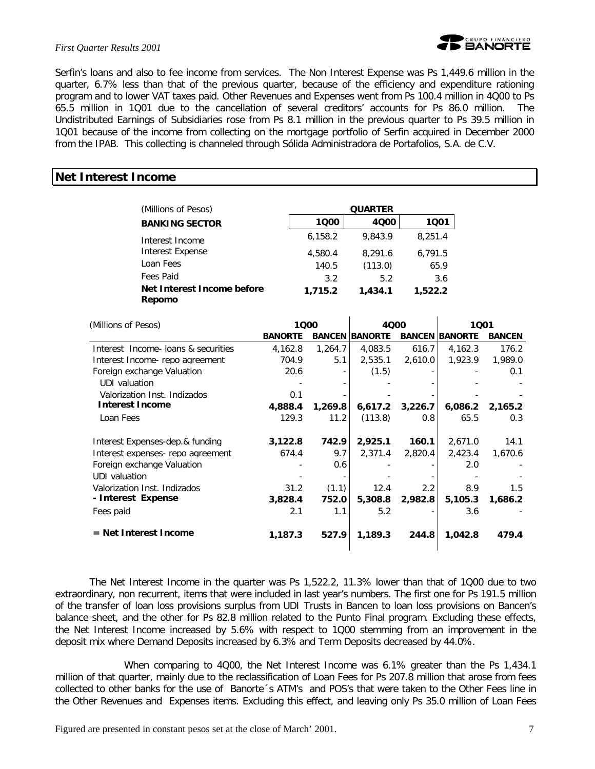Serfin's loans and also to fee income from services. The Non Interest Expense was Ps 1,449.6 million in the quarter, 6.7% less than that of the previous quarter, because of the efficiency and expenditure rationing program and to lower VAT taxes paid. Other Revenues and Expenses went from Ps 100.4 million in 4Q00 to Ps 65.5 million in 1Q01 due to the cancellation of several creditors' accounts for Ps 86.0 million. The Undistributed Earnings of Subsidiaries rose from Ps 8.1 million in the previous quarter to Ps 39.5 million in 1Q01 because of the income from collecting on the mortgage portfolio of Serfin acquired in December 2000 from the IPAB. This collecting is channeled through Sólida Administradora de Portafolios, S.A. de C.V.

## Net Interest Income

| (Millions of Pesos) | QUARTER | | |
|---|---|---|---|
| **BANKING SECTOR** | **1Q00** | **4Q00** | **1Q01** |
| Interest Income | 6,158.2 | 9,843.9 | 8,251.4 |
| Interest Expense | 4,580.4 | 8,291.6 | 6,791.5 |
| Loan Fees | 140.5 | (113.0) | 65.9 |
| Fees Paid | 3.2 | 5.2 | 3.6 |
| **Net Interest Income before Repomo** | **1,715.2** | **1,434.1** | **1,522.2** |

| (Millions of Pesos) | 1Q00 | | 4Q00 | | 1Q01 | |
|---|---|---|---|---|---|---|
| | **BANORTE** | **BANCEN** | **BANORTE** | **BANCEN** | **BANORTE** | **BANCEN** |
| Interest Income- loans & securities | 4,162.8 | 1,264.7 | 4,083.5 | 616.7 | 4,162.3 | 176.2 |
| Interest Income- repo agreement | 704.9 | 5.1 | 2,535.1 | 2,610.0 | 1,923.9 | 1,989.0 |
| Foreign exchange Valuation | 20.6 | - | (1.5) | - | - | 0.1 |
| UDI valuation | - | - | - | - | - | - |
| Valorization Inst. Indizados | 0.1 | - | - | - | - | - |
| **Interest Income** | **4,888.4** | **1,269.8** | **6,617.2** | **3,226.7** | **6,086.2** | **2,165.2** |
| Loan Fees | 129.3 | 11.2 | (113.8) | 0.8 | 65.5 | 0.3 |
| Interest Expenses-dep.& funding | **3,122.8** | **742.9** | **2,925.1** | **160.1** | 2,671.0 | 14.1 |
| Interest expenses- repo agreement | 674.4 | 9.7 | 2,371.4 | 2,820.4 | 2,423.4 | 1,670.6 |
| Foreign exchange Valuation | - | 0.6 | - | - | 2.0 | - |
| UDI valuation | - | - | - | - | - | - |
| Valorization Inst. Indizados | 31.2 | (1.1) | 12.4 | 2.2 | 8.9 | 1.5 |
| **- Interest Expense** | **3,828.4** | **752.0** | **5,308.8** | **2,982.8** | **5,105.3** | **1,686.2** |
| Fees paid | 2.1 | 1.1 | 5.2 | - | 3.6 | - |
| **= Net Interest Income** | **1,187.3** | **527.9** | **1,189.3** | **244.8** | **1,042.8** | **479.4** |

The Net Interest Income in the quarter was Ps 1,522.2, 11.3% lower than that of 1Q00 due to two extraordinary, non recurrent, items that were included in last year's numbers. The first one for Ps 191.5 million of the transfer of loan loss provisions surplus from UDI Trusts in Bancen to loan loss provisions on Bancen's balance sheet, and the other for Ps 82.8 million related to the Punto Final program. Excluding these effects, the Net Interest Income increased by 5.6% with respect to 1Q00 stemming from an improvement in the deposit mix where Demand Deposits increased by 6.3% and Term Deposits decreased by 44.0%.

When comparing to 4Q00, the Net Interest Income was 6.1% greater than the Ps 1,434.1 million of that quarter, mainly due to the reclassification of Loan Fees for Ps 207.8 million that arose from fees collected to other banks for the use of Banorte´s ATM's and POS's that were taken to the Other Fees line in the Other Revenues and Expenses items. Excluding this effect, and leaving only Ps 35.0 million of Loan Fees

Figured are presented in constant pesos set at the close of March' 2001.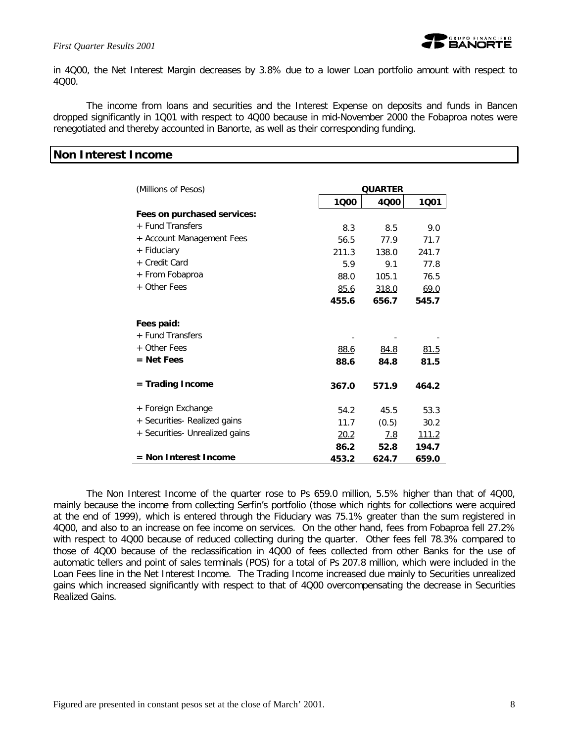in 4Q00, the Net Interest Margin decreases by 3.8% due to a lower Loan portfolio amount with respect to 4Q00.

The income from loans and securities and the Interest Expense on deposits and funds in Bancen dropped significantly in 1Q01 with respect to 4Q00 because in mid-November 2000 the Fobaproa notes were renegotiated and thereby accounted in Banorte, as well as their corresponding funding.

## Non Interest Income

| (Millions of Pesos) | QUARTER | | |
|---|---|---|---|
| | **1Q00** | **4Q00** | **1Q01** |
| **Fees on purchased services:** | | | |
| + Fund Transfers | 8.3 | 8.5 | 9.0 |
| + Account Management Fees | 56.5 | 77.9 | 71.7 |
| + Fiduciary | 211.3 | 138.0 | 241.7 |
| + Credit Card | 5.9 | 9.1 | 77.8 |
| + From Fobaproa | 88.0 | 105.1 | 76.5 |
| + Other Fees | 85.6 | 318.0 | 69.0 |
| | **455.6** | **656.7** | **545.7** |
| **Fees paid:** | | | |
| + Fund Transfers | - | - | - |
| + Other Fees | 88.6 | 84.8 | 81.5 |
| **= Net Fees** | **88.6** | **84.8** | **81.5** |
| **= Trading Income** | **367.0** | **571.9** | **464.2** |
| + Foreign Exchange | 54.2 | 45.5 | 53.3 |
| + Securities- Realized gains | 11.7 | (0.5) | 30.2 |
| + Securities- Unrealized gains | 20.2 | 7.8 | 111.2 |
| | **86.2** | **52.8** | **194.7** |
| **= Non Interest Income** | **453.2** | **624.7** | **659.0** |

The Non Interest Income of the quarter rose to Ps 659.0 million, 5.5% higher than that of 4Q00, mainly because the income from collecting Serfin's portfolio (those which rights for collections were acquired at the end of 1999), which is entered through the Fiduciary was 75.1% greater than the sum registered in 4Q00, and also to an increase on fee income on services. On the other hand, fees from Fobaproa fell 27.2% with respect to 4Q00 because of reduced collecting during the quarter. Other fees fell 78.3% compared to those of 4Q00 because of the reclassification in 4Q00 of fees collected from other Banks for the use of automatic tellers and point of sales terminals (POS) for a total of Ps 207.8 million, which were included in the Loan Fees line in the Net Interest Income. The Trading Income increased due mainly to Securities unrealized gains which increased significantly with respect to that of 4Q00 overcompensating the decrease in Securities Realized Gains.

Figured are presented in constant pesos set at the close of March' 2001.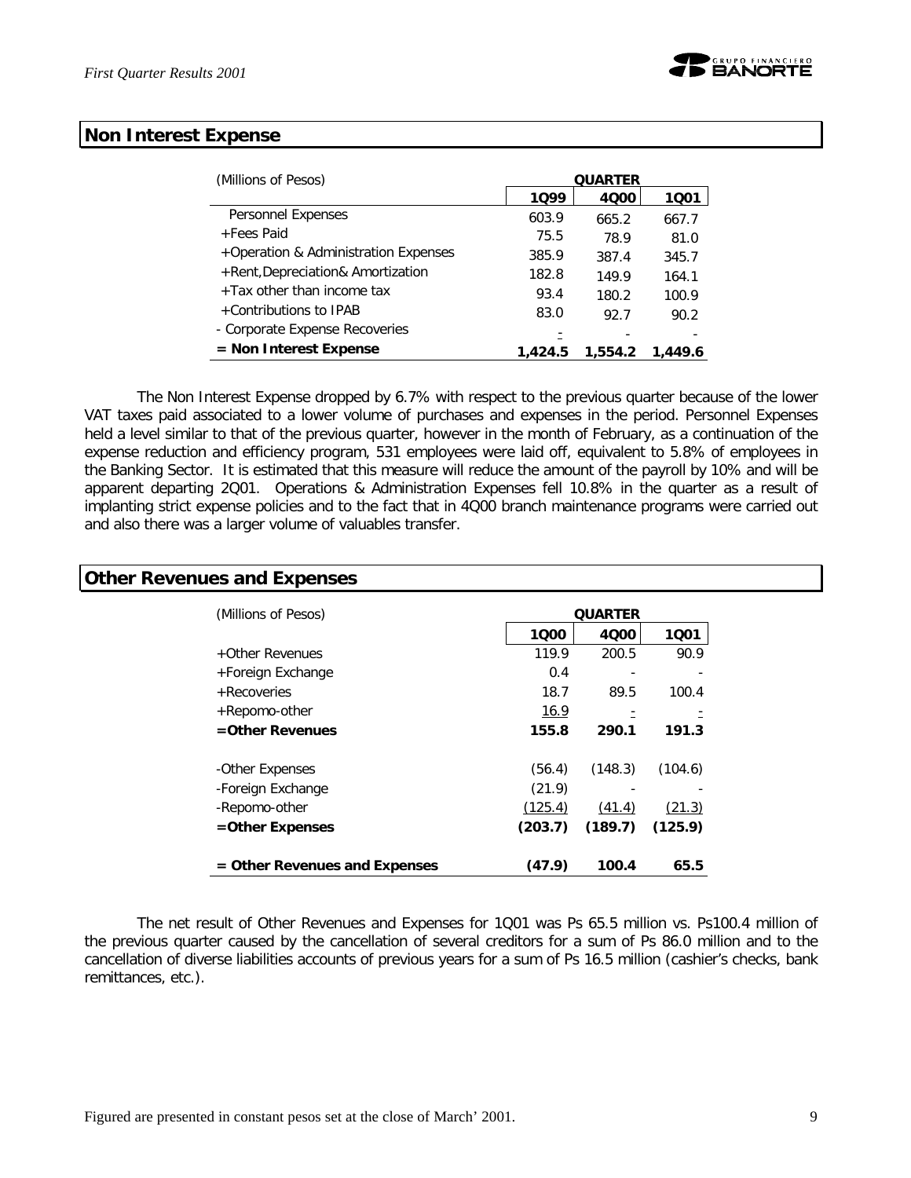## Non Interest Expense

| (Millions of Pesos) | QUARTER | | |
|---|---|---|---|
| | 1Q99 | 4Q00 | 1Q01 |
| Personnel Expenses | 603.9 | 665.2 | 667.7 |
| +Fees Paid | 75.5 | 78.9 | 81.0 |
| +Operation & Administration Expenses | 385.9 | 387.4 | 345.7 |
| +Rent,Depreciation& Amortization | 182.8 | 149.9 | 164.1 |
| +Tax other than income tax | 93.4 | 180.2 | 100.9 |
| +Contributions to IPAB | 83.0 | 92.7 | 90.2 |
| - Corporate Expense Recoveries | - | - | - |
| **= Non Interest Expense** | **1,424.5** | **1,554.2** | **1,449.6** |

The Non Interest Expense dropped by 6.7% with respect to the previous quarter because of the lower VAT taxes paid associated to a lower volume of purchases and expenses in the period. Personnel Expenses held a level similar to that of the previous quarter, however in the month of February, as a continuation of the expense reduction and efficiency program, 531 employees were laid off, equivalent to 5.8% of employees in the Banking Sector. It is estimated that this measure will reduce the amount of the payroll by 10% and will be apparent departing 2Q01. Operations & Administration Expenses fell 10.8% in the quarter as a result of implanting strict expense policies and to the fact that in 4Q00 branch maintenance programs were carried out and also there was a larger volume of valuables transfer.

## Other Revenues and Expenses

| (Millions of Pesos) | QUARTER | | |
|---|---|---|---|
| | 1Q00 | 4Q00 | 1Q01 |
| +Other Revenues | 119.9 | 200.5 | 90.9 |
| +Foreign Exchange | 0.4 | - | - |
| +Recoveries | 18.7 | 89.5 | 100.4 |
| +Repomo-other | 16.9 | - | - |
| **=Other Revenues** | **155.8** | **290.1** | **191.3** |
| -Other Expenses | (56.4) | (148.3) | (104.6) |
| -Foreign Exchange | (21.9) | - | - |
| -Repomo-other | (125.4) | (41.4) | (21.3) |
| **=Other Expenses** | **(203.7)** | **(189.7)** | **(125.9)** |
| **= Other Revenues and Expenses** | **(47.9)** | **100.4** | **65.5** |

The net result of Other Revenues and Expenses for 1Q01 was Ps 65.5 million vs. Ps100.4 million of the previous quarter caused by the cancellation of several creditors for a sum of Ps 86.0 million and to the cancellation of diverse liabilities accounts of previous years for a sum of Ps 16.5 million (cashier's checks, bank remittances, etc.).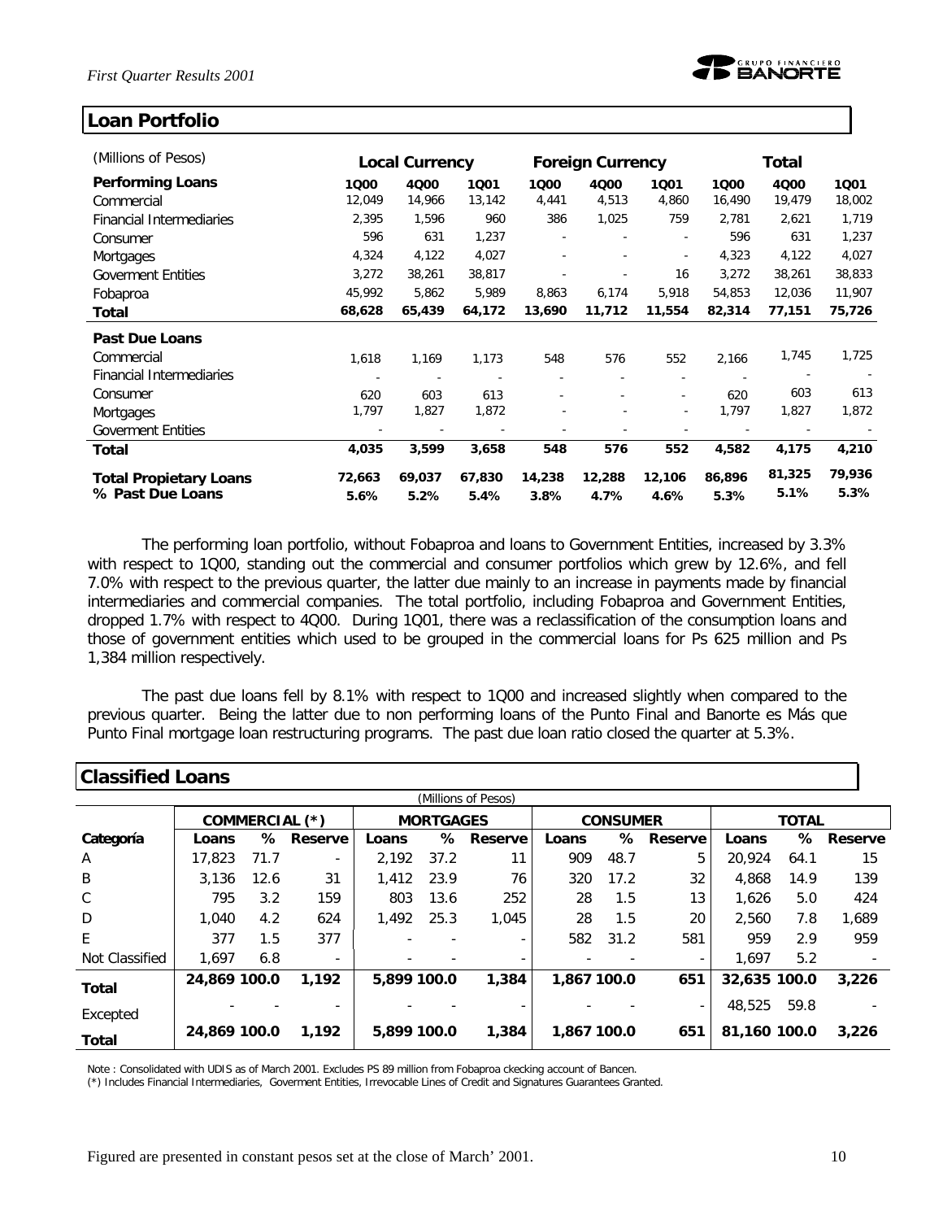## Loan Portfolio

| (Millions of Pesos) | Local Currency | | | Foreign Currency | | | Total | | |
|---|---|---|---|---|---|---|---|---|---|
| **Performing Loans** | **1Q00** | **4Q00** | **1Q01** | **1Q00** | **4Q00** | **1Q01** | **1Q00** | **4Q00** | **1Q01** |
| Commercial | 12,049 | 14,966 | 13,142 | 4,441 | 4,513 | 4,860 | 16,490 | 19,479 | 18,002 |
| Financial Intermediaries | 2,395 | 1,596 | 960 | 386 | 1,025 | 759 | 2,781 | 2,621 | 1,719 |
| Consumer | 596 | 631 | 1,237 | - | - | - | 596 | 631 | 1,237 |
| Mortgages | 4,324 | 4,122 | 4,027 | - | - | - | 4,323 | 4,122 | 4,027 |
| Goverment Entities | 3,272 | 38,261 | 38,817 | - | - | 16 | 3,272 | 38,261 | 38,833 |
| Fobaproa | 45,992 | 5,862 | 5,989 | 8,863 | 6,174 | 5,918 | 54,853 | 12,036 | 11,907 |
| **Total** | **68,628** | **65,439** | **64,172** | **13,690** | **11,712** | **11,554** | **82,314** | **77,151** | **75,726** |
| **Past Due Loans** | | | | | | | | | |
| Commercial | 1,618 | 1,169 | 1,173 | 548 | 576 | 552 | 2,166 | 1,745 | 1,725 |
| Financial Intermediaries | - | - | - | - | - | - | - | - | - |
| Consumer | 620 | 603 | 613 | - | - | - | 620 | 603 | 613 |
| Mortgages | 1,797 | 1,827 | 1,872 | - | - | - | 1,797 | 1,827 | 1,872 |
| Goverment Entities | - | - | - | - | - | - | - | - | - |
| **Total** | **4,035** | **3,599** | **3,658** | **548** | **576** | **552** | **4,582** | **4,175** | **4,210** |
| **Total Propietary Loans** | **72,663** | **69,037** | **67,830** | **14,238** | **12,288** | **12,106** | **86,896** | **81,325** | **79,936** |
| **% Past Due Loans** | **5.6%** | **5.2%** | **5.4%** | **3.8%** | **4.7%** | **4.6%** | **5.3%** | **5.1%** | **5.3%** |

The performing loan portfolio, without Fobaproa and loans to Government Entities, increased by 3.3% with respect to 1Q00, standing out the commercial and consumer portfolios which grew by 12.6%, and fell 7.0% with respect to the previous quarter, the latter due mainly to an increase in payments made by financial intermediaries and commercial companies. The total portfolio, including Fobaproa and Government Entities, dropped 1.7% with respect to 4Q00. During 1Q01, there was a reclassification of the consumption loans and those of government entities which used to be grouped in the commercial loans for Ps 625 million and Ps 1,384 million respectively.

The past due loans fell by 8.1% with respect to 1Q00 and increased slightly when compared to the previous quarter. Being the latter due to non performing loans of the Punto Final and Banorte es Más que Punto Final mortgage loan restructuring programs. The past due loan ratio closed the quarter at 5.3%.

## Classified Loans

(Millions of Pesos)

| | COMMERCIAL (*) | | | MORTGAGES | | | CONSUMER | | | TOTAL | | |
|---|---|---|---|---|---|---|---|---|---|---|---|---|
| **Categoría** | **Loans** | **%** | **Reserve** | **Loans** | **%** | **Reserve** | **Loans** | **%** | **Reserve** | **Loans** | **%** | **Reserve** |
| A | 17,823 | 71.7 | - | 2,192 | 37.2 | 11 | 909 | 48.7 | 5 | 20,924 | 64.1 | 15 |
| B | 3,136 | 12.6 | 31 | 1,412 | 23.9 | 76 | 320 | 17.2 | 32 | 4,868 | 14.9 | 139 |
| C | 795 | 3.2 | 159 | 803 | 13.6 | 252 | 28 | 1.5 | 13 | 1,626 | 5.0 | 424 |
| D | 1,040 | 4.2 | 624 | 1,492 | 25.3 | 1,045 | 28 | 1.5 | 20 | 2,560 | 7.8 | 1,689 |
| E | 377 | 1.5 | 377 | - | - | - | 582 | 31.2 | 581 | 959 | 2.9 | 959 |
| Not Classified | 1,697 | 6.8 | - | - | - | - | - | - | - | 1,697 | 5.2 | - |
| **Total** | **24,869** | **100.0** | **1,192** | **5,899** | **100.0** | **1,384** | **1,867** | **100.0** | **651** | **32,635** | **100.0** | **3,226** |
| Excepted | - | - | - | - | - | - | - | - | - | 48,525 | 59.8 | - |
| **Total** | **24,869** | **100.0** | **1,192** | **5,899** | **100.0** | **1,384** | **1,867** | **100.0** | **651** | **81,160** | **100.0** | **3,226** |

Note : Consolidated with UDIS as of March 2001. Excludes PS 89 million from Fobaproa ckecking account of Bancen.

(*) Includes Financial Intermediaries, Goverment Entities, Irrevocable Lines of Credit and Signatures Guarantees Granted.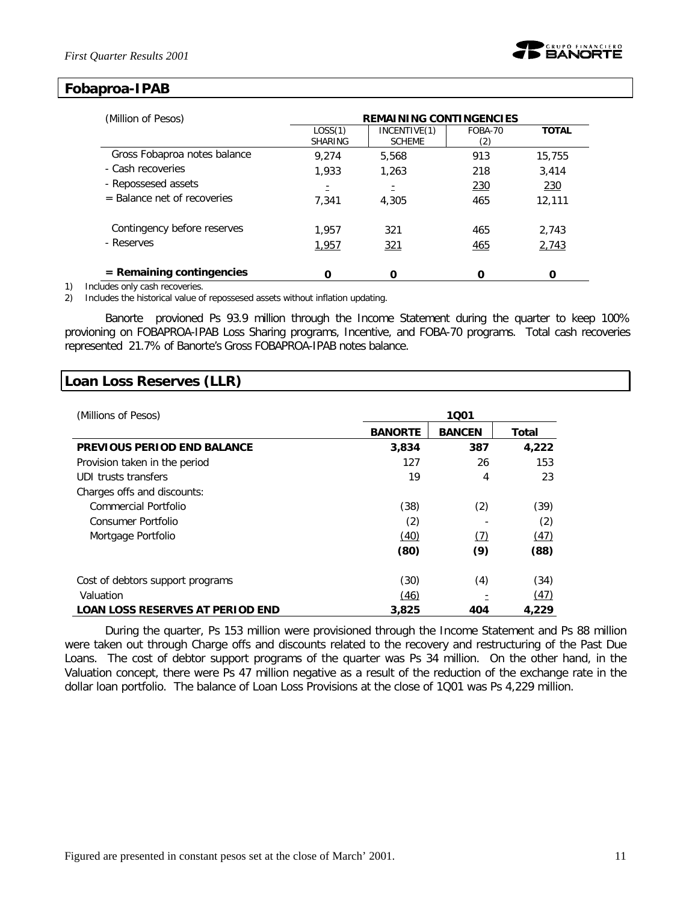## Fobaproa-IPAB

| (Million of Pesos) | REMAINING CONTINGENCIES | | | |
|---|---|---|---|---|
| | LOSS(1) SHARING | INCENTIVE(1) SCHEME | FOBA-70 (2) | TOTAL |
| Gross Fobaproa notes balance | 9,274 | 5,568 | 913 | 15,755 |
| - Cash recoveries | 1,933 | 1,263 | 218 | 3,414 |
| - Repossesed assets | - | - | 230 | 230 |
| = Balance net of recoveries | 7,341 | 4,305 | 465 | 12,111 |
| Contingency before reserves | 1,957 | 321 | 465 | 2,743 |
| - Reserves | 1,957 | 321 | 465 | 2,743 |
| **= Remaining contingencies** | **0** | **0** | **0** | **0** |

1) Includes only cash recoveries.
2) Includes the historical value of repossesed assets without inflation updating.

Banorte provioned Ps 93.9 million through the Income Statement during the quarter to keep 100% provioning on FOBAPROA-IPAB Loss Sharing programs, Incentive, and FOBA-70 programs. Total cash recoveries represented 21.7% of Banorte's Gross FOBAPROA-IPAB notes balance.

## Loan Loss Reserves (LLR)

| (Millions of Pesos) | 1Q01 | | |
|---|---|---|---|
| | **BANORTE** | **BANCEN** | **Total** |
| **PREVIOUS PERIOD END BALANCE** | **3,834** | **387** | **4,222** |
| Provision taken in the period | 127 | 26 | 153 |
| UDI trusts transfers | 19 | 4 | 23 |
| Charges offs and discounts: | | | |
| Commercial Portfolio | (38) | (2) | (39) |
| Consumer Portfolio | (2) | - | (2) |
| Mortgage Portfolio | (40) | (7) | (47) |
| | **(80)** | **(9)** | **(88)** |
| Cost of debtors support programs | (30) | (4) | (34) |
| Valuation | (46) | - | (47) |
| **LOAN LOSS RESERVES AT PERIOD END** | **3,825** | **404** | **4,229** |

During the quarter, Ps 153 million were provisioned through the Income Statement and Ps 88 million were taken out through Charge offs and discounts related to the recovery and restructuring of the Past Due Loans. The cost of debtor support programs of the quarter was Ps 34 million. On the other hand, in the Valuation concept, there were Ps 47 million negative as a result of the reduction of the exchange rate in the dollar loan portfolio. The balance of Loan Loss Provisions at the close of 1Q01 was Ps 4,229 million.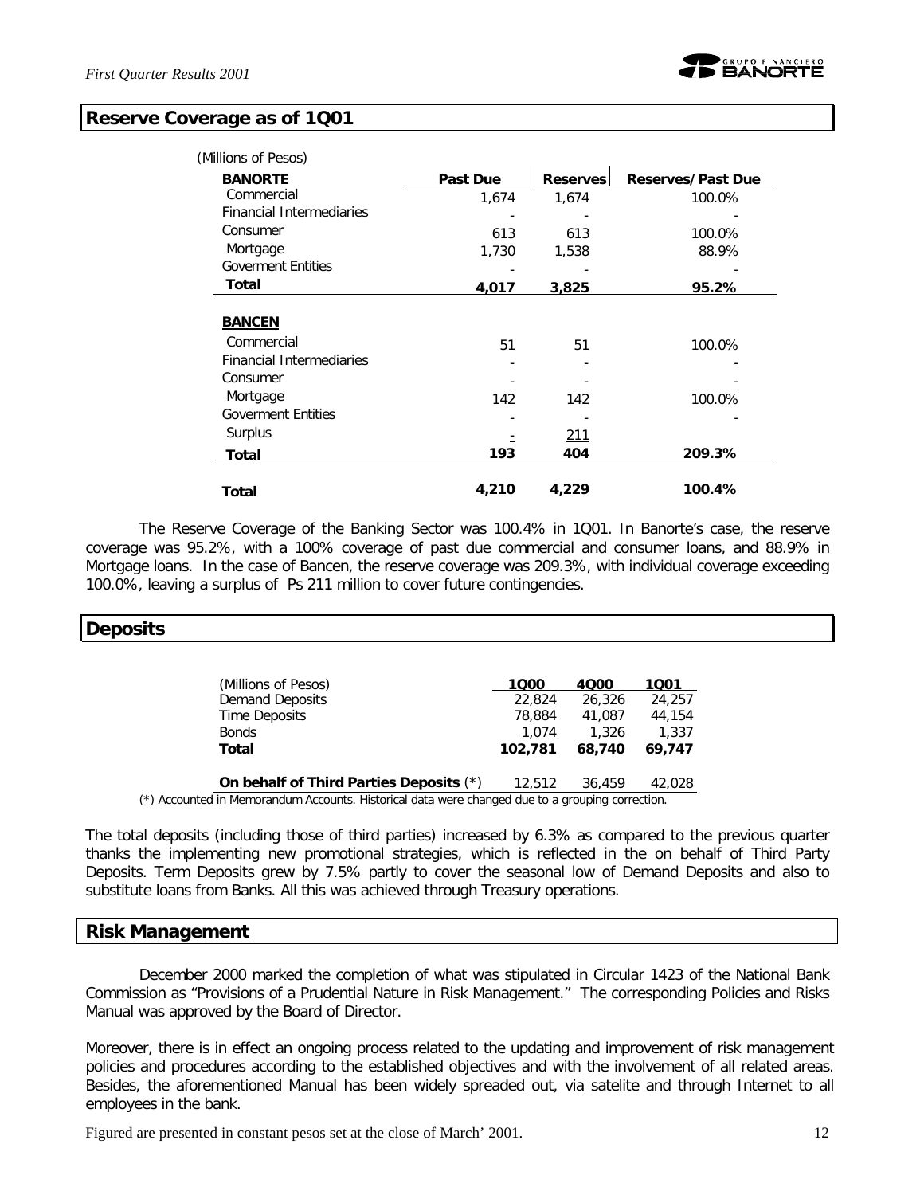## Reserve Coverage as of 1Q01

| (Millions of Pesos) | | | |
|---|---|---|---|
| **BANORTE** | **Past Due** | **Reserves** | **Reserves/Past Due** |
| Commercial | 1,674 | 1,674 | 100.0% |
| Financial Intermediaries | - | - | - |
| Consumer | 613 | 613 | 100.0% |
| Mortgage | 1,730 | 1,538 | 88.9% |
| Goverment Entities | - | - | - |
| **Total** | **4,017** | **3,825** | **95.2%** |
| **BANCEN** | | | |
| Commercial | 51 | 51 | 100.0% |
| Financial Intermediaries | - | - | - |
| Consumer | - | - | - |
| Mortgage | 142 | 142 | 100.0% |
| Goverment Entities | - | - | - |
| Surplus | - | 211 | |
| **Total** | **193** | **404** | **209.3%** |
| **Total** | **4,210** | **4,229** | **100.4%** |

The Reserve Coverage of the Banking Sector was 100.4% in 1Q01. In Banorte's case, the reserve coverage was 95.2%, with a 100% coverage of past due commercial and consumer loans, and 88.9% in Mortgage loans. In the case of Bancen, the reserve coverage was 209.3%, with individual coverage exceeding 100.0%, leaving a surplus of Ps 211 million to cover future contingencies.

## Deposits

| (Millions of Pesos) | 1Q00 | 4Q00 | 1Q01 |
|---|---|---|---|
| Demand Deposits | 22,824 | 26,326 | 24,257 |
| Time Deposits | 78,884 | 41,087 | 44,154 |
| Bonds | 1,074 | 1,326 | 1,337 |
| **Total** | **102,781** | **68,740** | **69,747** |
| **On behalf of Third Parties Deposits** (*) | 12,512 | 36,459 | 42,028 |

(*) Accounted in Memorandum Accounts. Historical data were changed due to a grouping correction.

The total deposits (including those of third parties) increased by 6.3% as compared to the previous quarter thanks the implementing new promotional strategies, which is reflected in the on behalf of Third Party Deposits. Term Deposits grew by 7.5% partly to cover the seasonal low of Demand Deposits and also to substitute loans from Banks. All this was achieved through Treasury operations.

## Risk Management

December 2000 marked the completion of what was stipulated in Circular 1423 of the National Bank Commission as "Provisions of a Prudential Nature in Risk Management." The corresponding Policies and Risks Manual was approved by the Board of Director.

Moreover, there is in effect an ongoing process related to the updating and improvement of risk management policies and procedures according to the established objectives and with the involvement of all related areas. Besides, the aforementioned Manual has been widely spreaded out, via satelite and through Internet to all employees in the bank.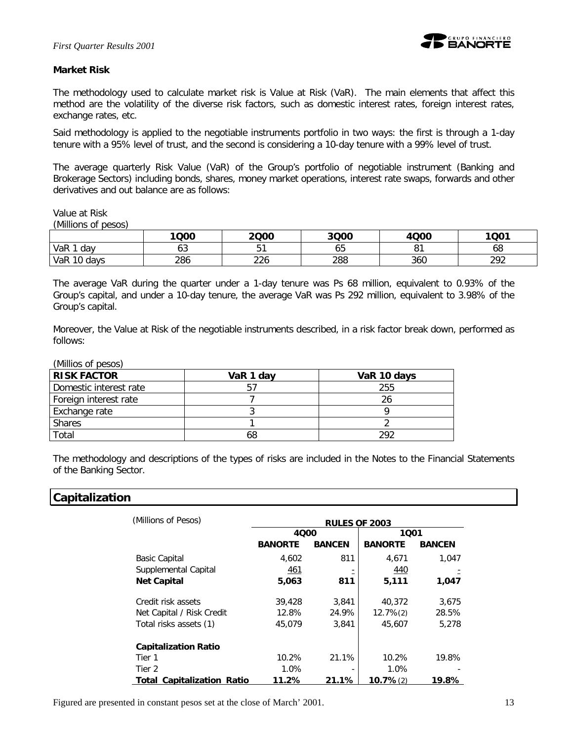**Market Risk**

The methodology used to calculate market risk is Value at Risk (VaR). The main elements that affect this method are the volatility of the diverse risk factors, such as domestic interest rates, foreign interest rates, exchange rates, etc.

Said methodology is applied to the negotiable instruments portfolio in two ways: the first is through a 1-day tenure with a 95% level of trust, and the second is considering a 10-day tenure with a 99% level of trust.

The average quarterly Risk Value (VaR) of the Group's portfolio of negotiable instrument (Banking and Brokerage Sectors) including bonds, shares, money market operations, interest rate swaps, forwards and other derivatives and out balance are as follows:

Value at Risk
(Millions of pesos)

| | 1Q00 | 2Q00 | 3Q00 | 4Q00 | 1Q01 |
|---|---|---|---|---|---|
| VaR 1 day | 63 | 51 | 65 | 81 | 68 |
| VaR 10 days | 286 | 226 | 288 | 360 | 292 |

The average VaR during the quarter under a 1-day tenure was Ps 68 million, equivalent to 0.93% of the Group's capital, and under a 10-day tenure, the average VaR was Ps 292 million, equivalent to 3.98% of the Group's capital.

Moreover, the Value at Risk of the negotiable instruments described, in a risk factor break down, performed as follows:

(Millios of pesos)

| RISK FACTOR | VaR 1 day | VaR 10 days |
|---|---|---|
| Domestic interest rate | 57 | 255 |
| Foreign interest rate | 7 | 26 |
| Exchange rate | 3 | 9 |
| Shares | 1 | 2 |
| Total | 68 | 292 |

The methodology and descriptions of the types of risks are included in the Notes to the Financial Statements of the Banking Sector.

## Capitalization

| (Millions of Pesos) | RULES OF 2003 | | | |
|---|---|---|---|---|
| | 4Q00 | | 1Q01 | |
| | BANORTE | BANCEN | BANORTE | BANCEN |
| Basic Capital | 4,602 | 811 | 4,671 | 1,047 |
| Supplemental Capital | 461 | - | 440 | - |
| **Net Capital** | **5,063** | **811** | **5,111** | **1,047** |
| Credit risk assets | 39,428 | 3,841 | 40,372 | 3,675 |
| Net Capital / Risk Credit | 12.8% | 24.9% | 12.7% (2) | 28.5% |
| Total risks assets (1) | 45,079 | 3,841 | 45,607 | 5,278 |
| **Capitalization Ratio** | | | | |
| Tier 1 | 10.2% | 21.1% | 10.2% | 19.8% |
| Tier 2 | 1.0% | - | 1.0% | - |
| **Total Capitalization Ratio** | **11.2%** | **21.1%** | **10.7%** (2) | **19.8%** |

Figured are presented in constant pesos set at the close of March' 2001.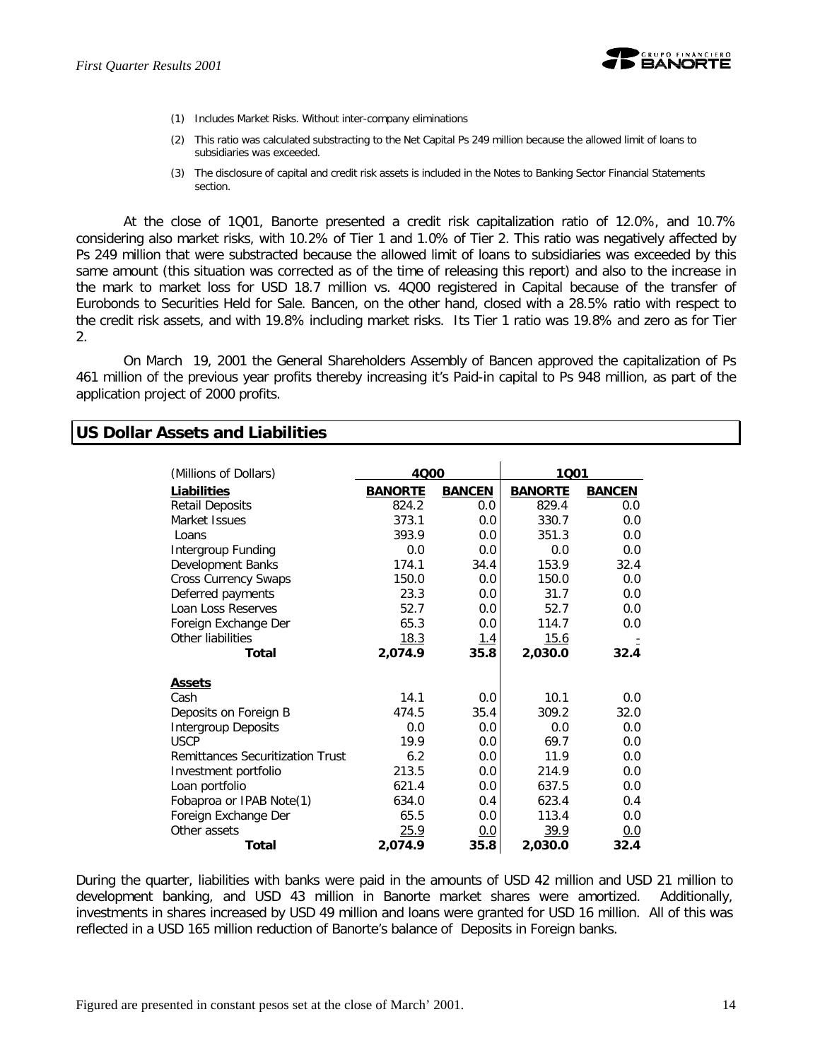(1) Includes Market Risks. Without inter-company eliminations

(2) This ratio was calculated substracting to the Net Capital Ps 249 million because the allowed limit of loans to subsidiaries was exceeded.

(3) The disclosure of capital and credit risk assets is included in the Notes to Banking Sector Financial Statements section.

At the close of 1Q01, Banorte presented a credit risk capitalization ratio of 12.0%, and 10.7% considering also market risks, with 10.2% of Tier 1 and 1.0% of Tier 2. This ratio was negatively affected by Ps 249 million that were substracted because the allowed limit of loans to subsidiaries was exceeded by this same amount (this situation was corrected as of the time of releasing this report) and also to the increase in the mark to market loss for USD 18.7 million vs. 4Q00 registered in Capital because of the transfer of Eurobonds to Securities Held for Sale. Bancen, on the other hand, closed with a 28.5% ratio with respect to the credit risk assets, and with 19.8% including market risks. Its Tier 1 ratio was 19.8% and zero as for Tier 2.

On March 19, 2001 the General Shareholders Assembly of Bancen approved the capitalization of Ps 461 million of the previous year profits thereby increasing it's Paid-in capital to Ps 948 million, as part of the application project of 2000 profits.

## US Dollar Assets and Liabilities

| (Millions of Dollars) | 4Q00 | | 1Q01 | |
|---|---|---|---|---|
| **Liabilities** | **BANORTE** | **BANCEN** | **BANORTE** | **BANCEN** |
| Retail Deposits | 824.2 | 0.0 | 829.4 | 0.0 |
| Market Issues | 373.1 | 0.0 | 330.7 | 0.0 |
| Loans | 393.9 | 0.0 | 351.3 | 0.0 |
| Intergroup Funding | 0.0 | 0.0 | 0.0 | 0.0 |
| Development Banks | 174.1 | 34.4 | 153.9 | 32.4 |
| Cross Currency Swaps | 150.0 | 0.0 | 150.0 | 0.0 |
| Deferred payments | 23.3 | 0.0 | 31.7 | 0.0 |
| Loan Loss Reserves | 52.7 | 0.0 | 52.7 | 0.0 |
| Foreign Exchange Der | 65.3 | 0.0 | 114.7 | 0.0 |
| Other liabilities | 18.3 | 1.4 | 15.6 | - |
| **Total** | **2,074.9** | **35.8** | **2,030.0** | **32.4** |
| **Assets** | | | | |
| Cash | 14.1 | 0.0 | 10.1 | 0.0 |
| Deposits on Foreign B | 474.5 | 35.4 | 309.2 | 32.0 |
| Intergroup Deposits | 0.0 | 0.0 | 0.0 | 0.0 |
| USCP | 19.9 | 0.0 | 69.7 | 0.0 |
| Remittances Securitization Trust | 6.2 | 0.0 | 11.9 | 0.0 |
| Investment portfolio | 213.5 | 0.0 | 214.9 | 0.0 |
| Loan portfolio | 621.4 | 0.0 | 637.5 | 0.0 |
| Fobaproa or IPAB Note(1) | 634.0 | 0.4 | 623.4 | 0.4 |
| Foreign Exchange Der | 65.5 | 0.0 | 113.4 | 0.0 |
| Other assets | 25.9 | 0.0 | 39.9 | 0.0 |
| **Total** | **2,074.9** | **35.8** | **2,030.0** | **32.4** |

During the quarter, liabilities with banks were paid in the amounts of USD 42 million and USD 21 million to development banking, and USD 43 million in Banorte market shares were amortized. Additionally, investments in shares increased by USD 49 million and loans were granted for USD 16 million. All of this was reflected in a USD 165 million reduction of Banorte's balance of Deposits in Foreign banks.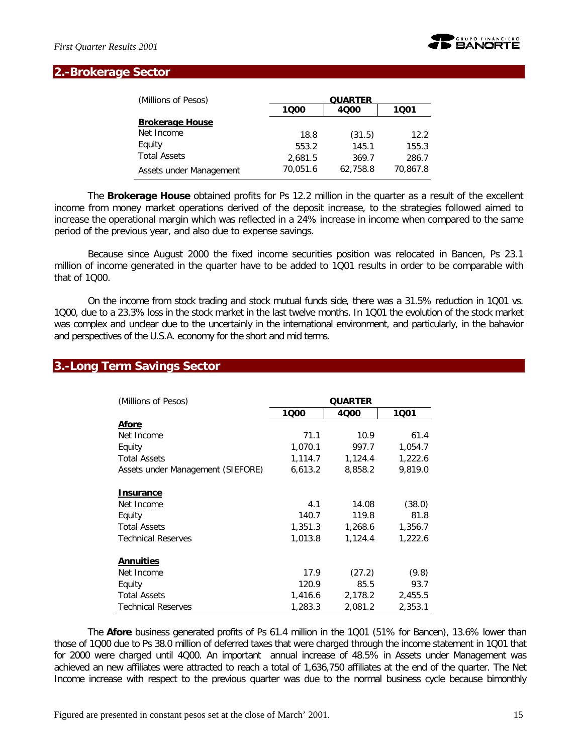## 2.-Brokerage Sector

| (Millions of Pesos) | QUARTER | | |
|---|---|---|---|
| | 1Q00 | 4Q00 | 1Q01 |
| **Brokerage House** | | | |
| Net Income | 18.8 | (31.5) | 12.2 |
| Equity | 553.2 | 145.1 | 155.3 |
| Total Assets | 2,681.5 | 369.7 | 286.7 |
| Assets under Management | 70,051.6 | 62,758.8 | 70,867.8 |

The **Brokerage House** obtained profits for Ps 12.2 million in the quarter as a result of the excellent income from money market operations derived of the deposit increase, to the strategies followed aimed to increase the operational margin which was reflected in a 24% increase in income when compared to the same period of the previous year, and also due to expense savings.

Because since August 2000 the fixed income securities position was relocated in Bancen, Ps 23.1 million of income generated in the quarter have to be added to 1Q01 results in order to be comparable with that of 1Q00.

On the income from stock trading and stock mutual funds side, there was a 31.5% reduction in 1Q01 vs. 1Q00, due to a 23.3% loss in the stock market in the last twelve months. In 1Q01 the evolution of the stock market was complex and unclear due to the uncertainly in the international environment, and particularly, in the bahavior and perspectives of the U.S.A. economy for the short and mid terms.

## 3.-Long Term Savings Sector

| (Millions of Pesos) | QUARTER | | |
|---|---|---|---|
| | 1Q00 | 4Q00 | 1Q01 |
| **Afore** | | | |
| Net Income | 71.1 | 10.9 | 61.4 |
| Equity | 1,070.1 | 997.7 | 1,054.7 |
| Total Assets | 1,114.7 | 1,124.4 | 1,222.6 |
| Assets under Management (SIEFORE) | 6,613.2 | 8,858.2 | 9,819.0 |
| | | | |
| **Insurance** | | | |
| Net Income | 4.1 | 14.08 | (38.0) |
| Equity | 140.7 | 119.8 | 81.8 |
| Total Assets | 1,351.3 | 1,268.6 | 1,356.7 |
| Technical Reserves | 1,013.8 | 1,124.4 | 1,222.6 |
| | | | |
| **Annuities** | | | |
| Net Income | 17.9 | (27.2) | (9.8) |
| Equity | 120.9 | 85.5 | 93.7 |
| Total Assets | 1,416.6 | 2,178.2 | 2,455.5 |
| Technical Reserves | 1,283.3 | 2,081.2 | 2,353.1 |

The **Afore** business generated profits of Ps 61.4 million in the 1Q01 (51% for Bancen), 13.6% lower than those of 1Q00 due to Ps 38.0 million of deferred taxes that were charged through the income statement in 1Q01 that for 2000 were charged until 4Q00. An important annual increase of 48.5% in Assets under Management was achieved an new affiliates were attracted to reach a total of 1,636,750 affiliates at the end of the quarter. The Net Income increase with respect to the previous quarter was due to the normal business cycle because bimonthly

Figured are presented in constant pesos set at the close of March' 2001.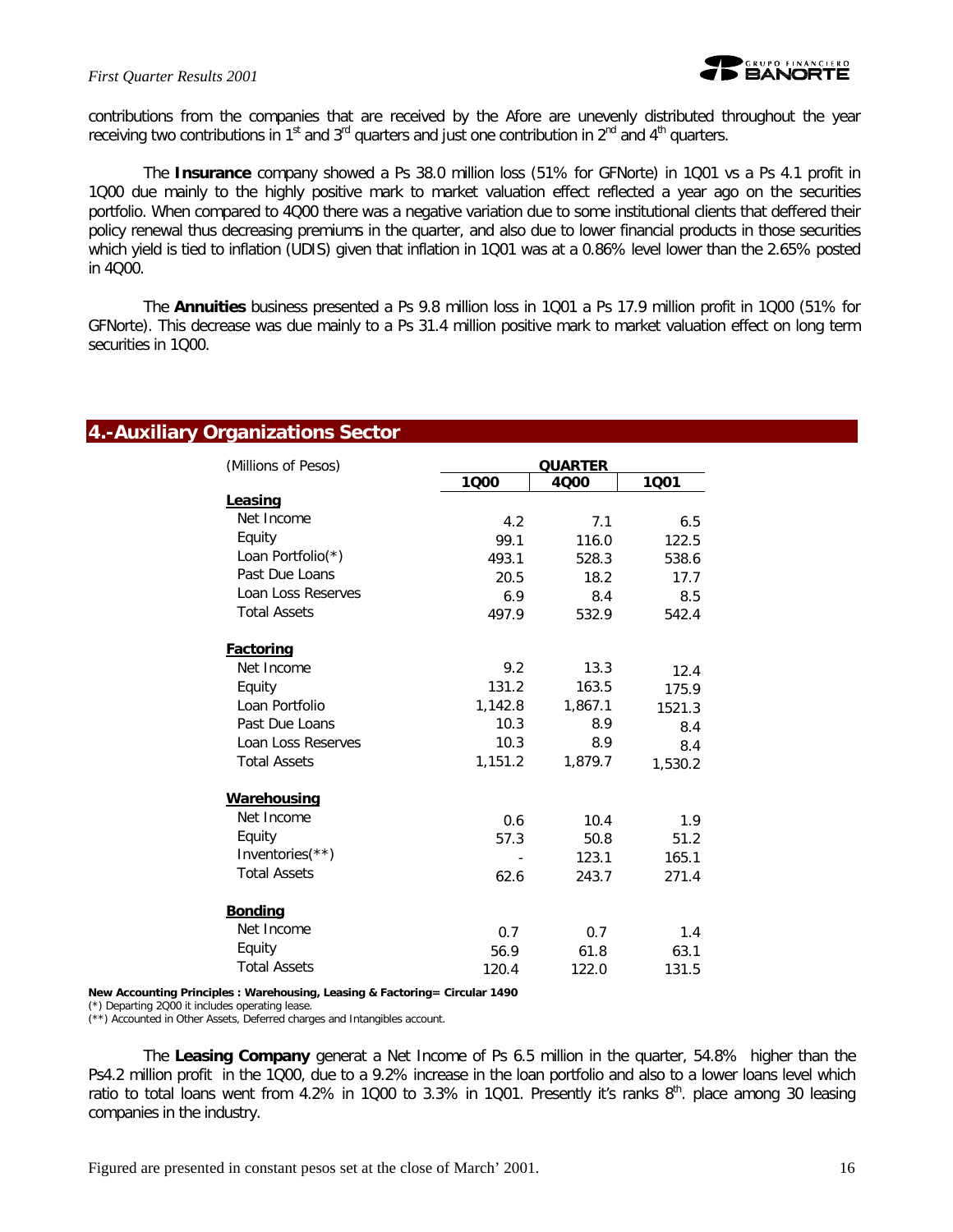contributions from the companies that are received by the Afore are unevenly distributed throughout the year receiving two contributions in 1st and 3rd quarters and just one contribution in 2nd and 4th quarters.

The **Insurance** company showed a Ps 38.0 million loss (51% for GFNorte) in 1Q01 vs a Ps 4.1 profit in 1Q00 due mainly to the highly positive mark to market valuation effect reflected a year ago on the securities portfolio. When compared to 4Q00 there was a negative variation due to some institutional clients that deffered their policy renewal thus decreasing premiums in the quarter, and also due to lower financial products in those securities which yield is tied to inflation (UDIS) given that inflation in 1Q01 was at a 0.86% level lower than the 2.65% posted in 4Q00.

The **Annuities** business presented a Ps 9.8 million loss in 1Q01 a Ps 17.9 million profit in 1Q00 (51% for GFNorte). This decrease was due mainly to a Ps 31.4 million positive mark to market valuation effect on long term securities in 1Q00.

## 4.-Auxiliary Organizations Sector

| (Millions of Pesos) | QUARTER | | |
|---|---|---|---|
| | **1Q00** | **4Q00** | **1Q01** |
| **Leasing** | | | |
| Net Income | 4.2 | 7.1 | 6.5 |
| Equity | 99.1 | 116.0 | 122.5 |
| Loan Portfolio(*) | 493.1 | 528.3 | 538.6 |
| Past Due Loans | 20.5 | 18.2 | 17.7 |
| Loan Loss Reserves | 6.9 | 8.4 | 8.5 |
| Total Assets | 497.9 | 532.9 | 542.4 |
| **Factoring** | | | |
| Net Income | 9.2 | 13.3 | 12.4 |
| Equity | 131.2 | 163.5 | 175.9 |
| Loan Portfolio | 1,142.8 | 1,867.1 | 1521.3 |
| Past Due Loans | 10.3 | 8.9 | 8.4 |
| Loan Loss Reserves | 10.3 | 8.9 | 8.4 |
| Total Assets | 1,151.2 | 1,879.7 | 1,530.2 |
| **Warehousing** | | | |
| Net Income | 0.6 | 10.4 | 1.9 |
| Equity | 57.3 | 50.8 | 51.2 |
| Inventories(**) | - | 123.1 | 165.1 |
| Total Assets | 62.6 | 243.7 | 271.4 |
| **Bonding** | | | |
| Net Income | 0.7 | 0.7 | 1.4 |
| Equity | 56.9 | 61.8 | 63.1 |
| Total Assets | 120.4 | 122.0 | 131.5 |

**New Accounting Principles : Warehousing, Leasing & Factoring= Circular 1490**

(*) Departing 2Q00 it includes operating lease.

(**) Accounted in Other Assets, Deferred charges and Intangibles account.

The **Leasing Company** generat a Net Income of Ps 6.5 million in the quarter, 54.8% higher than the Ps4.2 million profit in the 1Q00, due to a 9.2% increase in the loan portfolio and also to a lower loans level which ratio to total loans went from 4.2% in 1Q00 to 3.3% in 1Q01. Presently it's ranks 8th. place among 30 leasing companies in the industry.

Figured are presented in constant pesos set at the close of March' 2001.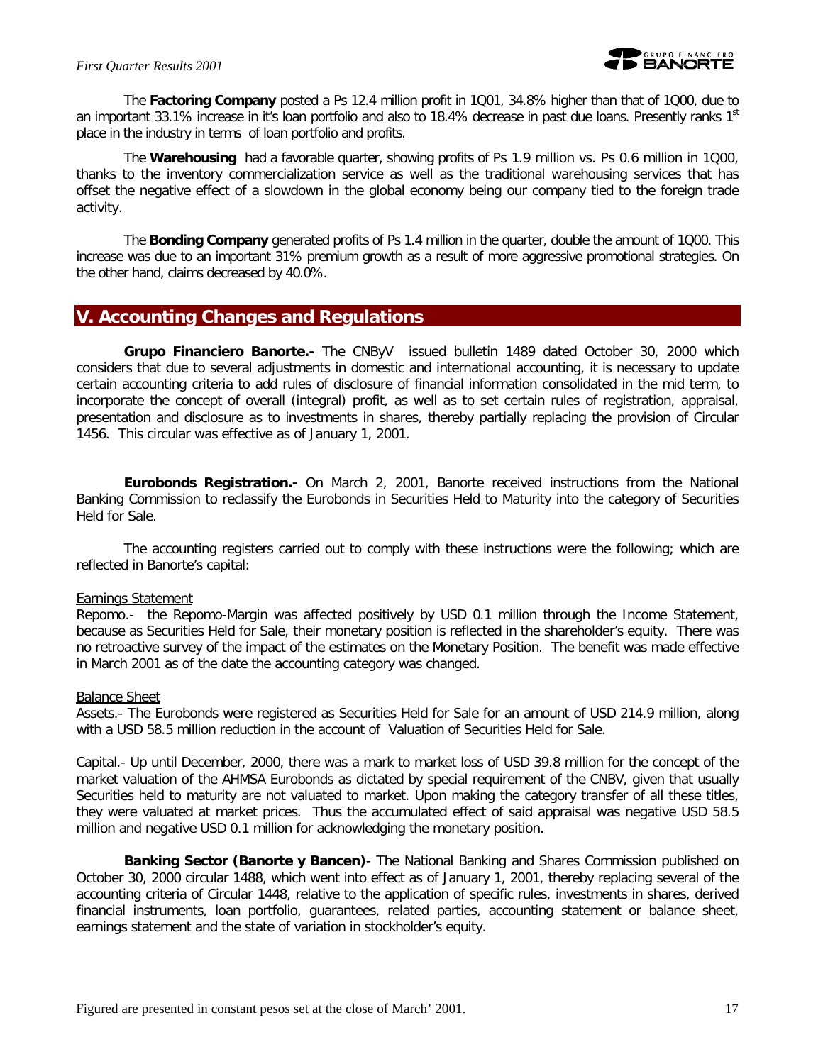The **Factoring Company** posted a Ps 12.4 million profit in 1Q01, 34.8% higher than that of 1Q00, due to an important 33.1% increase in it's loan portfolio and also to 18.4% decrease in past due loans. Presently ranks 1st place in the industry in terms of loan portfolio and profits.

The **Warehousing** had a favorable quarter, showing profits of Ps 1.9 million vs. Ps 0.6 million in 1Q00, thanks to the inventory commercialization service as well as the traditional warehousing services that has offset the negative effect of a slowdown in the global economy being our company tied to the foreign trade activity.

The **Bonding Company** generated profits of Ps 1.4 million in the quarter, double the amount of 1Q00. This increase was due to an important 31% premium growth as a result of more aggressive promotional strategies. On the other hand, claims decreased by 40.0%.

## V. Accounting Changes and Regulations

**Grupo Financiero Banorte.-** The CNByV issued bulletin 1489 dated October 30, 2000 which considers that due to several adjustments in domestic and international accounting, it is necessary to update certain accounting criteria to add rules of disclosure of financial information consolidated in the mid term, to incorporate the concept of overall (integral) profit, as well as to set certain rules of registration, appraisal, presentation and disclosure as to investments in shares, thereby partially replacing the provision of Circular 1456. This circular was effective as of January 1, 2001.

**Eurobonds Registration.-** On March 2, 2001, Banorte received instructions from the National Banking Commission to reclassify the Eurobonds in Securities Held to Maturity into the category of Securities Held for Sale.

The accounting registers carried out to comply with these instructions were the following; which are reflected in Banorte's capital:

Earnings Statement

Repomo.- the Repomo-Margin was affected positively by USD 0.1 million through the Income Statement, because as Securities Held for Sale, their monetary position is reflected in the shareholder's equity. There was no retroactive survey of the impact of the estimates on the Monetary Position. The benefit was made effective in March 2001 as of the date the accounting category was changed.

Balance Sheet

Assets.- The Eurobonds were registered as Securities Held for Sale for an amount of USD 214.9 million, along with a USD 58.5 million reduction in the account of Valuation of Securities Held for Sale.

Capital.- Up until December, 2000, there was a mark to market loss of USD 39.8 million for the concept of the market valuation of the AHMSA Eurobonds as dictated by special requirement of the CNBV, given that usually Securities held to maturity are not valuated to market. Upon making the category transfer of all these titles, they were valuated at market prices. Thus the accumulated effect of said appraisal was negative USD 58.5 million and negative USD 0.1 million for acknowledging the monetary position.

**Banking Sector (Banorte y Bancen)**- The National Banking and Shares Commission published on October 30, 2000 circular 1488, which went into effect as of January 1, 2001, thereby replacing several of the accounting criteria of Circular 1448, relative to the application of specific rules, investments in shares, derived financial instruments, loan portfolio, guarantees, related parties, accounting statement or balance sheet, earnings statement and the state of variation in stockholder's equity.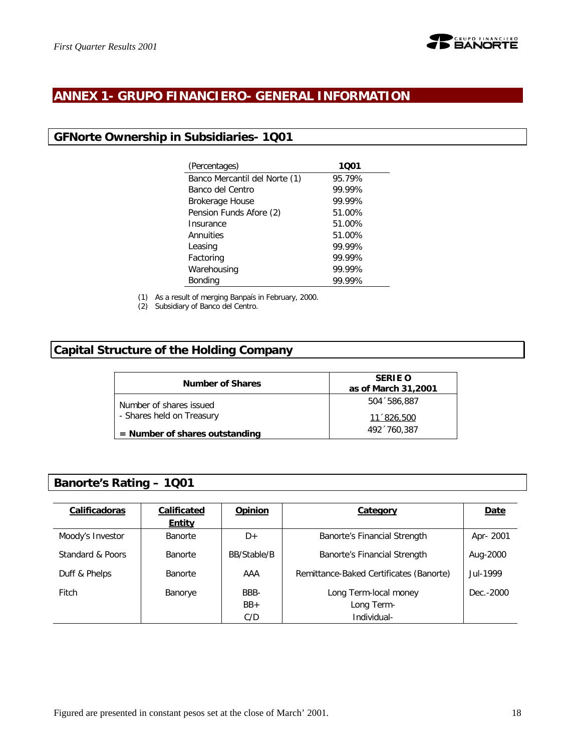# ANNEX 1- GRUPO FINANCIERO- GENERAL INFORMATION

## GFNorte Ownership in Subsidiaries- 1Q01

| (Percentages) | 1Q01 |
|---|---|
| Banco Mercantil del Norte (1) | 95.79% |
| Banco del Centro | 99.99% |
| Brokerage House | 99.99% |
| Pension Funds Afore (2) | 51.00% |
| Insurance | 51.00% |
| Annuities | 51.00% |
| Leasing | 99.99% |
| Factoring | 99.99% |
| Warehousing | 99.99% |
| Bonding | 99.99% |

(1) As a result of merging Banpaís in February, 2000.
(2) Subsidiary of Banco del Centro.

## Capital Structure of the Holding Company

| Number of Shares | SERIE O as of March 31,2001 |
|---|---|
| Number of shares issued | 504´586,887 |
| - Shares held on Treasury | 11´826,500 |
| **= Number of shares outstanding** | 492´760,387 |

## Banorte's Rating – 1Q01

| Calificadoras | Calificated Entity | Opinion | Category | Date |
|---|---|---|---|---|
| Moody's Investor | Banorte | D+ | Banorte's Financial Strength | Apr- 2001 |
| Standard & Poors | Banorte | BB/Stable/B | Banorte's Financial Strength | Aug-2000 |
| Duff & Phelps | Banorte | AAA | Remittance-Baked Certificates (Banorte) | Jul-1999 |
| Fitch | Banorye | BBB-<br>BB+<br>C/D | Long Term-local money<br>Long Term-<br>Individual- | Dec.-2000 |

Figured are presented in constant pesos set at the close of March' 2001.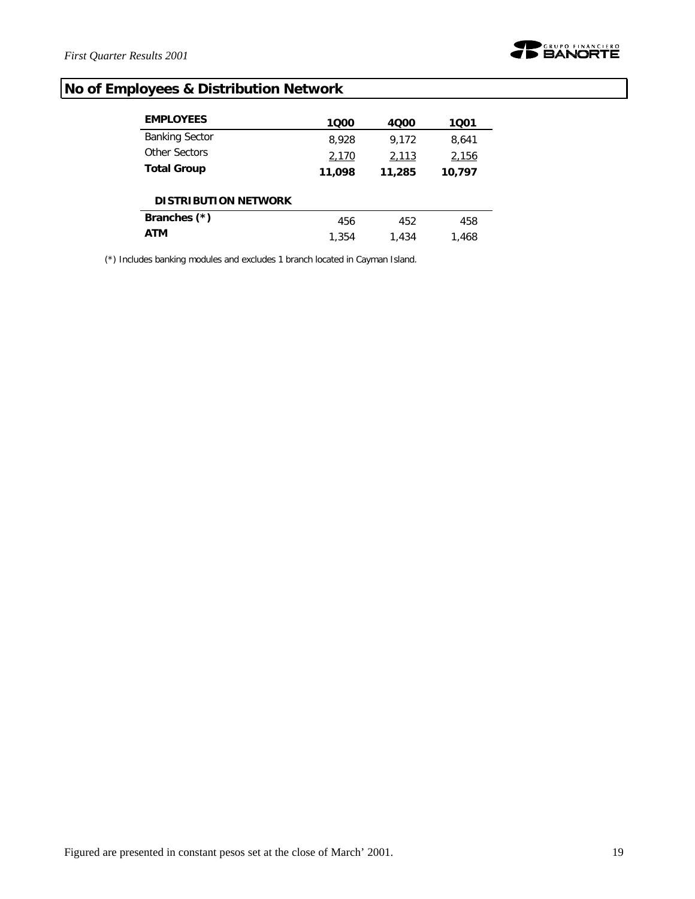## No of Employees & Distribution Network

| **EMPLOYEES** | **1Q00** | **4Q00** | **1Q01** |
|---|---|---|---|
| Banking Sector | 8,928 | 9,172 | 8,641 |
| Other Sectors | 2,170 | 2,113 | 2,156 |
| **Total Group** | **11,098** | **11,285** | **10,797** |
| | | | |
| **DISTRIBUTION NETWORK** | | | |
| **Branches (*)** | 456 | 452 | 458 |
| **ATM** | 1,354 | 1,434 | 1,468 |

(*) Includes banking modules and excludes 1 branch located in Cayman Island.

Figured are presented in constant pesos set at the close of March' 2001.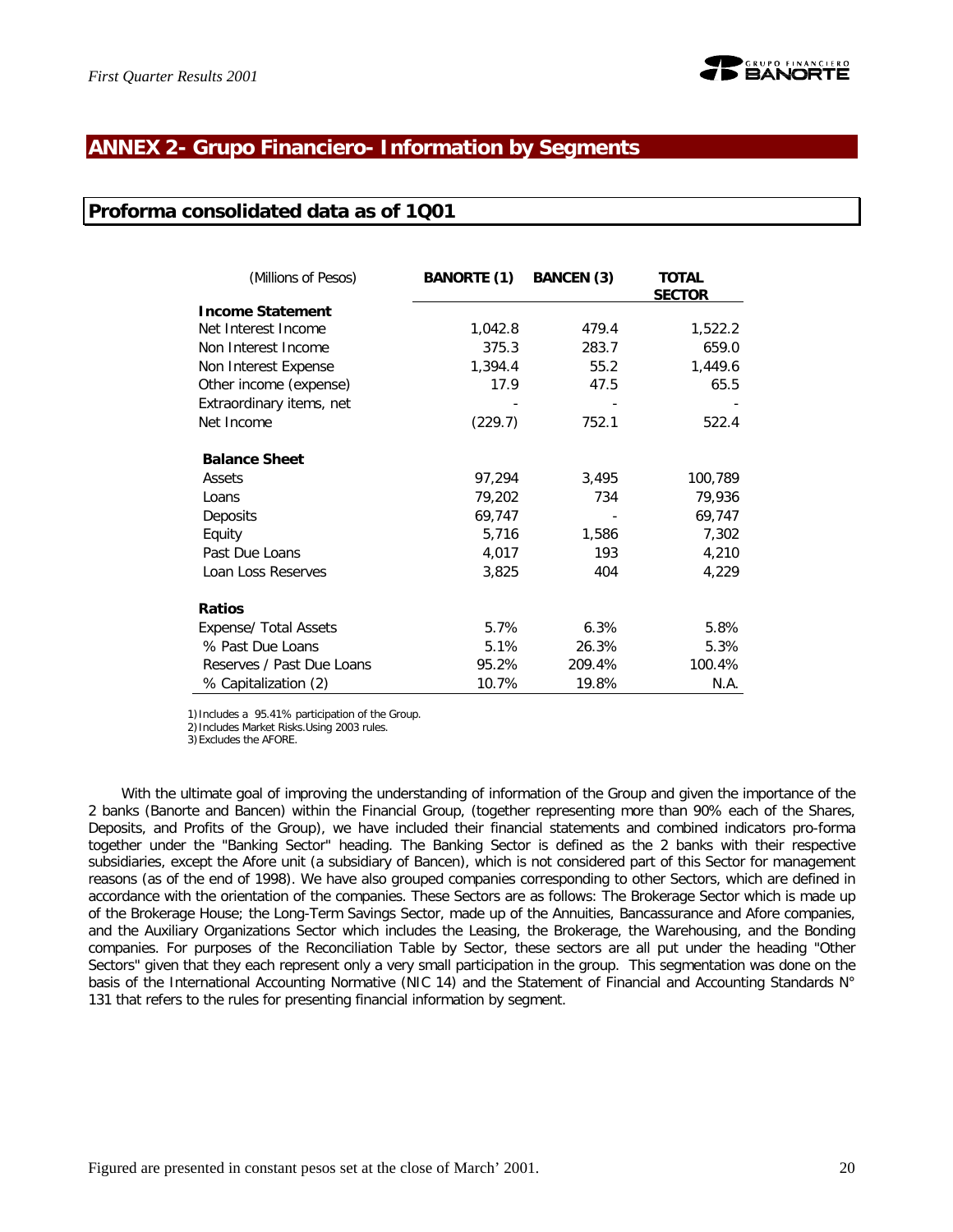## ANNEX 2- Grupo Financiero- Information by Segments

### Proforma consolidated data as of 1Q01

| (Millions of Pesos) | BANORTE (1) | BANCEN (3) | TOTAL SECTOR |
|---|---|---|---|
| **Income Statement** | | | |
| Net Interest Income | 1,042.8 | 479.4 | 1,522.2 |
| Non Interest Income | 375.3 | 283.7 | 659.0 |
| Non Interest Expense | 1,394.4 | 55.2 | 1,449.6 |
| Other income (expense) | 17.9 | 47.5 | 65.5 |
| Extraordinary items, net | - | - | - |
| Net Income | (229.7) | 752.1 | 522.4 |
| **Balance Sheet** | | | |
| Assets | 97,294 | 3,495 | 100,789 |
| Loans | 79,202 | 734 | 79,936 |
| Deposits | 69,747 | - | 69,747 |
| Equity | 5,716 | 1,586 | 7,302 |
| Past Due Loans | 4,017 | 193 | 4,210 |
| Loan Loss Reserves | 3,825 | 404 | 4,229 |
| **Ratios** | | | |
| Expense/ Total Assets | 5.7% | 6.3% | 5.8% |
| % Past Due Loans | 5.1% | 26.3% | 5.3% |
| Reserves / Past Due Loans | 95.2% | 209.4% | 100.4% |
| % Capitalization (2) | 10.7% | 19.8% | N.A. |

1) Includes a 95.41% participation of the Group.
2) Includes Market Risks.Using 2003 rules.
3) Excludes the AFORE.

With the ultimate goal of improving the understanding of information of the Group and given the importance of the 2 banks (Banorte and Bancen) within the Financial Group, (together representing more than 90% each of the Shares, Deposits, and Profits of the Group), we have included their financial statements and combined indicators pro-forma together under the "Banking Sector" heading. The Banking Sector is defined as the 2 banks with their respective subsidiaries, except the Afore unit (a subsidiary of Bancen), which is not considered part of this Sector for management reasons (as of the end of 1998). We have also grouped companies corresponding to other Sectors, which are defined in accordance with the orientation of the companies. These Sectors are as follows: The Brokerage Sector which is made up of the Brokerage House; the Long-Term Savings Sector, made up of the Annuities, Bancassurance and Afore companies, and the Auxiliary Organizations Sector which includes the Leasing, the Brokerage, the Warehousing, and the Bonding companies. For purposes of the Reconciliation Table by Sector, these sectors are all put under the heading "Other Sectors" given that they each represent only a very small participation in the group. This segmentation was done on the basis of the International Accounting Normative (NIC 14) and the Statement of Financial and Accounting Standards N° 131 that refers to the rules for presenting financial information by segment.

Figured are presented in constant pesos set at the close of March' 2001.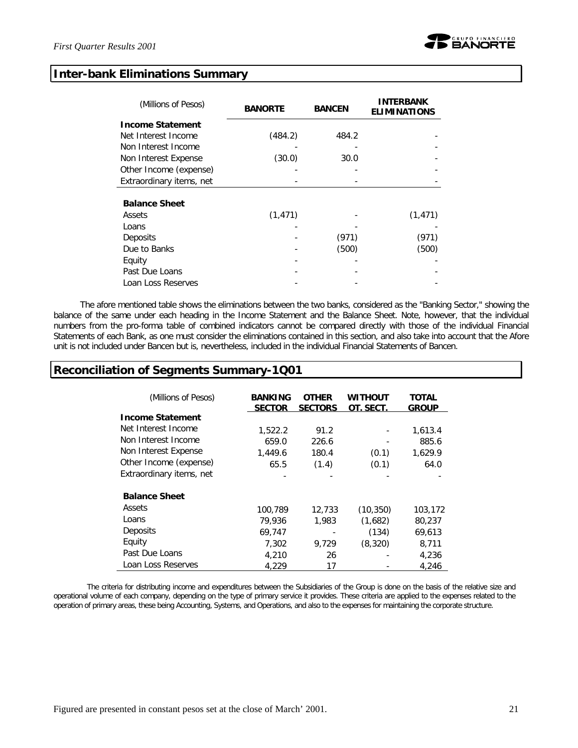## Inter-bank Eliminations Summary

| (Millions of Pesos) | BANORTE | BANCEN | INTERBANK ELIMINATIONS |
|---|---|---|---|
| **Income Statement** | | | |
| Net Interest Income | (484.2) | 484.2 | - |
| Non Interest Income | - | - | - |
| Non Interest Expense | (30.0) | 30.0 | - |
| Other Income (expense) | - | - | - |
| Extraordinary items, net | - | - | - |
| **Balance Sheet** | | | |
| Assets | (1,471) | - | (1,471) |
| Loans | - | - | - |
| Deposits | - | (971) | (971) |
| Due to Banks | - | (500) | (500) |
| Equity | - | - | - |
| Past Due Loans | - | - | - |
| Loan Loss Reserves | - | - | - |

The afore mentioned table shows the eliminations between the two banks, considered as the "Banking Sector," showing the balance of the same under each heading in the Income Statement and the Balance Sheet. Note, however, that the individual numbers from the pro-forma table of combined indicators cannot be compared directly with those of the individual Financial Statements of each Bank, as one must consider the eliminations contained in this section, and also take into account that the Afore unit is not included under Bancen but is, nevertheless, included in the individual Financial Statements of Bancen.

## Reconciliation of Segments Summary-1Q01

| (Millions of Pesos) | BANKING SECTOR | OTHER SECTORS | WITHOUT OT. SECT. | TOTAL GROUP |
|---|---|---|---|---|
| **Income Statement** | | | | |
| Net Interest Income | 1,522.2 | 91.2 | - | 1,613.4 |
| Non Interest Income | 659.0 | 226.6 | - | 885.6 |
| Non Interest Expense | 1,449.6 | 180.4 | (0.1) | 1,629.9 |
| Other Income (expense) | 65.5 | (1.4) | (0.1) | 64.0 |
| Extraordinary items, net | - | - | - | - |
| **Balance Sheet** | | | | |
| Assets | 100,789 | 12,733 | (10,350) | 103,172 |
| Loans | 79,936 | 1,983 | (1,682) | 80,237 |
| Deposits | 69,747 | - | (134) | 69,613 |
| Equity | 7,302 | 9,729 | (8,320) | 8,711 |
| Past Due Loans | 4,210 | 26 | - | 4,236 |
| Loan Loss Reserves | 4,229 | 17 | - | 4,246 |

The criteria for distributing income and expenditures between the Subsidiaries of the Group is done on the basis of the relative size and operational volume of each company, depending on the type of primary service it provides. These criteria are applied to the expenses related to the operation of primary areas, these being Accounting, Systems, and Operations, and also to the expenses for maintaining the corporate structure.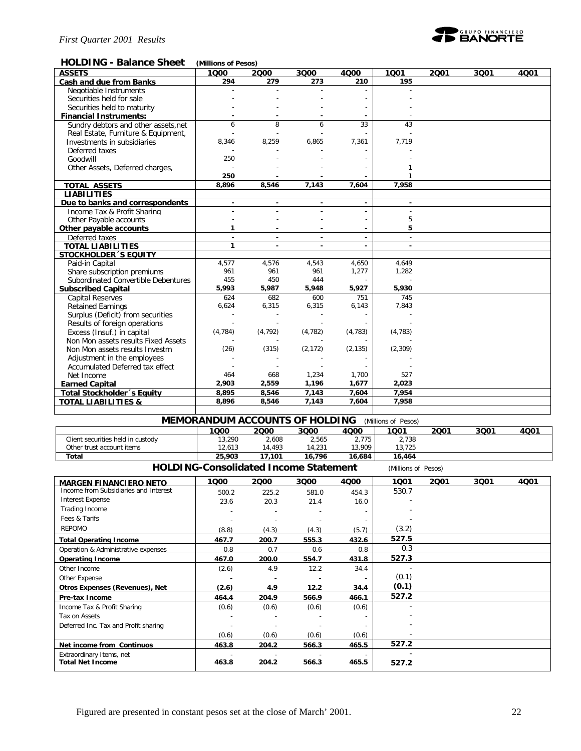## HOLDING - Balance Sheet (Millions of Pesos)

| ASSETS | 1Q00 | 2Q00 | 3Q00 | 4Q00 | 1Q01 | 2Q01 | 3Q01 | 4Q01 |
|---|---|---|---|---|---|---|---|---|
| **Cash and due from Banks** | **294** | **279** | **273** | **210** | **195** | | | |
| Negotiable Instruments | - | - | - | - | - | | | |
| Securities held for sale | - | - | - | - | - | | | |
| Securities held to maturity | - | - | - | - | - | | | |
| **Financial Instruments:** | **-** | **-** | **-** | **-** | - | | | |
| Sundry debtors and other assets,net | 6 | 8 | 6 | 33 | 43 | | | |
| Real Estate, Furniture & Equipment, | - | - | - | - | - | | | |
| Investments in subsidiaries | 8,346 | 8,259 | 6,865 | 7,361 | 7,719 | | | |
| Deferred taxes | - | - | - | - | - | | | |
| Goodwill | 250 | - | - | - | - | | | |
| Other Assets, Deferred charges, | - | - | - | - | 1 | | | |
| | **250** | **-** | **-** | **-** | 1 | | | |
| **TOTAL ASSETS** | **8,896** | **8,546** | **7,143** | **7,604** | **7,958** | | | |
| **LIABILITIES** | | | | | | | | |
| **Due to banks and correspondents** | **-** | **-** | **-** | **-** | **-** | | | |
| Income Tax & Profit Sharing | **-** | **-** | **-** | **-** | - | | | |
| Other Payable accounts | - | - | - | - | 5 | | | |
| **Other payable accounts** | **1** | **-** | **-** | **-** | **5** | | | |
| Deferred taxes | **-** | **-** | **-** | **-** | - | | | |
| **TOTAL LIABILITIES** | **1** | **-** | **-** | **-** | **-** | | | |
| **STOCKHOLDER´S EQUITY** | | | | | | | | |
| Paid-in Capital | 4,577 | 4,576 | 4,543 | 4,650 | 4,649 | | | |
| Share subscription premiums | 961 | 961 | 961 | 1,277 | 1,282 | | | |
| Subordinated Convertible Debentures | 455 | 450 | 444 | - | - | | | |
| **Subscribed Capital** | **5,993** | **5,987** | **5,948** | **5,927** | **5,930** | | | |
| Capital Reserves | 624 | 682 | 600 | 751 | 745 | | | |
| Retained Earnings | 6,624 | 6,315 | 6,315 | 6,143 | 7,843 | | | |
| Surplus (Deficit) from securities | - | - | - | - | - | | | |
| Results of foreign operations | - | - | - | - | - | | | |
| Excess (Insuf.) in capital | (4,784) | (4,792) | (4,782) | (4,783) | (4,783) | | | |
| Non Mon assets results Fixed Assets | - | - | - | - | - | | | |
| Non Mon assets results Investm | (26) | (315) | (2,172) | (2,135) | (2,309) | | | |
| Adjustment in the employees | - | - | - | - | - | | | |
| Accumulated Deferred tax effect | - | - | - | - | - | | | |
| Net Income | 464 | 668 | 1,234 | 1,700 | 527 | | | |
| **Earned Capital** | **2,903** | **2,559** | **1,196** | **1,677** | **2,023** | | | |
| **Total Stockholder´s Equity** | **8,895** | **8,546** | **7,143** | **7,604** | **7,954** | | | |
| **TOTAL LIABILITIES &** | **8,896** | **8,546** | **7,143** | **7,604** | **7,958** | | | |

## MEMORANDUM ACCOUNTS OF HOLDING (Millions of Pesos)

| | 1Q00 | 2Q00 | 3Q00 | 4Q00 | 1Q01 | 2Q01 | 3Q01 | 4Q01 |
|---|---|---|---|---|---|---|---|---|
| Client securities held in custody | 13,290 | 2,608 | 2,565 | 2,775 | 2,738 | | | |
| Other trust account items | 12,613 | 14,493 | 14,231 | 13,909 | 13,725 | | | |
| **Total** | **25,903** | **17,101** | **16,796** | **16,684** | **16,464** | | | |

## HOLDING-Consolidated Income Statement (Millions of Pesos)

| MARGEN FINANCIERO NETO | 1Q00 | 2Q00 | 3Q00 | 4Q00 | 1Q01 | 2Q01 | 3Q01 | 4Q01 |
|---|---|---|---|---|---|---|---|---|
| Income from Subsidiaries and Interest | 500.2 | 225.2 | 581.0 | 454.3 | 530.7 | | | |
| Interest Expense | 23.6 | 20.3 | 21.4 | 16.0 | - | | | |
| Trading Income | - | - | - | - | - | | | |
| Fees & Tarifs | - | - | - | - | - | | | |
| REPOMO | (8.8) | (4.3) | (4.3) | (5.7) | (3.2) | | | |
| **Total Operating Income** | **467.7** | **200.7** | **555.3** | **432.6** | **527.5** | | | |
| Operation & Administrative expenses | 0.8 | 0.7 | 0.6 | 0.8 | 0.3 | | | |
| **Operating Income** | **467.0** | **200.0** | **554.7** | **431.8** | **527.3** | | | |
| Other Income | (2.6) | 4.9 | 12.2 | 34.4 | - | | | |
| Other Expense | **-** | **-** | **-** | **-** | (0.1) | | | |
| **Otros Expenses (Revenues), Net** | **(2.6)** | **4.9** | **12.2** | **34.4** | **(0.1)** | | | |
| **Pre-tax Income** | **464.4** | **204.9** | **566.9** | **466.1** | **527.2** | | | |
| Income Tax & Profit Sharing | (0.6) | (0.6) | (0.6) | (0.6) | - | | | |
| Tax on Assets | - | - | - | - | - | | | |
| Deferred Inc. Tax and Profit sharing | - | - | - | - | - | | | |
| | (0.6) | (0.6) | (0.6) | (0.6) | - | | | |
| **Net income from Continuos** | **463.8** | **204.2** | **566.3** | **465.5** | **527.2** | | | |
| Extraordinary Items, net | - | - | - | - | - | | | |
| **Total Net Income** | **463.8** | **204.2** | **566.3** | **465.5** | **527.2** | | | |

Figured are presented in constant pesos set at the close of March' 2001.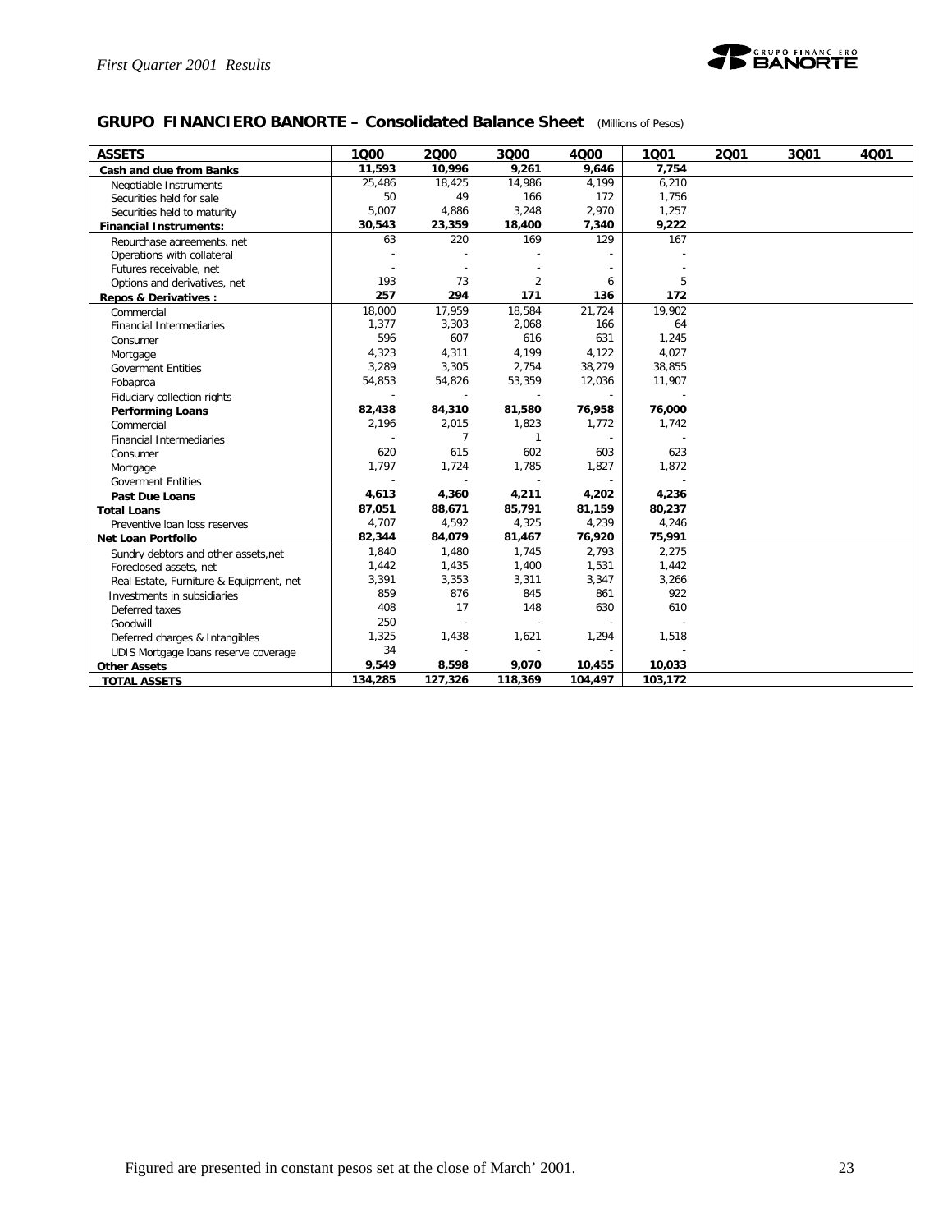## GRUPO FINANCIERO BANORTE – Consolidated Balance Sheet (Millions of Pesos)

| ASSETS | 1Q00 | 2Q00 | 3Q00 | 4Q00 | 1Q01 | 2Q01 | 3Q01 | 4Q01 |
|---|---|---|---|---|---|---|---|---|
| **Cash and due from Banks** | **11,593** | **10,996** | **9,261** | **9,646** | **7,754** | | | |
| Negotiable Instruments | 25,486 | 18,425 | 14,986 | 4,199 | 6,210 | | | |
| Securities held for sale | 50 | 49 | 166 | 172 | 1,756 | | | |
| Securities held to maturity | 5,007 | 4,886 | 3,248 | 2,970 | 1,257 | | | |
| **Financial Instruments:** | **30,543** | **23,359** | **18,400** | **7,340** | **9,222** | | | |
| Repurchase agreements, net | 63 | 220 | 169 | 129 | 167 | | | |
| Operations with collateral | - | - | - | - | - | | | |
| Futures receivable, net | - | - | - | - | - | | | |
| Options and derivatives, net | 193 | 73 | 2 | 6 | 5 | | | |
| **Repos & Derivatives :** | **257** | **294** | **171** | **136** | **172** | | | |
| Commercial | 18,000 | 17,959 | 18,584 | 21,724 | 19,902 | | | |
| Financial Intermediaries | 1,377 | 3,303 | 2,068 | 166 | 64 | | | |
| Consumer | 596 | 607 | 616 | 631 | 1,245 | | | |
| Mortgage | 4,323 | 4,311 | 4,199 | 4,122 | 4,027 | | | |
| Goverment Entities | 3,289 | 3,305 | 2,754 | 38,279 | 38,855 | | | |
| Fobaproa | 54,853 | 54,826 | 53,359 | 12,036 | 11,907 | | | |
| Fiduciary collection rights | - | - | - | - | - | | | |
| **Performing Loans** | **82,438** | **84,310** | **81,580** | **76,958** | **76,000** | | | |
| Commercial | 2,196 | 2,015 | 1,823 | 1,772 | 1,742 | | | |
| Financial Intermediaries | - | 7 | 1 | - | - | | | |
| Consumer | 620 | 615 | 602 | 603 | 623 | | | |
| Mortgage | 1,797 | 1,724 | 1,785 | 1,827 | 1,872 | | | |
| Goverment Entities | - | - | - | - | - | | | |
| **Past Due Loans** | **4,613** | **4,360** | **4,211** | **4,202** | **4,236** | | | |
| **Total Loans** | **87,051** | **88,671** | **85,791** | **81,159** | **80,237** | | | |
| Preventive loan loss reserves | 4,707 | 4,592 | 4,325 | 4,239 | 4,246 | | | |
| **Net Loan Portfolio** | **82,344** | **84,079** | **81,467** | **76,920** | **75,991** | | | |
| Sundry debtors and other assets,net | 1,840 | 1,480 | 1,745 | 2,793 | 2,275 | | | |
| Foreclosed assets, net | 1,442 | 1,435 | 1,400 | 1,531 | 1,442 | | | |
| Real Estate, Furniture & Equipment, net | 3,391 | 3,353 | 3,311 | 3,347 | 3,266 | | | |
| Investments in subsidiaries | 859 | 876 | 845 | 861 | 922 | | | |
| Deferred taxes | 408 | 17 | 148 | 630 | 610 | | | |
| Goodwill | 250 | - | - | - | - | | | |
| Deferred charges & Intangibles | 1,325 | 1,438 | 1,621 | 1,294 | 1,518 | | | |
| UDIS Mortgage loans reserve coverage | 34 | - | - | - | - | | | |
| **Other Assets** | **9,549** | **8,598** | **9,070** | **10,455** | **10,033** | | | |
| **TOTAL ASSETS** | **134,285** | **127,326** | **118,369** | **104,497** | **103,172** | | | |

Figured are presented in constant pesos set at the close of March' 2001.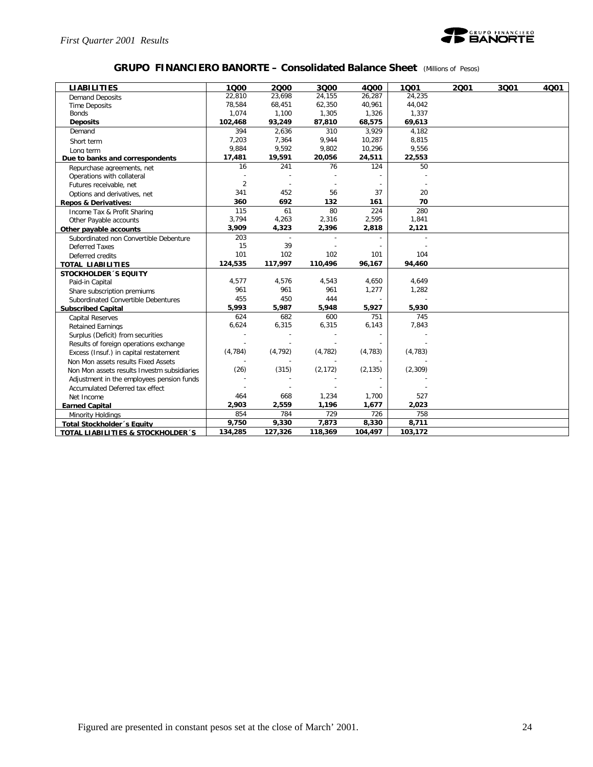## GRUPO FINANCIERO BANORTE – Consolidated Balance Sheet (Millions of Pesos)

| LIABILITIES | 1Q00 | 2Q00 | 3Q00 | 4Q00 | 1Q01 | 2Q01 | 3Q01 | 4Q01 |
|---|---|---|---|---|---|---|---|---|
| Demand Deposits | 22,810 | 23,698 | 24,155 | 26,287 | 24,235 | | | |
| Time Deposits | 78,584 | 68,451 | 62,350 | 40,961 | 44,042 | | | |
| Bonds | 1,074 | 1,100 | 1,305 | 1,326 | 1,337 | | | |
| **Deposits** | **102,468** | **93,249** | **87,810** | **68,575** | **69,613** | | | |
| Demand | 394 | 2,636 | 310 | 3,929 | 4,182 | | | |
| Short term | 7,203 | 7,364 | 9,944 | 10,287 | 8,815 | | | |
| Long term | 9,884 | 9,592 | 9,802 | 10,296 | 9,556 | | | |
| **Due to banks and correspondents** | **17,481** | **19,591** | **20,056** | **24,511** | **22,553** | | | |
| Repurchase agreements, net | 16 | 241 | 76 | 124 | 50 | | | |
| Operations with collateral | - | - | - | - | - | | | |
| Futures receivable, net | 2 | - | - | - | - | | | |
| Options and derivatives, net | 341 | 452 | 56 | 37 | 20 | | | |
| **Repos & Derivatives:** | **360** | **692** | **132** | **161** | **70** | | | |
| Income Tax & Profit Sharing | 115 | 61 | 80 | 224 | 280 | | | |
| Other Payable accounts | 3,794 | 4,263 | 2,316 | 2,595 | 1,841 | | | |
| **Other payable accounts** | **3,909** | **4,323** | **2,396** | **2,818** | **2,121** | | | |
| Subordinated non Convertible Debenture | 203 | - | - | - | - | | | |
| Deferred Taxes | 15 | 39 | - | - | - | | | |
| Deferred credits | 101 | 102 | 102 | 101 | 104 | | | |
| **TOTAL LIABILITIES** | **124,535** | **117,997** | **110,496** | **96,167** | **94,460** | | | |
| **STOCKHOLDER´S EQUITY** | | | | | | | | |
| Paid-in Capital | 4,577 | 4,576 | 4,543 | 4,650 | 4,649 | | | |
| Share subscription premiums | 961 | 961 | 961 | 1,277 | 1,282 | | | |
| Subordinated Convertible Debentures | 455 | 450 | 444 | - | - | | | |
| **Subscribed Capital** | **5,993** | **5,987** | **5,948** | **5,927** | **5,930** | | | |
| Capital Reserves | 624 | 682 | 600 | 751 | 745 | | | |
| Retained Earnings | 6,624 | 6,315 | 6,315 | 6,143 | 7,843 | | | |
| Surplus (Deficit) from securities | - | - | - | - | - | | | |
| Results of foreign operations exchange | - | - | - | - | - | | | |
| Excess (Insuf.) in capital restatement | (4,784) | (4,792) | (4,782) | (4,783) | (4,783) | | | |
| Non Mon assets results Fixed Assets | - | - | - | - | - | | | |
| Non Mon assets results Investm subsidiaries | (26) | (315) | (2,172) | (2,135) | (2,309) | | | |
| Adjustment in the employees pension funds | - | - | - | - | - | | | |
| Accumulated Deferred tax effect | - | - | - | - | - | | | |
| Net Income | 464 | 668 | 1,234 | 1,700 | 527 | | | |
| **Earned Capital** | **2,903** | **2,559** | **1,196** | **1,677** | **2,023** | | | |
| Minority Holdings | 854 | 784 | 729 | 726 | 758 | | | |
| **Total Stockholder´s Equity** | **9,750** | **9,330** | **7,873** | **8,330** | **8,711** | | | |
| **TOTAL LIABILITIES & STOCKHOLDER´S** | **134,285** | **127,326** | **118,369** | **104,497** | **103,172** | | | |

Figured are presented in constant pesos set at the close of March' 2001.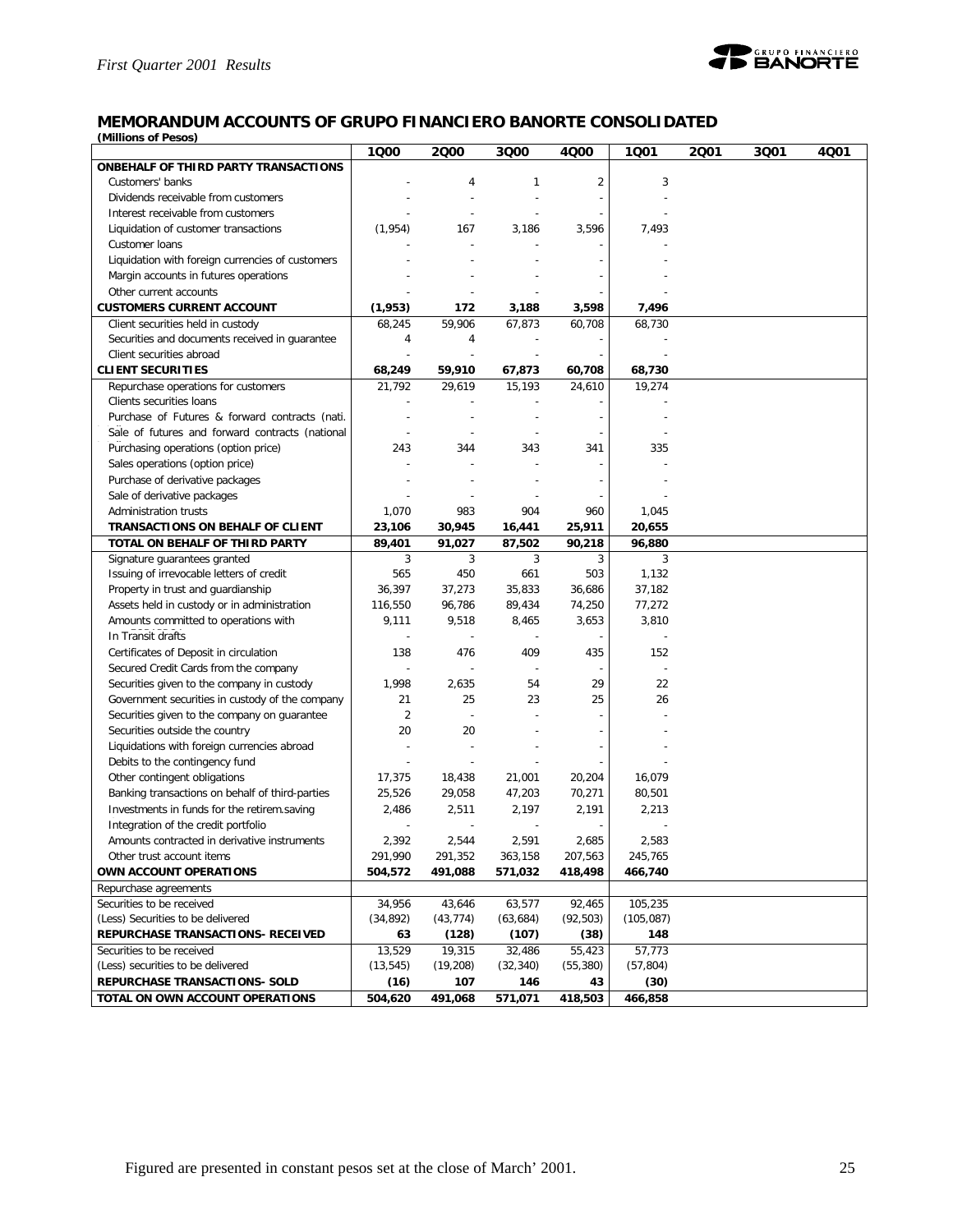## MEMORANDUM ACCOUNTS OF GRUPO FINANCIERO BANORTE CONSOLIDATED

**(Millions of Pesos)**

| | 1Q00 | 2Q00 | 3Q00 | 4Q00 | 1Q01 | 2Q01 | 3Q01 | 4Q01 |
|---|---|---|---|---|---|---|---|---|
| **ONBEHALF OF THIRD PARTY TRANSACTIONS** | | | | | | | | |
| Customers' banks | - | 4 | 1 | 2 | 3 | | | |
| Dividends receivable from customers | - | - | - | - | - | | | |
| Interest receivable from customers | - | - | - | - | - | | | |
| Liquidation of customer transactions | (1,954) | 167 | 3,186 | 3,596 | 7,493 | | | |
| Customer loans | - | - | - | - | - | | | |
| Liquidation with foreign currencies of customers | - | - | - | - | - | | | |
| Margin accounts in futures operations | - | - | - | - | - | | | |
| Other current accounts | - | - | - | - | - | | | |
| **CUSTOMERS CURRENT ACCOUNT** | **(1,953)** | **172** | **3,188** | **3,598** | **7,496** | | | |
| Client securities held in custody | 68,245 | 59,906 | 67,873 | 60,708 | 68,730 | | | |
| Securities and documents received in guarantee | 4 | 4 | - | - | - | | | |
| Client securities abroad | - | - | - | - | - | | | |
| **CLIENT SECURITIES** | **68,249** | **59,910** | **67,873** | **60,708** | **68,730** | | | |
| Repurchase operations for customers | 21,792 | 29,619 | 15,193 | 24,610 | 19,274 | | | |
| Clients securities loans | - | - | - | - | - | | | |
| Purchase of Futures & forward contracts (nati. | - | - | - | - | - | | | |
| Sale of futures and forward contracts (national | - | - | - | - | - | | | |
| Purchasing operations (option price) | 243 | 344 | 343 | 341 | 335 | | | |
| Sales operations (option price) | - | - | - | - | - | | | |
| Purchase of derivative packages | - | - | - | - | - | | | |
| Sale of derivative packages | - | - | - | - | - | | | |
| Administration trusts | 1,070 | 983 | 904 | 960 | 1,045 | | | |
| **TRANSACTIONS ON BEHALF OF CLIENT** | **23,106** | **30,945** | **16,441** | **25,911** | **20,655** | | | |
| **TOTAL ON BEHALF OF THIRD PARTY** | **89,401** | **91,027** | **87,502** | **90,218** | **96,880** | | | |
| Signature guarantees granted | 3 | 3 | 3 | 3 | 3 | | | |
| Issuing of irrevocable letters of credit | 565 | 450 | 661 | 503 | 1,132 | | | |
| Property in trust and guardianship | 36,397 | 37,273 | 35,833 | 36,686 | 37,182 | | | |
| Assets held in custody or in administration | 116,550 | 96,786 | 89,434 | 74,250 | 77,272 | | | |
| Amounts committed to operations with | 9,111 | 9,518 | 8,465 | 3,653 | 3,810 | | | |
| In Transit drafts | - | - | - | - | - | | | |
| Certificates of Deposit in circulation | 138 | 476 | 409 | 435 | 152 | | | |
| Secured Credit Cards from the company | - | - | - | - | - | | | |
| Securities given to the company in custody | 1,998 | 2,635 | 54 | 29 | 22 | | | |
| Government securities in custody of the company | 21 | 25 | 23 | 25 | 26 | | | |
| Securities given to the company on guarantee | 2 | - | - | - | - | | | |
| Securities outside the country | 20 | 20 | - | - | - | | | |
| Liquidations with foreign currencies abroad | - | - | - | - | - | | | |
| Debits to the contingency fund | - | - | - | - | - | | | |
| Other contingent obligations | 17,375 | 18,438 | 21,001 | 20,204 | 16,079 | | | |
| Banking transactions on behalf of third-parties | 25,526 | 29,058 | 47,203 | 70,271 | 80,501 | | | |
| Investments in funds for the retirem.saving | 2,486 | 2,511 | 2,197 | 2,191 | 2,213 | | | |
| Integration of the credit portfolio | - | - | - | - | - | | | |
| Amounts contracted in derivative instruments | 2,392 | 2,544 | 2,591 | 2,685 | 2,583 | | | |
| Other trust account items | 291,990 | 291,352 | 363,158 | 207,563 | 245,765 | | | |
| **OWN ACCOUNT OPERATIONS** | **504,572** | **491,088** | **571,032** | **418,498** | **466,740** | | | |
| Repurchase agreements | | | | | | | | |
| Securities to be received | 34,956 | 43,646 | 63,577 | 92,465 | 105,235 | | | |
| (Less) Securities to be delivered | (34,892) | (43,774) | (63,684) | (92,503) | (105,087) | | | |
| **REPURCHASE TRANSACTIONS- RECEIVED** | **63** | **(128)** | **(107)** | **(38)** | **148** | | | |
| Securities to be received | 13,529 | 19,315 | 32,486 | 55,423 | 57,773 | | | |
| (Less) securities to be delivered | (13,545) | (19,208) | (32,340) | (55,380) | (57,804) | | | |
| **REPURCHASE TRANSACTIONS- SOLD** | **(16)** | **107** | **146** | **43** | **(30)** | | | |
| **TOTAL ON OWN ACCOUNT OPERATIONS** | **504,620** | **491,068** | **571,071** | **418,503** | **466,858** | | | |

Figured are presented in constant pesos set at the close of March' 2001.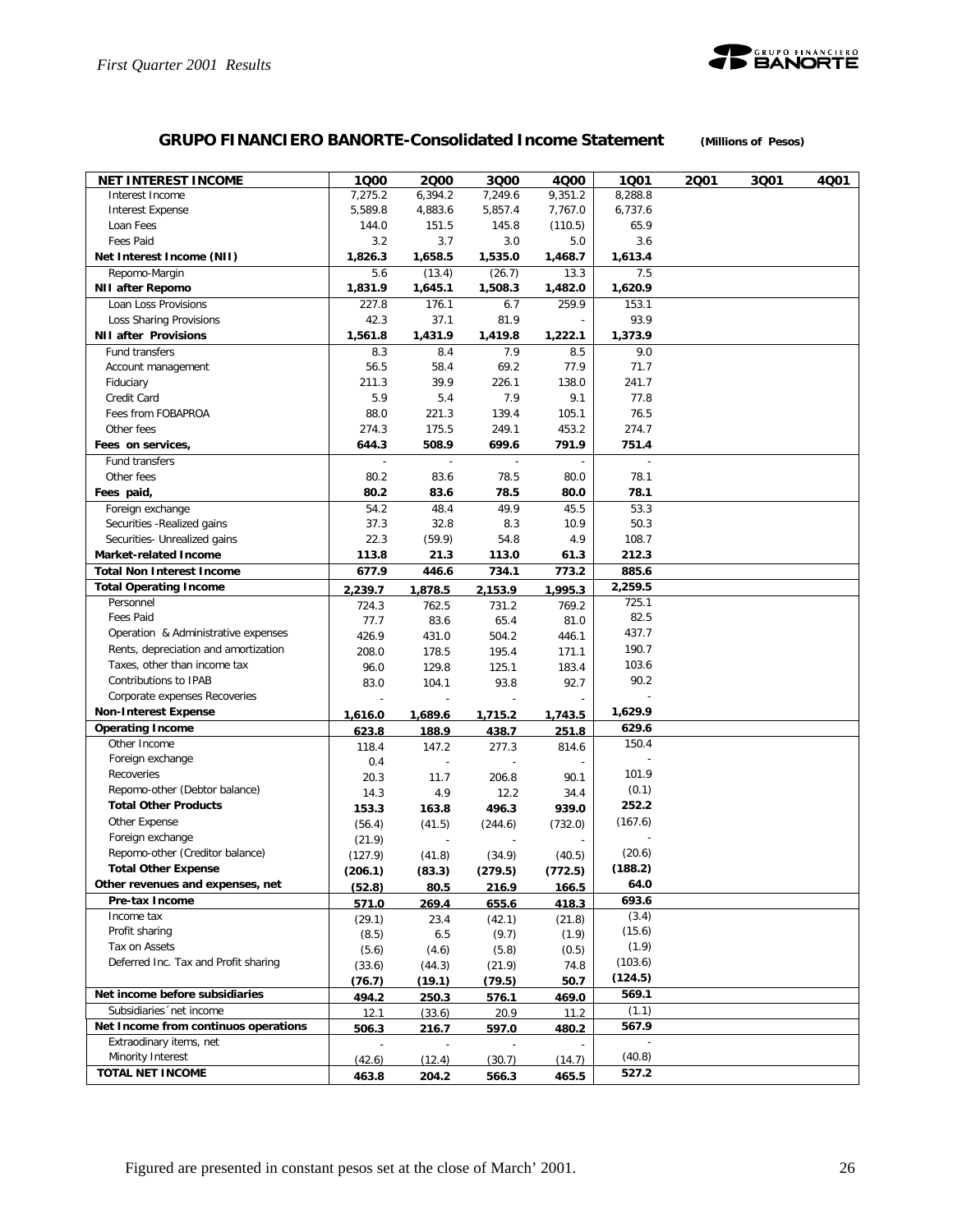## GRUPO FINANCIERO BANORTE-Consolidated Income Statement (Millions of Pesos)

| NET INTEREST INCOME | 1Q00 | 2Q00 | 3Q00 | 4Q00 | 1Q01 | 2Q01 | 3Q01 | 4Q01 |
|---|---|---|---|---|---|---|---|---|
| Interest Income | 7,275.2 | 6,394.2 | 7,249.6 | 9,351.2 | 8,288.8 | | | |
| Interest Expense | 5,589.8 | 4,883.6 | 5,857.4 | 7,767.0 | 6,737.6 | | | |
| Loan Fees | 144.0 | 151.5 | 145.8 | (110.5) | 65.9 | | | |
| Fees Paid | 3.2 | 3.7 | 3.0 | 5.0 | 3.6 | | | |
| **Net Interest Income (NII)** | **1,826.3** | **1,658.5** | **1,535.0** | **1,468.7** | **1,613.4** | | | |
| Repomo-Margin | 5.6 | (13.4) | (26.7) | 13.3 | 7.5 | | | |
| **NII after Repomo** | **1,831.9** | **1,645.1** | **1,508.3** | **1,482.0** | **1,620.9** | | | |
| Loan Loss Provisions | 227.8 | 176.1 | 6.7 | 259.9 | 153.1 | | | |
| Loss Sharing Provisions | 42.3 | 37.1 | 81.9 | - | 93.9 | | | |
| **NII after Provisions** | **1,561.8** | **1,431.9** | **1,419.8** | **1,222.1** | **1,373.9** | | | |
| Fund transfers | 8.3 | 8.4 | 7.9 | 8.5 | 9.0 | | | |
| Account management | 56.5 | 58.4 | 69.2 | 77.9 | 71.7 | | | |
| Fiduciary | 211.3 | 39.9 | 226.1 | 138.0 | 241.7 | | | |
| Credit Card | 5.9 | 5.4 | 7.9 | 9.1 | 77.8 | | | |
| Fees from FOBAPROA | 88.0 | 221.3 | 139.4 | 105.1 | 76.5 | | | |
| Other fees | 274.3 | 175.5 | 249.1 | 453.2 | 274.7 | | | |
| **Fees on services,** | **644.3** | **508.9** | **699.6** | **791.9** | **751.4** | | | |
| Fund transfers | - | - | - | - | - | | | |
| Other fees | 80.2 | 83.6 | 78.5 | 80.0 | 78.1 | | | |
| **Fees paid,** | **80.2** | **83.6** | **78.5** | **80.0** | **78.1** | | | |
| Foreign exchange | 54.2 | 48.4 | 49.9 | 45.5 | 53.3 | | | |
| Securities -Realized gains | 37.3 | 32.8 | 8.3 | 10.9 | 50.3 | | | |
| Securities- Unrealized gains | 22.3 | (59.9) | 54.8 | 4.9 | 108.7 | | | |
| **Market-related Income** | **113.8** | **21.3** | **113.0** | **61.3** | **212.3** | | | |
| **Total Non Interest Income** | **677.9** | **446.6** | **734.1** | **773.2** | **885.6** | | | |
| **Total Operating Income** | **2,239.7** | **1,878.5** | **2,153.9** | **1,995.3** | **2,259.5** | | | |
| Personnel | 724.3 | 762.5 | 731.2 | 769.2 | 725.1 | | | |
| Fees Paid | 77.7 | 83.6 | 65.4 | 81.0 | 82.5 | | | |
| Operation & Administrative expenses | 426.9 | 431.0 | 504.2 | 446.1 | 437.7 | | | |
| Rents, depreciation and amortization | 208.0 | 178.5 | 195.4 | 171.1 | 190.7 | | | |
| Taxes, other than income tax | 96.0 | 129.8 | 125.1 | 183.4 | 103.6 | | | |
| Contributions to IPAB | 83.0 | 104.1 | 93.8 | 92.7 | 90.2 | | | |
| Corporate expenses Recoveries | - | - | - | - | - | | | |
| **Non-Interest Expense** | **1,616.0** | **1,689.6** | **1,715.2** | **1,743.5** | **1,629.9** | | | |
| **Operating Income** | **623.8** | **188.9** | **438.7** | **251.8** | **629.6** | | | |
| Other Income | 118.4 | 147.2 | 277.3 | 814.6 | 150.4 | | | |
| Foreign exchange | 0.4 | - | - | - | - | | | |
| Recoveries | 20.3 | 11.7 | 206.8 | 90.1 | 101.9 | | | |
| Repomo-other (Debtor balance) | 14.3 | 4.9 | 12.2 | 34.4 | (0.1) | | | |
| **Total Other Products** | **153.3** | **163.8** | **496.3** | **939.0** | **252.2** | | | |
| Other Expense | (56.4) | (41.5) | (244.6) | (732.0) | (167.6) | | | |
| Foreign exchange | (21.9) | - | - | - | - | | | |
| Repomo-other (Creditor balance) | (127.9) | (41.8) | (34.9) | (40.5) | (20.6) | | | |
| **Total Other Expense** | **(206.1)** | **(83.3)** | **(279.5)** | **(772.5)** | **(188.2)** | | | |
| **Other revenues and expenses, net** | **(52.8)** | **80.5** | **216.9** | **166.5** | **64.0** | | | |
| **Pre-tax Income** | **571.0** | **269.4** | **655.6** | **418.3** | **693.6** | | | |
| Income tax | (29.1) | 23.4 | (42.1) | (21.8) | (3.4) | | | |
| Profit sharing | (8.5) | 6.5 | (9.7) | (1.9) | (15.6) | | | |
| Tax on Assets | (5.6) | (4.6) | (5.8) | (0.5) | (1.9) | | | |
| Deferred Inc. Tax and Profit sharing | (33.6) | (44.3) | (21.9) | 74.8 | (103.6) | | | |
| | **(76.7)** | **(19.1)** | **(79.5)** | **50.7** | **(124.5)** | | | |
| **Net income before subsidiaries** | **494.2** | **250.3** | **576.1** | **469.0** | **569.1** | | | |
| Subsidiaries´net income | 12.1 | (33.6) | 20.9 | 11.2 | (1.1) | | | |
| **Net Income from continuos operations** | **506.3** | **216.7** | **597.0** | **480.2** | **567.9** | | | |
| Extraodinary items, net | - | - | - | - | - | | | |
| Minority Interest | (42.6) | (12.4) | (30.7) | (14.7) | (40.8) | | | |
| **TOTAL NET INCOME** | **463.8** | **204.2** | **566.3** | **465.5** | **527.2** | | | |

Figured are presented in constant pesos set at the close of March' 2001.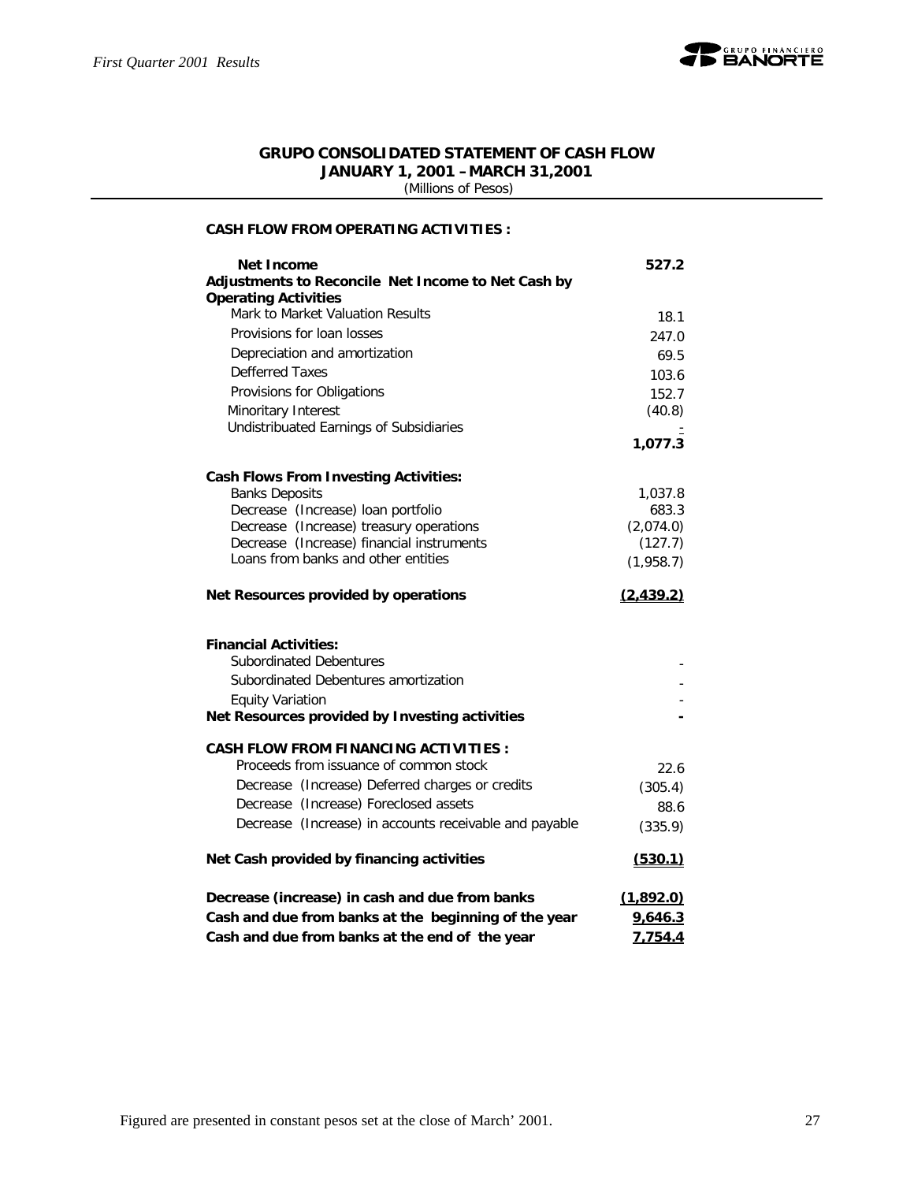## GRUPO CONSOLIDATED STATEMENT OF CASH FLOW
### JANUARY 1, 2001 –MARCH 31,2001
(Millions of Pesos)

| | |
|---|---|
| **CASH FLOW FROM OPERATING ACTIVITIES :** | |
| **Net Income** | **527.2** |
| **Adjustments to Reconcile Net Income to Net Cash by Operating Activities** | |
| Mark to Market Valuation Results | 18.1 |
| Provisions for loan losses | 247.0 |
| Depreciation and amortization | 69.5 |
| Defferred Taxes | 103.6 |
| Provisions for Obligations | 152.7 |
| Minoritary Interest | (40.8) |
| Undistribuated Earnings of Subsidiaries | - |
| | **1,077.3** |
| **Cash Flows From Investing Activities:** | |
| Banks Deposits | 1,037.8 |
| Decrease (Increase) loan portfolio | 683.3 |
| Decrease (Increase) treasury operations | (2,074.0) |
| Decrease (Increase) financial instruments | (127.7) |
| Loans from banks and other entities | (1,958.7) |
| **Net Resources provided by operations** | **(2,439.2)** |
| **Financial Activities:** | |
| Subordinated Debentures | - |
| Subordinated Debentures amortization | - |
| Equity Variation | - |
| **Net Resources provided by Investing activities** | **-** |
| **CASH FLOW FROM FINANCING ACTIVITIES :** | |
| Proceeds from issuance of common stock | 22.6 |
| Decrease (Increase) Deferred charges or credits | (305.4) |
| Decrease (Increase) Foreclosed assets | 88.6 |
| Decrease (Increase) in accounts receivable and payable | (335.9) |
| **Net Cash provided by financing activities** | **(530.1)** |
| **Decrease (increase) in cash and due from banks** | **(1,892.0)** |
| **Cash and due from banks at the beginning of the year** | **9,646.3** |
| **Cash and due from banks at the end of the year** | **7,754.4** |

Figured are presented in constant pesos set at the close of March' 2001.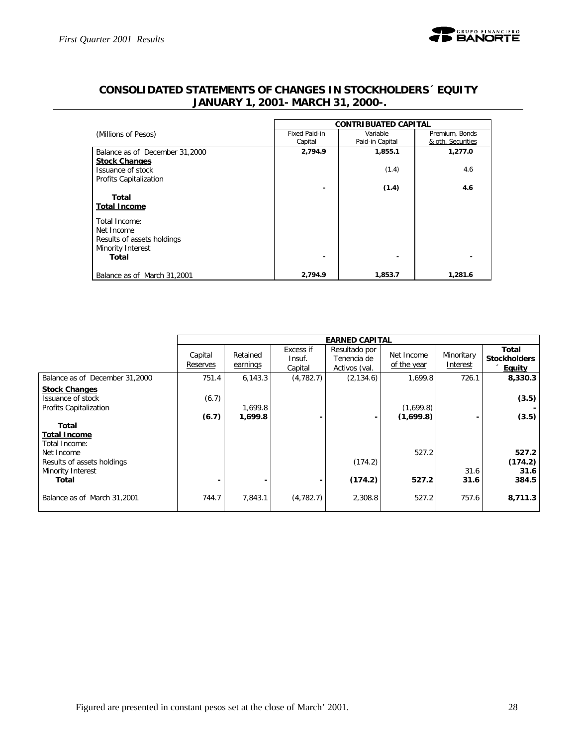## CONSOLIDATED STATEMENTS OF CHANGES IN STOCKHOLDERS´ EQUITY JANUARY 1, 2001- MARCH 31, 2000-.

| (Millions of Pesos) | CONTRIBUATED CAPITAL | | |
|---|---|---|---|
| | Fixed Paid-in Capital | Variable Paid-in Capital | Premium, Bonds & oth. Securities |
| Balance as of December 31,2000 | **2,794.9** | **1,855.1** | **1,277.0** |
| **Stock Changes** | | | |
| Issuance of stock | | (1.4) | 4.6 |
| Profits Capitalization | | | |
| **Total** | **-** | **(1.4)** | **4.6** |
| **Total Income** | | | |
| Total Income: | | | |
| Net Income | | | |
| Results of assets holdings | | | |
| Minority Interest | | | |
| **Total** | **-** | **-** | **-** |
| Balance as of March 31,2001 | **2,794.9** | **1,853.7** | **1,281.6** |

| | EARNED CAPITAL | | | | | | |
|---|---|---|---|---|---|---|---|
| | Capital Reserves | Retained earnings | Excess if Insuf. Capital | Resultado por Tenencia de Activos (val. | Net Income of the year | Minoritary Interest | **Total Stockholders´ Equity** |
| Balance as of December 31,2000 | 751.4 | 6,143.3 | (4,782.7) | (2,134.6) | 1,699.8 | 726.1 | **8,330.3** |
| **Stock Changes** | | | | | | | |
| Issuance of stock | (6.7) | | | | | | **(3.5)** |
| Profits Capitalization | | 1,699.8 | | | (1,699.8) | | **-** |
| **Total** | **(6.7)** | **1,699.8** | **-** | **-** | **(1,699.8)** | **-** | **(3.5)** |
| **Total Income** | | | | | | | |
| Total Income: | | | | | | | |
| Net Income | | | | | 527.2 | | **527.2** |
| Results of assets holdings | | | | (174.2) | | | **(174.2)** |
| Minority Interest | | | | | | 31.6 | **31.6** |
| **Total** | **-** | **-** | **-** | **(174.2)** | **527.2** | **31.6** | **384.5** |
| Balance as of March 31,2001 | 744.7 | 7,843.1 | (4,782.7) | 2,308.8 | 527.2 | 757.6 | **8,711.3** |

Figured are presented in constant pesos set at the close of March' 2001.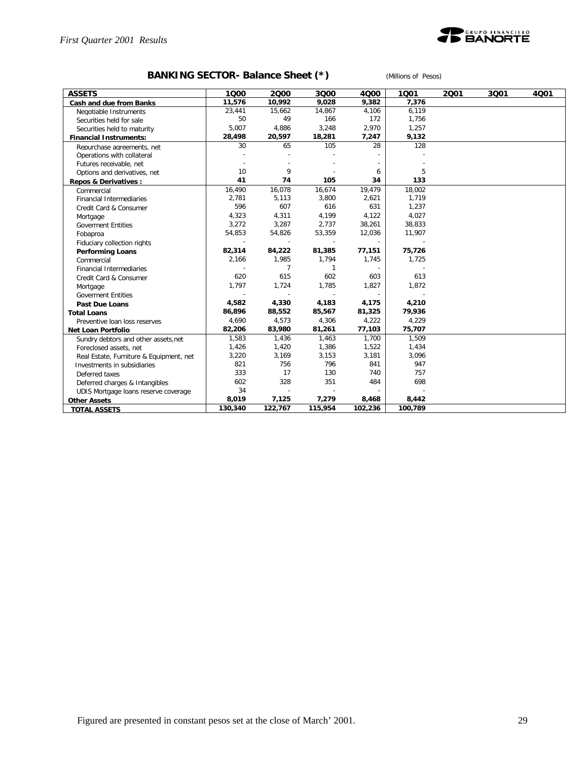## BANKING SECTOR- Balance Sheet (*)

(Millions of Pesos)

| ASSETS | 1Q00 | 2Q00 | 3Q00 | 4Q00 | 1Q01 | 2Q01 | 3Q01 | 4Q01 |
|---|---|---|---|---|---|---|---|---|
| **Cash and due from Banks** | **11,576** | **10,992** | **9,028** | **9,382** | **7,376** | | | |
| Negotiable Instruments | 23,441 | 15,662 | 14,867 | 4,106 | 6,119 | | | |
| Securities held for sale | 50 | 49 | 166 | 172 | 1,756 | | | |
| Securities held to maturity | 5,007 | 4,886 | 3,248 | 2,970 | 1,257 | | | |
| **Financial Instruments:** | **28,498** | **20,597** | **18,281** | **7,247** | **9,132** | | | |
| Repurchase agreements, net | 30 | 65 | 105 | 28 | 128 | | | |
| Operations with collateral | - | - | - | - | - | | | |
| Futures receivable, net | - | - | - | - | - | | | |
| Options and derivatives, net | 10 | 9 | - | 6 | 5 | | | |
| **Repos & Derivatives :** | **41** | **74** | **105** | **34** | **133** | | | |
| Commercial | 16,490 | 16,078 | 16,674 | 19,479 | 18,002 | | | |
| Financial Intermediaries | 2,781 | 5,113 | 3,800 | 2,621 | 1,719 | | | |
| Credit Card & Consumer | 596 | 607 | 616 | 631 | 1,237 | | | |
| Mortgage | 4,323 | 4,311 | 4,199 | 4,122 | 4,027 | | | |
| Goverment Entities | 3,272 | 3,287 | 2,737 | 38,261 | 38,833 | | | |
| Fobaproa | 54,853 | 54,826 | 53,359 | 12,036 | 11,907 | | | |
| Fiduciary collection rights | - | - | - | - | - | | | |
| **Performing Loans** | **82,314** | **84,222** | **81,385** | **77,151** | **75,726** | | | |
| Commercial | 2,166 | 1,985 | 1,794 | 1,745 | 1,725 | | | |
| Financial Intermediaries | - | 7 | 1 | - | - | | | |
| Credit Card & Consumer | 620 | 615 | 602 | 603 | 613 | | | |
| Mortgage | 1,797 | 1,724 | 1,785 | 1,827 | 1,872 | | | |
| Goverment Entities | - | - | - | - | - | | | |
| **Past Due Loans** | **4,582** | **4,330** | **4,183** | **4,175** | **4,210** | | | |
| **Total Loans** | **86,896** | **88,552** | **85,567** | **81,325** | **79,936** | | | |
| Preventive loan loss reserves | 4,690 | 4,573 | 4,306 | 4,222 | 4,229 | | | |
| **Net Loan Portfolio** | **82,206** | **83,980** | **81,261** | **77,103** | **75,707** | | | |
| Sundry debtors and other assets,net | 1,583 | 1,436 | 1,463 | 1,700 | 1,509 | | | |
| Foreclosed assets, net | 1,426 | 1,420 | 1,386 | 1,522 | 1,434 | | | |
| Real Estate, Furniture & Equipment, net | 3,220 | 3,169 | 3,153 | 3,181 | 3,096 | | | |
| Investments in subsidiaries | 821 | 756 | 796 | 841 | 947 | | | |
| Deferred taxes | 333 | 17 | 130 | 740 | 757 | | | |
| Deferred charges & Intangibles | 602 | 328 | 351 | 484 | 698 | | | |
| UDIS Mortgage loans reserve coverage | 34 | - | - | - | - | | | |
| **Other Assets** | **8,019** | **7,125** | **7,279** | **8,468** | **8,442** | | | |
| **TOTAL ASSETS** | **130,340** | **122,767** | **115,954** | **102,236** | **100,789** | | | |

Figured are presented in constant pesos set at the close of March' 2001.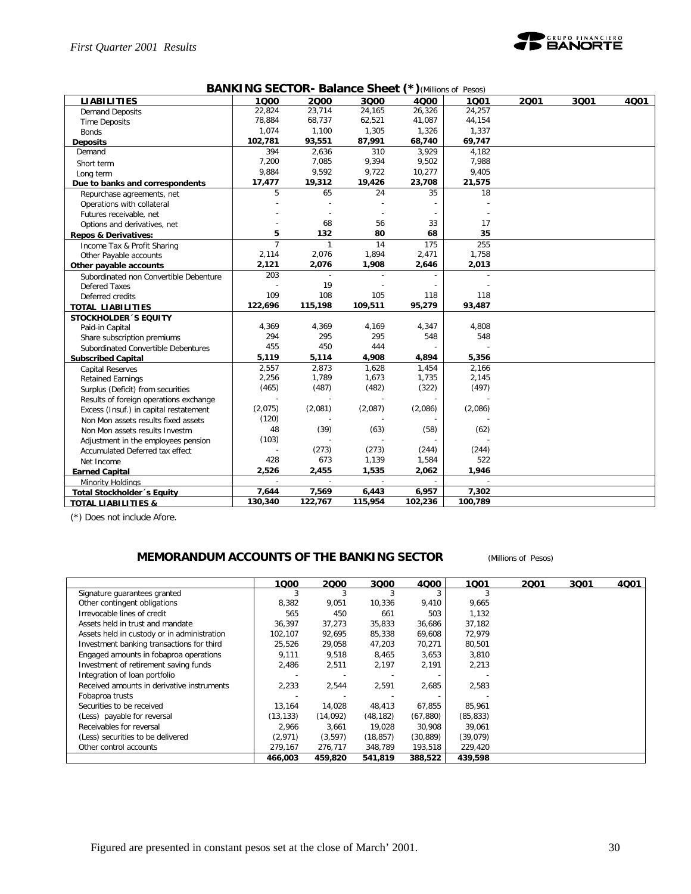## BANKING SECTOR- Balance Sheet (*) (Millions of Pesos)

| LIABILITIES | 1Q00 | 2Q00 | 3Q00 | 4Q00 | 1Q01 | 2Q01 | 3Q01 | 4Q01 |
|---|---|---|---|---|---|---|---|---|
| Demand Deposits | 22,824 | 23,714 | 24,165 | 26,326 | 24,257 | | | |
| Time Deposits | 78,884 | 68,737 | 62,521 | 41,087 | 44,154 | | | |
| Bonds | 1,074 | 1,100 | 1,305 | 1,326 | 1,337 | | | |
| **Deposits** | **102,781** | **93,551** | **87,991** | **68,740** | **69,747** | | | |
| Demand | 394 | 2,636 | 310 | 3,929 | 4,182 | | | |
| Short term | 7,200 | 7,085 | 9,394 | 9,502 | 7,988 | | | |
| Long term | 9,884 | 9,592 | 9,722 | 10,277 | 9,405 | | | |
| **Due to banks and correspondents** | **17,477** | **19,312** | **19,426** | **23,708** | **21,575** | | | |
| Repurchase agreements, net | 5 | 65 | 24 | 35 | 18 | | | |
| Operations with collateral | - | - | - | - | - | | | |
| Futures receivable, net | - | - | - | - | - | | | |
| Options and derivatives, net | - | 68 | 56 | 33 | 17 | | | |
| **Repos & Derivatives:** | **5** | **132** | **80** | **68** | **35** | | | |
| Income Tax & Profit Sharing | 7 | 1 | 14 | 175 | 255 | | | |
| Other Payable accounts | 2,114 | 2,076 | 1,894 | 2,471 | 1,758 | | | |
| **Other payable accounts** | **2,121** | **2,076** | **1,908** | **2,646** | **2,013** | | | |
| Subordinated non Convertible Debenture | 203 | - | - | - | - | | | |
| Defered Taxes | - | 19 | - | - | - | | | |
| Deferred credits | 109 | 108 | 105 | 118 | 118 | | | |
| **TOTAL LIABILITIES** | **122,696** | **115,198** | **109,511** | **95,279** | **93,487** | | | |
| **STOCKHOLDER´S EQUITY** | | | | | | | | |
| Paid-in Capital | 4,369 | 4,369 | 4,169 | 4,347 | 4,808 | | | |
| Share subscription premiums | 294 | 295 | 295 | 548 | 548 | | | |
| Subordinated Convertible Debentures | 455 | 450 | 444 | - | - | | | |
| **Subscribed Capital** | **5,119** | **5,114** | **4,908** | **4,894** | **5,356** | | | |
| Capital Reserves | 2,557 | 2,873 | 1,628 | 1,454 | 2,166 | | | |
| Retained Earnings | 2,256 | 1,789 | 1,673 | 1,735 | 2,145 | | | |
| Surplus (Deficit) from securities | (465) | (487) | (482) | (322) | (497) | | | |
| Results of foreign operations exchange | - | - | - | - | - | | | |
| Excess (Insuf.) in capital restatement | (2,075) | (2,081) | (2,087) | (2,086) | (2,086) | | | |
| Non Mon assets results fixed assets | (120) | - | - | - | - | | | |
| Non Mon assets results Investm | 48 | (39) | (63) | (58) | (62) | | | |
| Adjustment in the employees pension | (103) | - | - | - | - | | | |
| Accumulated Deferred tax effect | - | (273) | (273) | (244) | (244) | | | |
| Net Income | 428 | 673 | 1,139 | 1,584 | 522 | | | |
| **Earned Capital** | **2,526** | **2,455** | **1,535** | **2,062** | **1,946** | | | |
| Minority Holdings | - | - | - | - | - | | | |
| **Total Stockholder´s Equity** | **7,644** | **7,569** | **6,443** | **6,957** | **7,302** | | | |
| **TOTAL LIABILITIES &** | **130,340** | **122,767** | **115,954** | **102,236** | **100,789** | | | |

(*) Does not include Afore.

## MEMORANDUM ACCOUNTS OF THE BANKING SECTOR (Millions of Pesos)

| | 1Q00 | 2Q00 | 3Q00 | 4Q00 | 1Q01 | 2Q01 | 3Q01 | 4Q01 |
|---|---|---|---|---|---|---|---|---|
| Signature guarantees granted | 3 | 3 | 3 | 3 | 3 | | | |
| Other contingent obligations | 8,382 | 9,051 | 10,336 | 9,410 | 9,665 | | | |
| Irrevocable lines of credit | 565 | 450 | 661 | 503 | 1,132 | | | |
| Assets held in trust and mandate | 36,397 | 37,273 | 35,833 | 36,686 | 37,182 | | | |
| Assets held in custody or in administration | 102,107 | 92,695 | 85,338 | 69,608 | 72,979 | | | |
| Investment banking transactions for third | 25,526 | 29,058 | 47,203 | 70,271 | 80,501 | | | |
| Engaged amounts in fobaproa operations | 9,111 | 9,518 | 8,465 | 3,653 | 3,810 | | | |
| Investment of retirement saving funds | 2,486 | 2,511 | 2,197 | 2,191 | 2,213 | | | |
| Integration of loan portfolio | - | - | - | - | - | | | |
| Received amounts in derivative instruments | 2,233 | 2,544 | 2,591 | 2,685 | 2,583 | | | |
| Fobaproa trusts | - | - | - | - | - | | | |
| Securities to be received | 13,164 | 14,028 | 48,413 | 67,855 | 85,961 | | | |
| (Less) payable for reversal | (13,133) | (14,092) | (48,182) | (67,880) | (85,833) | | | |
| Receivables for reversal | 2,966 | 3,661 | 19,028 | 30,908 | 39,061 | | | |
| (Less) securities to be delivered | (2,971) | (3,597) | (18,857) | (30,889) | (39,079) | | | |
| Other control accounts | 279,167 | 276,717 | 348,789 | 193,518 | 229,420 | | | |
| | **466,003** | **459,820** | **541,819** | **388,522** | **439,598** | | | |

Figured are presented in constant pesos set at the close of March' 2001.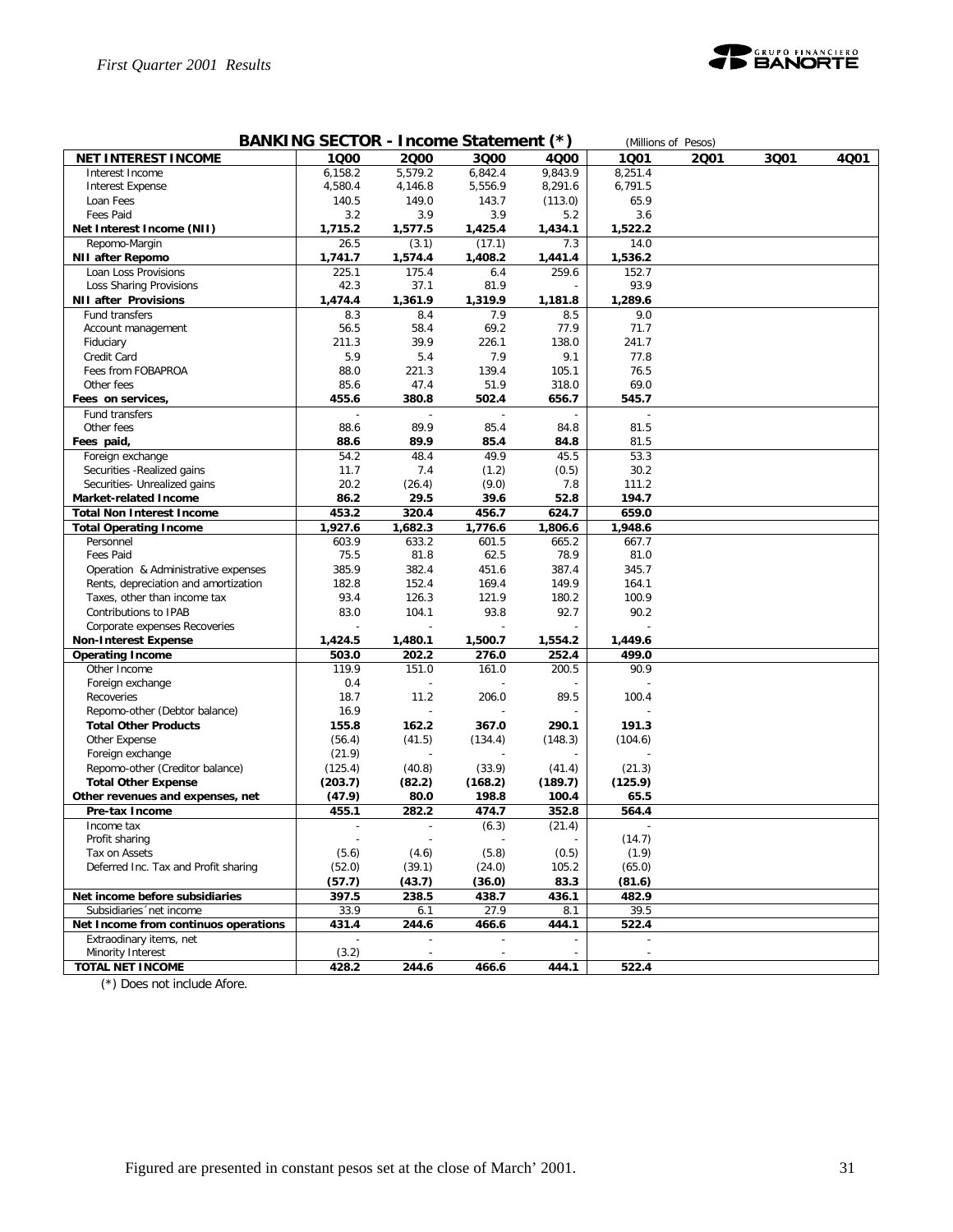## BANKING SECTOR - Income Statement (*)

(Millions of Pesos)

| NET INTEREST INCOME | 1Q00 | 2Q00 | 3Q00 | 4Q00 | 1Q01 | 2Q01 | 3Q01 | 4Q01 |
|---|---|---|---|---|---|---|---|---|
| Interest Income | 6,158.2 | 5,579.2 | 6,842.4 | 9,843.9 | 8,251.4 | | | |
| Interest Expense | 4,580.4 | 4,146.8 | 5,556.9 | 8,291.6 | 6,791.5 | | | |
| Loan Fees | 140.5 | 149.0 | 143.7 | (113.0) | 65.9 | | | |
| Fees Paid | 3.2 | 3.9 | 3.9 | 5.2 | 3.6 | | | |
| **Net Interest Income (NII)** | **1,715.2** | **1,577.5** | **1,425.4** | **1,434.1** | **1,522.2** | | | |
| Repomo-Margin | 26.5 | (3.1) | (17.1) | 7.3 | 14.0 | | | |
| **NII after Repomo** | **1,741.7** | **1,574.4** | **1,408.2** | **1,441.4** | **1,536.2** | | | |
| Loan Loss Provisions | 225.1 | 175.4 | 6.4 | 259.6 | 152.7 | | | |
| Loss Sharing Provisions | 42.3 | 37.1 | 81.9 | - | 93.9 | | | |
| **NII after Provisions** | **1,474.4** | **1,361.9** | **1,319.9** | **1,181.8** | **1,289.6** | | | |
| Fund transfers | 8.3 | 8.4 | 7.9 | 8.5 | 9.0 | | | |
| Account management | 56.5 | 58.4 | 69.2 | 77.9 | 71.7 | | | |
| Fiduciary | 211.3 | 39.9 | 226.1 | 138.0 | 241.7 | | | |
| Credit Card | 5.9 | 5.4 | 7.9 | 9.1 | 77.8 | | | |
| Fees from FOBAPROA | 88.0 | 221.3 | 139.4 | 105.1 | 76.5 | | | |
| Other fees | 85.6 | 47.4 | 51.9 | 318.0 | 69.0 | | | |
| **Fees on services,** | **455.6** | **380.8** | **502.4** | **656.7** | **545.7** | | | |
| Fund transfers | - | - | - | - | - | | | |
| Other fees | 88.6 | 89.9 | 85.4 | 84.8 | 81.5 | | | |
| **Fees paid,** | **88.6** | **89.9** | **85.4** | **84.8** | **81.5** | | | |
| Foreign exchange | 54.2 | 48.4 | 49.9 | 45.5 | 53.3 | | | |
| Securities -Realized gains | 11.7 | 7.4 | (1.2) | (0.5) | 30.2 | | | |
| Securities- Unrealized gains | 20.2 | (26.4) | (9.0) | 7.8 | 111.2 | | | |
| **Market-related Income** | **86.2** | **29.5** | **39.6** | **52.8** | **194.7** | | | |
| **Total Non Interest Income** | **453.2** | **320.4** | **456.7** | **624.7** | **659.0** | | | |
| **Total Operating Income** | **1,927.6** | **1,682.3** | **1,776.6** | **1,806.6** | **1,948.6** | | | |
| Personnel | 603.9 | 633.2 | 601.5 | 665.2 | 667.7 | | | |
| Fees Paid | 75.5 | 81.8 | 62.5 | 78.9 | 81.0 | | | |
| Operation & Administrative expenses | 385.9 | 382.4 | 451.6 | 387.4 | 345.7 | | | |
| Rents, depreciation and amortization | 182.8 | 152.4 | 169.4 | 149.9 | 164.1 | | | |
| Taxes, other than income tax | 93.4 | 126.3 | 121.9 | 180.2 | 100.9 | | | |
| Contributions to IPAB | 83.0 | 104.1 | 93.8 | 92.7 | 90.2 | | | |
| Corporate expenses Recoveries | - | - | - | - | - | | | |
| **Non-Interest Expense** | **1,424.5** | **1,480.1** | **1,500.7** | **1,554.2** | **1,449.6** | | | |
| **Operating Income** | **503.0** | **202.2** | **276.0** | **252.4** | **499.0** | | | |
| Other Income | 119.9 | 151.0 | 161.0 | 200.5 | 90.9 | | | |
| Foreign exchange | 0.4 | - | - | - | - | | | |
| Recoveries | 18.7 | 11.2 | 206.0 | 89.5 | 100.4 | | | |
| Repomo-other (Debtor balance) | 16.9 | - | - | - | - | | | |
| **Total Other Products** | **155.8** | **162.2** | **367.0** | **290.1** | **191.3** | | | |
| Other Expense | (56.4) | (41.5) | (134.4) | (148.3) | (104.6) | | | |
| Foreign exchange | (21.9) | - | - | - | - | | | |
| Repomo-other (Creditor balance) | (125.4) | (40.8) | (33.9) | (41.4) | (21.3) | | | |
| **Total Other Expense** | **(203.7)** | **(82.2)** | **(168.2)** | **(189.7)** | **(125.9)** | | | |
| **Other revenues and expenses, net** | **(47.9)** | **80.0** | **198.8** | **100.4** | **65.5** | | | |
| **Pre-tax Income** | **455.1** | **282.2** | **474.7** | **352.8** | **564.4** | | | |
| Income tax | - | - | (6.3) | (21.4) | - | | | |
| Profit sharing | - | - | - | - | (14.7) | | | |
| Tax on Assets | (5.6) | (4.6) | (5.8) | (0.5) | (1.9) | | | |
| Deferred Inc. Tax and Profit sharing | (52.0) | (39.1) | (24.0) | 105.2 | (65.0) | | | |
| | **(57.7)** | **(43.7)** | **(36.0)** | **83.3** | **(81.6)** | | | |
| **Net income before subsidiaries** | **397.5** | **238.5** | **438.7** | **436.1** | **482.9** | | | |
| Subsidiaries´net income | 33.9 | 6.1 | 27.9 | 8.1 | 39.5 | | | |
| **Net Income from continuos operations** | **431.4** | **244.6** | **466.6** | **444.1** | **522.4** | | | |
| Extraordinary items, net | - | - | - | - | - | | | |
| Minority Interest | (3.2) | - | - | - | - | | | |
| **TOTAL NET INCOME** | **428.2** | **244.6** | **466.6** | **444.1** | **522.4** | | | |

(*) Does not include Afore.

Figured are presented in constant pesos set at the close of March' 2001.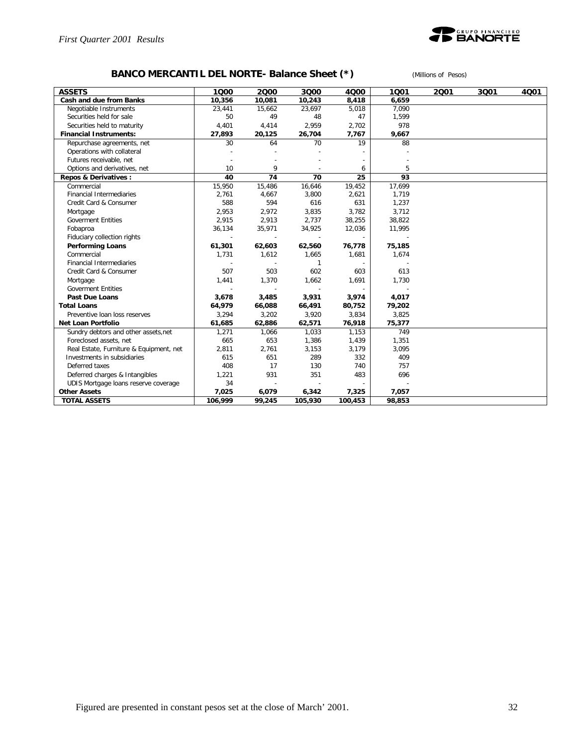## BANCO MERCANTIL DEL NORTE- Balance Sheet (*)

(Millions of Pesos)

| ASSETS | 1Q00 | 2Q00 | 3Q00 | 4Q00 | 1Q01 | 2Q01 | 3Q01 | 4Q01 |
|---|---|---|---|---|---|---|---|---|
| **Cash and due from Banks** | **10,356** | **10,081** | **10,243** | **8,418** | **6,659** | | | |
| Negotiable Instruments | 23,441 | 15,662 | 23,697 | 5,018 | 7,090 | | | |
| Securities held for sale | 50 | 49 | 48 | 47 | 1,599 | | | |
| Securities held to maturity | 4,401 | 4,414 | 2,959 | 2,702 | 978 | | | |
| **Financial Instruments:** | **27,893** | **20,125** | **26,704** | **7,767** | **9,667** | | | |
| Repurchase agreements, net | 30 | 64 | 70 | 19 | 88 | | | |
| Operations with collateral | - | - | - | - | - | | | |
| Futures receivable, net | - | - | - | - | - | | | |
| Options and derivatives, net | 10 | 9 | - | 6 | 5 | | | |
| **Repos & Derivatives :** | **40** | **74** | **70** | **25** | **93** | | | |
| Commercial | 15,950 | 15,486 | 16,646 | 19,452 | 17,699 | | | |
| Financial Intermediaries | 2,761 | 4,667 | 3,800 | 2,621 | 1,719 | | | |
| Credit Card & Consumer | 588 | 594 | 616 | 631 | 1,237 | | | |
| Mortgage | 2,953 | 2,972 | 3,835 | 3,782 | 3,712 | | | |
| Goverment Entities | 2,915 | 2,913 | 2,737 | 38,255 | 38,822 | | | |
| Fobaproa | 36,134 | 35,971 | 34,925 | 12,036 | 11,995 | | | |
| Fiduciary collection rights | - | - | - | - | - | | | |
| **Performing Loans** | **61,301** | **62,603** | **62,560** | **76,778** | **75,185** | | | |
| Commercial | 1,731 | 1,612 | 1,665 | 1,681 | 1,674 | | | |
| Financial Intermediaries | - | - | 1 | - | - | | | |
| Credit Card & Consumer | 507 | 503 | 602 | 603 | 613 | | | |
| Mortgage | 1,441 | 1,370 | 1,662 | 1,691 | 1,730 | | | |
| Goverment Entities | - | - | - | - | - | | | |
| **Past Due Loans** | **3,678** | **3,485** | **3,931** | **3,974** | **4,017** | | | |
| **Total Loans** | **64,979** | **66,088** | **66,491** | **80,752** | **79,202** | | | |
| Preventive loan loss reserves | 3,294 | 3,202 | 3,920 | 3,834 | 3,825 | | | |
| **Net Loan Portfolio** | **61,685** | **62,886** | **62,571** | **76,918** | **75,377** | | | |
| Sundry debtors and other assets,net | 1,271 | 1,066 | 1,033 | 1,153 | 749 | | | |
| Foreclosed assets, net | 665 | 653 | 1,386 | 1,439 | 1,351 | | | |
| Real Estate, Furniture & Equipment, net | 2,811 | 2,761 | 3,153 | 3,179 | 3,095 | | | |
| Investments in subsidiaries | 615 | 651 | 289 | 332 | 409 | | | |
| Deferred taxes | 408 | 17 | 130 | 740 | 757 | | | |
| Deferred charges & Intangibles | 1,221 | 931 | 351 | 483 | 696 | | | |
| UDIS Mortgage loans reserve coverage | 34 | - | - | - | - | | | |
| **Other Assets** | **7,025** | **6,079** | **6,342** | **7,325** | **7,057** | | | |
| **TOTAL ASSETS** | **106,999** | **99,245** | **105,930** | **100,453** | **98,853** | | | |

Figured are presented in constant pesos set at the close of March' 2001.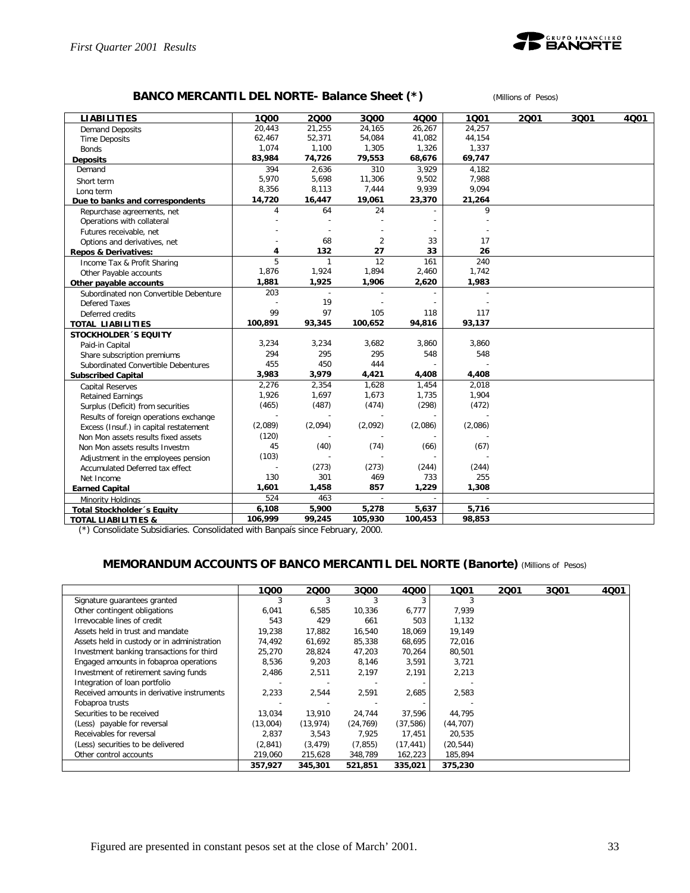## BANCO MERCANTIL DEL NORTE- Balance Sheet (*)

(Millions of Pesos)

| LIABILITIES | 1Q00 | 2Q00 | 3Q00 | 4Q00 | 1Q01 | 2Q01 | 3Q01 | 4Q01 |
|---|---|---|---|---|---|---|---|---|
| Demand Deposits | 20,443 | 21,255 | 24,165 | 26,267 | 24,257 | | | |
| Time Deposits | 62,467 | 52,371 | 54,084 | 41,082 | 44,154 | | | |
| Bonds | 1,074 | 1,100 | 1,305 | 1,326 | 1,337 | | | |
| **Deposits** | **83,984** | **74,726** | **79,553** | **68,676** | **69,747** | | | |
| Demand | 394 | 2,636 | 310 | 3,929 | 4,182 | | | |
| Short term | 5,970 | 5,698 | 11,306 | 9,502 | 7,988 | | | |
| Long term | 8,356 | 8,113 | 7,444 | 9,939 | 9,094 | | | |
| **Due to banks and correspondents** | **14,720** | **16,447** | **19,061** | **23,370** | **21,264** | | | |
| Repurchase agreements, net | 4 | 64 | 24 | - | 9 | | | |
| Operations with collateral | - | - | - | - | - | | | |
| Futures receivable, net | - | - | - | - | - | | | |
| Options and derivatives, net | - | 68 | 2 | 33 | 17 | | | |
| **Repos & Derivatives:** | **4** | **132** | **27** | **33** | **26** | | | |
| Income Tax & Profit Sharing | 5 | 1 | 12 | 161 | 240 | | | |
| Other Payable accounts | 1,876 | 1,924 | 1,894 | 2,460 | 1,742 | | | |
| **Other payable accounts** | **1,881** | **1,925** | **1,906** | **2,620** | **1,983** | | | |
| Subordinated non Convertible Debenture | 203 | - | - | - | - | | | |
| Defered Taxes | - | 19 | - | - | - | | | |
| Deferred credits | 99 | 97 | 105 | 118 | 117 | | | |
| **TOTAL LIABILITIES** | **100,891** | **93,345** | **100,652** | **94,816** | **93,137** | | | |
| **STOCKHOLDER´S EQUITY** | | | | | | | | |
| Paid-in Capital | 3,234 | 3,234 | 3,682 | 3,860 | 3,860 | | | |
| Share subscription premiums | 294 | 295 | 295 | 548 | 548 | | | |
| Subordinated Convertible Debentures | 455 | 450 | 444 | - | - | | | |
| **Subscribed Capital** | **3,983** | **3,979** | **4,421** | **4,408** | **4,408** | | | |
| Capital Reserves | 2,276 | 2,354 | 1,628 | 1,454 | 2,018 | | | |
| Retained Earnings | 1,926 | 1,697 | 1,673 | 1,735 | 1,904 | | | |
| Surplus (Deficit) from securities | (465) | (487) | (474) | (298) | (472) | | | |
| Results of foreign operations exchange | - | - | - | - | - | | | |
| Excess (Insuf.) in capital restatement | (2,089) | (2,094) | (2,092) | (2,086) | (2,086) | | | |
| Non Mon assets results fixed assets | (120) | - | - | - | - | | | |
| Non Mon assets results Investm | 45 | (40) | (74) | (66) | (67) | | | |
| Adjustment in the employees pension | (103) | - | - | - | - | | | |
| Accumulated Deferred tax effect | - | (273) | (273) | (244) | (244) | | | |
| Net Income | 130 | 301 | 469 | 733 | 255 | | | |
| **Earned Capital** | **1,601** | **1,458** | **857** | **1,229** | **1,308** | | | |
| Minority Holdings | 524 | 463 | - | - | - | | | |
| **Total Stockholder´s Equity** | **6,108** | **5,900** | **5,278** | **5,637** | **5,716** | | | |
| **TOTAL LIABILITIES &** | **106,999** | **99,245** | **105,930** | **100,453** | **98,853** | | | |

(*) Consolidate Subsidiaries. Consolidated with Banpaís since February, 2000.

## MEMORANDUM ACCOUNTS OF BANCO MERCANTIL DEL NORTE (Banorte) (Millions of Pesos)

| | 1Q00 | 2Q00 | 3Q00 | 4Q00 | 1Q01 | 2Q01 | 3Q01 | 4Q01 |
|---|---|---|---|---|---|---|---|---|
| Signature guarantees granted | 3 | 3 | 3 | 3 | 3 | | | |
| Other contingent obligations | 6,041 | 6,585 | 10,336 | 6,777 | 7,939 | | | |
| Irrevocable lines of credit | 543 | 429 | 661 | 503 | 1,132 | | | |
| Assets held in trust and mandate | 19,238 | 17,882 | 16,540 | 18,069 | 19,149 | | | |
| Assets held in custody or in administration | 74,492 | 61,692 | 85,338 | 68,695 | 72,016 | | | |
| Investment banking transactions for third | 25,270 | 28,824 | 47,203 | 70,264 | 80,501 | | | |
| Engaged amounts in fobaproa operations | 8,536 | 9,203 | 8,146 | 3,591 | 3,721 | | | |
| Investment of retirement saving funds | 2,486 | 2,511 | 2,197 | 2,191 | 2,213 | | | |
| Integration of loan portfolio | - | - | - | - | - | | | |
| Received amounts in derivative instruments | 2,233 | 2,544 | 2,591 | 2,685 | 2,583 | | | |
| Fobaproa trusts | - | - | - | - | - | | | |
| Securities to be received | 13,034 | 13,910 | 24,744 | 37,596 | 44,795 | | | |
| (Less) payable for reversal | (13,004) | (13,974) | (24,769) | (37,586) | (44,707) | | | |
| Receivables for reversal | 2,837 | 3,543 | 7,925 | 17,451 | 20,535 | | | |
| (Less) securities to be delivered | (2,841) | (3,479) | (7,855) | (17,441) | (20,544) | | | |
| Other control accounts | 219,060 | 215,628 | 348,789 | 162,223 | 185,894 | | | |
| | 357,927 | 345,301 | 521,851 | 335,021 | 375,230 | | | |

Figured are presented in constant pesos set at the close of March' 2001.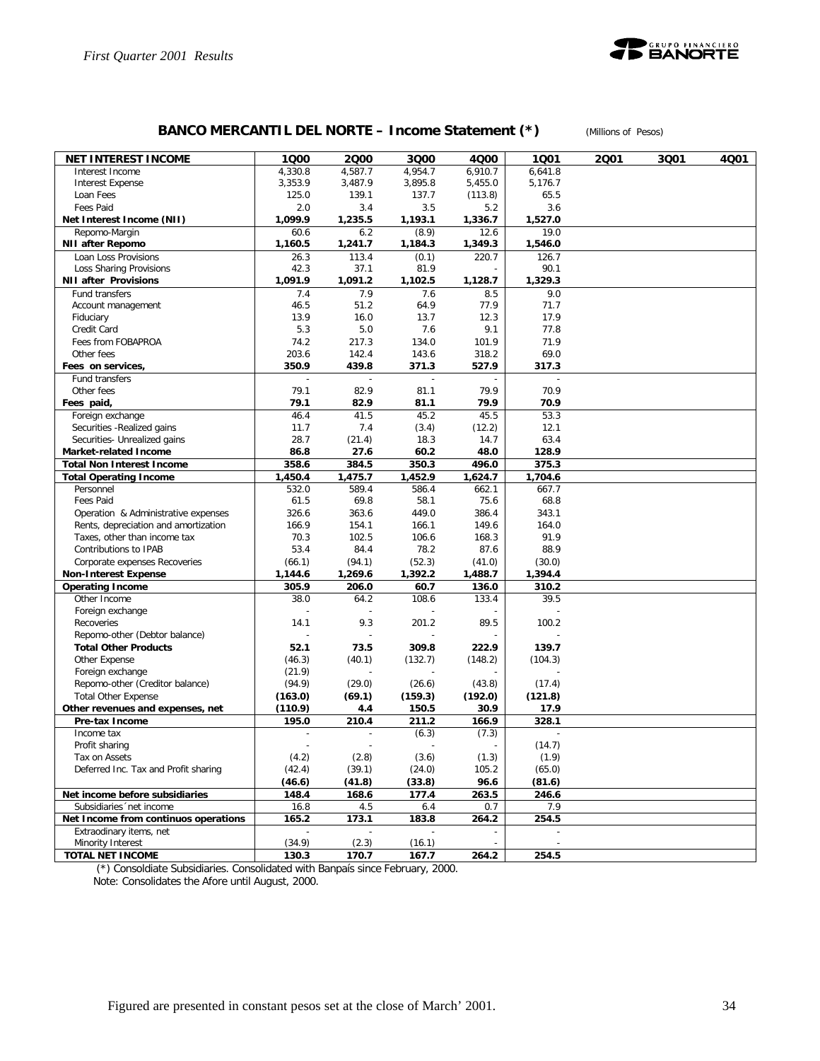## BANCO MERCANTIL DEL NORTE – Income Statement (*) (Millions of Pesos)

| NET INTEREST INCOME | 1Q00 | 2Q00 | 3Q00 | 4Q00 | 1Q01 | 2Q01 | 3Q01 | 4Q01 |
|---|---|---|---|---|---|---|---|---|
| Interest Income | 4,330.8 | 4,587.7 | 4,954.7 | 6,910.7 | 6,641.8 | | | |
| Interest Expense | 3,353.9 | 3,487.9 | 3,895.8 | 5,455.0 | 5,176.7 | | | |
| Loan Fees | 125.0 | 139.1 | 137.7 | (113.8) | 65.5 | | | |
| Fees Paid | 2.0 | 3.4 | 3.5 | 5.2 | 3.6 | | | |
| **Net Interest Income (NII)** | **1,099.9** | **1,235.5** | **1,193.1** | **1,336.7** | **1,527.0** | | | |
| Repomo-Margin | 60.6 | 6.2 | (8.9) | 12.6 | 19.0 | | | |
| **NII after Repomo** | **1,160.5** | **1,241.7** | **1,184.3** | **1,349.3** | **1,546.0** | | | |
| Loan Loss Provisions | 26.3 | 113.4 | (0.1) | 220.7 | 126.7 | | | |
| Loss Sharing Provisions | 42.3 | 37.1 | 81.9 | - | 90.1 | | | |
| **NII after Provisions** | **1,091.9** | **1,091.2** | **1,102.5** | **1,128.7** | **1,329.3** | | | |
| Fund transfers | 7.4 | 7.9 | 7.6 | 8.5 | 9.0 | | | |
| Account management | 46.5 | 51.2 | 64.9 | 77.9 | 71.7 | | | |
| Fiduciary | 13.9 | 16.0 | 13.7 | 12.3 | 17.9 | | | |
| Credit Card | 5.3 | 5.0 | 7.6 | 9.1 | 77.8 | | | |
| Fees from FOBAPROA | 74.2 | 217.3 | 134.0 | 101.9 | 71.9 | | | |
| Other fees | 203.6 | 142.4 | 143.6 | 318.2 | 69.0 | | | |
| **Fees on services,** | **350.9** | **439.8** | **371.3** | **527.9** | **317.3** | | | |
| Fund transfers | - | - | - | - | - | | | |
| Other fees | 79.1 | 82.9 | 81.1 | 79.9 | 70.9 | | | |
| **Fees paid,** | **79.1** | **82.9** | **81.1** | **79.9** | **70.9** | | | |
| Foreign exchange | 46.4 | 41.5 | 45.2 | 45.5 | 53.3 | | | |
| Securities -Realized gains | 11.7 | 7.4 | (3.4) | (12.2) | 12.1 | | | |
| Securities- Unrealized gains | 28.7 | (21.4) | 18.3 | 14.7 | 63.4 | | | |
| **Market-related Income** | **86.8** | **27.6** | **60.2** | **48.0** | **128.9** | | | |
| **Total Non Interest Income** | **358.6** | **384.5** | **350.3** | **496.0** | **375.3** | | | |
| **Total Operating Income** | **1,450.4** | **1,475.7** | **1,452.9** | **1,624.7** | **1,704.6** | | | |
| Personnel | 532.0 | 589.4 | 586.4 | 662.1 | 667.7 | | | |
| Fees Paid | 61.5 | 69.8 | 58.1 | 75.6 | 68.8 | | | |
| Operation & Administrative expenses | 326.6 | 363.6 | 449.0 | 386.4 | 343.1 | | | |
| Rents, depreciation and amortization | 166.9 | 154.1 | 166.1 | 149.6 | 164.0 | | | |
| Taxes, other than income tax | 70.3 | 102.5 | 106.6 | 168.3 | 91.9 | | | |
| Contributions to IPAB | 53.4 | 84.4 | 78.2 | 87.6 | 88.9 | | | |
| Corporate expenses Recoveries | (66.1) | (94.1) | (52.3) | (41.0) | (30.0) | | | |
| **Non-Interest Expense** | **1,144.6** | **1,269.6** | **1,392.2** | **1,488.7** | **1,394.4** | | | |
| **Operating Income** | **305.9** | **206.0** | **60.7** | **136.0** | **310.2** | | | |
| Other Income | 38.0 | 64.2 | 108.6 | 133.4 | 39.5 | | | |
| Foreign exchange | - | - | - | - | - | | | |
| Recoveries | 14.1 | 9.3 | 201.2 | 89.5 | 100.2 | | | |
| Repomo-other (Debtor balance) | - | - | - | - | - | | | |
| **Total Other Products** | **52.1** | **73.5** | **309.8** | **222.9** | **139.7** | | | |
| Other Expense | (46.3) | (40.1) | (132.7) | (148.2) | (104.3) | | | |
| Foreign exchange | (21.9) | - | - | - | - | | | |
| Repomo-other (Creditor balance) | (94.9) | (29.0) | (26.6) | (43.8) | (17.4) | | | |
| Total Other Expense | **(163.0)** | **(69.1)** | **(159.3)** | **(192.0)** | **(121.8)** | | | |
| **Other revenues and expenses, net** | **(110.9)** | **4.4** | **150.5** | **30.9** | **17.9** | | | |
| **Pre-tax Income** | **195.0** | **210.4** | **211.2** | **166.9** | **328.1** | | | |
| Income tax | - | - | (6.3) | (7.3) | - | | | |
| Profit sharing | - | - | - | - | (14.7) | | | |
| Tax on Assets | (4.2) | (2.8) | (3.6) | (1.3) | (1.9) | | | |
| Deferred Inc. Tax and Profit sharing | (42.4) | (39.1) | (24.0) | 105.2 | (65.0) | | | |
| | **(46.6)** | **(41.8)** | **(33.8)** | **96.6** | **(81.6)** | | | |
| **Net income before subsidiaries** | **148.4** | **168.6** | **177.4** | **263.5** | **246.6** | | | |
| Subsidiaries´net income | 16.8 | 4.5 | 6.4 | 0.7 | 7.9 | | | |
| **Net Income from continuos operations** | **165.2** | **173.1** | **183.8** | **264.2** | **254.5** | | | |
| Extraodinary items, net | - | - | - | - | - | | | |
| Minority Interest | (34.9) | (2.3) | (16.1) | - | - | | | |
| **TOTAL NET INCOME** | **130.3** | **170.7** | **167.7** | **264.2** | **254.5** | | | |

(*) Consoldiate Subsidiaries. Consolidated with Banpaís since February, 2000.
Note: Consolidates the Afore until August, 2000.

Figured are presented in constant pesos set at the close of March' 2001.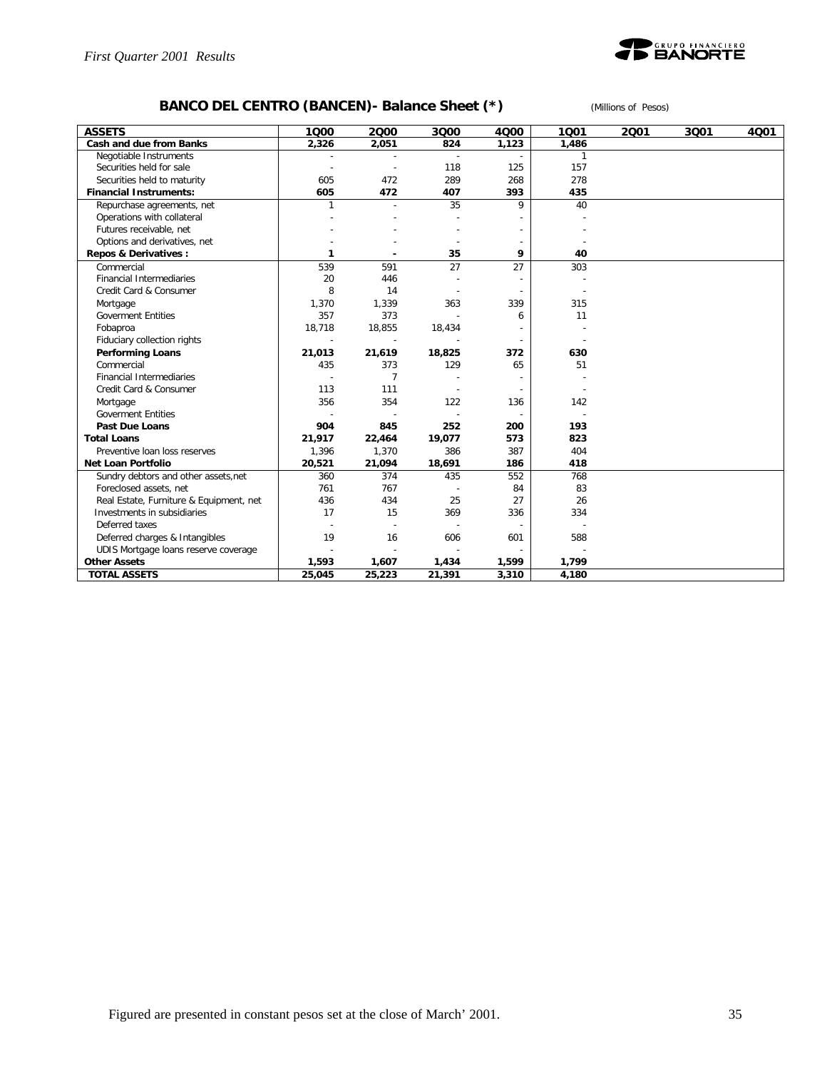## BANCO DEL CENTRO (BANCEN)- Balance Sheet (*)

(Millions of Pesos)

| ASSETS | 1Q00 | 2Q00 | 3Q00 | 4Q00 | 1Q01 | 2Q01 | 3Q01 | 4Q01 |
|---|---|---|---|---|---|---|---|---|
| **Cash and due from Banks** | **2,326** | **2,051** | **824** | **1,123** | **1,486** | | | |
| Negotiable Instruments | - | - | - | - | 1 | | | |
| Securities held for sale | - | - | 118 | 125 | 157 | | | |
| Securities held to maturity | 605 | 472 | 289 | 268 | 278 | | | |
| **Financial Instruments:** | **605** | **472** | **407** | **393** | **435** | | | |
| Repurchase agreements, net | 1 | - | 35 | 9 | 40 | | | |
| Operations with collateral | - | - | - | - | - | | | |
| Futures receivable, net | - | - | - | - | - | | | |
| Options and derivatives, net | - | - | - | - | - | | | |
| **Repos & Derivatives :** | **1** | **-** | **35** | **9** | **40** | | | |
| Commercial | 539 | 591 | 27 | 27 | 303 | | | |
| Financial Intermediaries | 20 | 446 | - | - | - | | | |
| Credit Card & Consumer | 8 | 14 | - | - | - | | | |
| Mortgage | 1,370 | 1,339 | 363 | 339 | 315 | | | |
| Goverment Entities | 357 | 373 | - | 6 | 11 | | | |
| Fobaproa | 18,718 | 18,855 | 18,434 | - | - | | | |
| Fiduciary collection rights | - | - | - | - | - | | | |
| **Performing Loans** | **21,013** | **21,619** | **18,825** | **372** | **630** | | | |
| Commercial | 435 | 373 | 129 | 65 | 51 | | | |
| Financial Intermediaries | - | 7 | - | - | - | | | |
| Credit Card & Consumer | 113 | 111 | - | - | - | | | |
| Mortgage | 356 | 354 | 122 | 136 | 142 | | | |
| Goverment Entities | - | - | - | - | - | | | |
| **Past Due Loans** | **904** | **845** | **252** | **200** | **193** | | | |
| **Total Loans** | **21,917** | **22,464** | **19,077** | **573** | **823** | | | |
| Preventive loan loss reserves | 1,396 | 1,370 | 386 | 387 | 404 | | | |
| **Net Loan Portfolio** | **20,521** | **21,094** | **18,691** | **186** | **418** | | | |
| Sundry debtors and other assets,net | 360 | 374 | 435 | 552 | 768 | | | |
| Foreclosed assets, net | 761 | 767 | - | 84 | 83 | | | |
| Real Estate, Furniture & Equipment, net | 436 | 434 | 25 | 27 | 26 | | | |
| Investments in subsidiaries | 17 | 15 | 369 | 336 | 334 | | | |
| Deferred taxes | - | - | - | - | - | | | |
| Deferred charges & Intangibles | 19 | 16 | 606 | 601 | 588 | | | |
| UDIS Mortgage loans reserve coverage | - | - | - | - | - | | | |
| **Other Assets** | **1,593** | **1,607** | **1,434** | **1,599** | **1,799** | | | |
| **TOTAL ASSETS** | **25,045** | **25,223** | **21,391** | **3,310** | **4,180** | | | |

Figured are presented in constant pesos set at the close of March' 2001.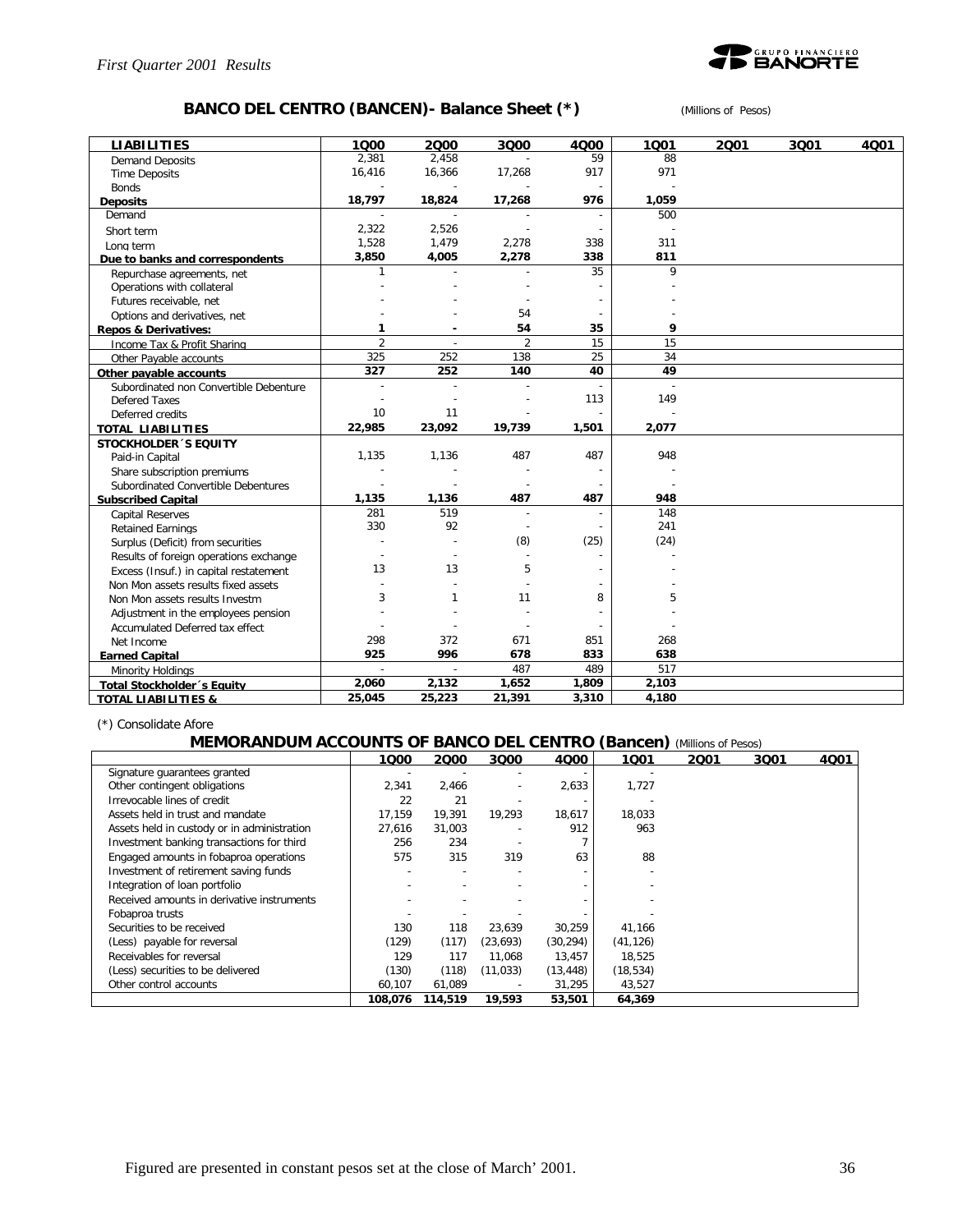## BANCO DEL CENTRO (BANCEN)- Balance Sheet (*)

(Millions of Pesos)

| LIABILITIES | 1Q00 | 2Q00 | 3Q00 | 4Q00 | 1Q01 | 2Q01 | 3Q01 | 4Q01 |
|---|---|---|---|---|---|---|---|---|
| Demand Deposits | 2,381 | 2,458 | - | 59 | 88 | | | |
| Time Deposits | 16,416 | 16,366 | 17,268 | 917 | 971 | | | |
| Bonds | - | - | - | - | - | | | |
| **Deposits** | **18,797** | **18,824** | **17,268** | **976** | **1,059** | | | |
| Demand | - | - | - | - | 500 | | | |
| Short term | 2,322 | 2,526 | - | - | - | | | |
| Long term | 1,528 | 1,479 | 2,278 | 338 | 311 | | | |
| **Due to banks and correspondents** | **3,850** | **4,005** | **2,278** | **338** | **811** | | | |
| Repurchase agreements, net | 1 | - | - | 35 | 9 | | | |
| Operations with collateral | - | - | - | - | - | | | |
| Futures receivable, net | - | - | - | - | - | | | |
| Options and derivatives, net | - | - | 54 | - | - | | | |
| **Repos & Derivatives:** | **1** | **-** | **54** | **35** | **9** | | | |
| Income Tax & Profit Sharing | 2 | - | 2 | 15 | 15 | | | |
| Other Payable accounts | 325 | 252 | 138 | 25 | 34 | | | |
| **Other payable accounts** | **327** | **252** | **140** | **40** | **49** | | | |
| Subordinated non Convertible Debenture | - | - | - | - | - | | | |
| Defered Taxes | - | - | - | 113 | 149 | | | |
| Deferred credits | 10 | 11 | - | - | - | | | |
| **TOTAL LIABILITIES** | **22,985** | **23,092** | **19,739** | **1,501** | **2,077** | | | |
| **STOCKHOLDER´S EQUITY** | | | | | | | | |
| Paid-in Capital | 1,135 | 1,136 | 487 | 487 | 948 | | | |
| Share subscription premiums | - | - | - | - | - | | | |
| Subordinated Convertible Debentures | - | - | - | - | - | | | |
| **Subscribed Capital** | **1,135** | **1,136** | **487** | **487** | **948** | | | |
| Capital Reserves | 281 | 519 | - | - | 148 | | | |
| Retained Earnings | 330 | 92 | - | - | 241 | | | |
| Surplus (Deficit) from securities | - | - | (8) | (25) | (24) | | | |
| Results of foreign operations exchange | - | - | - | - | - | | | |
| Excess (Insuf.) in capital restatement | 13 | 13 | 5 | - | - | | | |
| Non Mon assets results fixed assets | - | - | - | - | - | | | |
| Non Mon assets results Investm | 3 | 1 | 11 | 8 | 5 | | | |
| Adjustment in the employees pension | - | - | - | - | - | | | |
| Accumulated Deferred tax effect | - | - | - | - | - | | | |
| Net Income | 298 | 372 | 671 | 851 | 268 | | | |
| **Earned Capital** | **925** | **996** | **678** | **833** | **638** | | | |
| Minority Holdings | - | - | 487 | 489 | 517 | | | |
| **Total Stockholder´s Equity** | **2,060** | **2,132** | **1,652** | **1,809** | **2,103** | | | |
| **TOTAL LIABILITIES &** | **25,045** | **25,223** | **21,391** | **3,310** | **4,180** | | | |

(*) Consolidate Afore

## MEMORANDUM ACCOUNTS OF BANCO DEL CENTRO (Bancen)

(Millions of Pesos)

| | 1Q00 | 2Q00 | 3Q00 | 4Q00 | 1Q01 | 2Q01 | 3Q01 | 4Q01 |
|---|---|---|---|---|---|---|---|---|
| Signature guarantees granted | - | - | - | - | - | | | |
| Other contingent obligations | 2,341 | 2,466 | - | 2,633 | 1,727 | | | |
| Irrevocable lines of credit | 22 | 21 | - | - | - | | | |
| Assets held in trust and mandate | 17,159 | 19,391 | 19,293 | 18,617 | 18,033 | | | |
| Assets held in custody or in administration | 27,616 | 31,003 | - | 912 | 963 | | | |
| Investment banking transactions for third | 256 | 234 | - | 7 | | | | |
| Engaged amounts in fobaproa operations | 575 | 315 | 319 | 63 | 88 | | | |
| Investment of retirement saving funds | - | - | - | - | - | | | |
| Integration of loan portfolio | - | - | - | - | - | | | |
| Received amounts in derivative instruments | - | - | - | - | - | | | |
| Fobaproa trusts | - | - | - | - | - | | | |
| Securities to be received | 130 | 118 | 23,639 | 30,259 | 41,166 | | | |
| (Less) payable for reversal | (129) | (117) | (23,693) | (30,294) | (41,126) | | | |
| Receivables for reversal | 129 | 117 | 11,068 | 13,457 | 18,525 | | | |
| (Less) securities to be delivered | (130) | (118) | (11,033) | (13,448) | (18,534) | | | |
| Other control accounts | 60,107 | 61,089 | - | 31,295 | 43,527 | | | |
| | **108,076** | **114,519** | **19,593** | **53,501** | **64,369** | | | |

Figured are presented in constant pesos set at the close of March' 2001.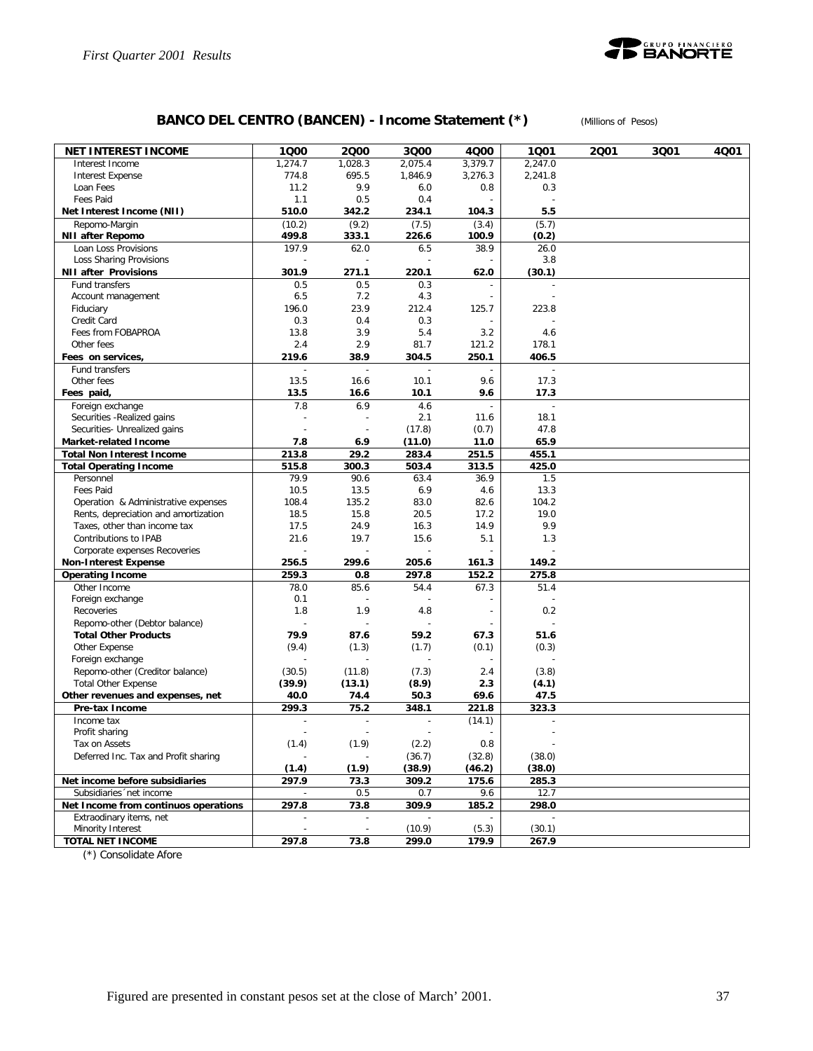## BANCO DEL CENTRO (BANCEN) - Income Statement (*)

(Millions of Pesos)

| NET INTEREST INCOME | 1Q00 | 2Q00 | 3Q00 | 4Q00 | 1Q01 | 2Q01 | 3Q01 | 4Q01 |
|---|---|---|---|---|---|---|---|---|
| Interest Income | 1,274.7 | 1,028.3 | 2,075.4 | 3,379.7 | 2,247.0 | | | |
| Interest Expense | 774.8 | 695.5 | 1,846.9 | 3,276.3 | 2,241.8 | | | |
| Loan Fees | 11.2 | 9.9 | 6.0 | 0.8 | 0.3 | | | |
| Fees Paid | 1.1 | 0.5 | 0.4 | - | - | | | |
| **Net Interest Income (NII)** | **510.0** | **342.2** | **234.1** | **104.3** | **5.5** | | | |
| Repomo-Margin | (10.2) | (9.2) | (7.5) | (3.4) | (5.7) | | | |
| **NII after Repomo** | **499.8** | **333.1** | **226.6** | **100.9** | **(0.2)** | | | |
| Loan Loss Provisions | 197.9 | 62.0 | 6.5 | 38.9 | 26.0 | | | |
| Loss Sharing Provisions | - | - | - | - | 3.8 | | | |
| **NII after Provisions** | **301.9** | **271.1** | **220.1** | **62.0** | **(30.1)** | | | |
| Fund transfers | 0.5 | 0.5 | 0.3 | - | - | | | |
| Account management | 6.5 | 7.2 | 4.3 | - | - | | | |
| Fiduciary | 196.0 | 23.9 | 212.4 | 125.7 | 223.8 | | | |
| Credit Card | 0.3 | 0.4 | 0.3 | - | - | | | |
| Fees from FOBAPROA | 13.8 | 3.9 | 5.4 | 3.2 | 4.6 | | | |
| Other fees | 2.4 | 2.9 | 81.7 | 121.2 | 178.1 | | | |
| **Fees on services,** | **219.6** | **38.9** | **304.5** | **250.1** | **406.5** | | | |
| Fund transfers | - | - | - | - | - | | | |
| Other fees | 13.5 | 16.6 | 10.1 | 9.6 | 17.3 | | | |
| **Fees paid,** | **13.5** | **16.6** | **10.1** | **9.6** | **17.3** | | | |
| Foreign exchange | 7.8 | 6.9 | 4.6 | - | - | | | |
| Securities -Realized gains | - | - | 2.1 | 11.6 | 18.1 | | | |
| Securities- Unrealized gains | - | - | (17.8) | (0.7) | 47.8 | | | |
| **Market-related Income** | **7.8** | **6.9** | **(11.0)** | **11.0** | **65.9** | | | |
| **Total Non Interest Income** | **213.8** | **29.2** | **283.4** | **251.5** | **455.1** | | | |
| **Total Operating Income** | **515.8** | **300.3** | **503.4** | **313.5** | **425.0** | | | |
| Personnel | 79.9 | 90.6 | 63.4 | 36.9 | 1.5 | | | |
| Fees Paid | 10.5 | 13.5 | 6.9 | 4.6 | 13.3 | | | |
| Operation & Administrative expenses | 108.4 | 135.2 | 83.0 | 82.6 | 104.2 | | | |
| Rents, depreciation and amortization | 18.5 | 15.8 | 20.5 | 17.2 | 19.0 | | | |
| Taxes, other than income tax | 17.5 | 24.9 | 16.3 | 14.9 | 9.9 | | | |
| Contributions to IPAB | 21.6 | 19.7 | 15.6 | 5.1 | 1.3 | | | |
| Corporate expenses Recoveries | - | - | - | - | - | | | |
| **Non-Interest Expense** | **256.5** | **299.6** | **205.6** | **161.3** | **149.2** | | | |
| **Operating Income** | **259.3** | **0.8** | **297.8** | **152.2** | **275.8** | | | |
| Other Income | 78.0 | 85.6 | 54.4 | 67.3 | 51.4 | | | |
| Foreign exchange | 0.1 | - | - | - | - | | | |
| Recoveries | 1.8 | 1.9 | 4.8 | - | 0.2 | | | |
| Repomo-other (Debtor balance) | - | - | - | - | - | | | |
| **Total Other Products** | **79.9** | **87.6** | **59.2** | **67.3** | **51.6** | | | |
| Other Expense | (9.4) | (1.3) | (1.7) | (0.1) | (0.3) | | | |
| Foreign exchange | - | - | - | - | - | | | |
| Repomo-other (Creditor balance) | (30.5) | (11.8) | (7.3) | 2.4 | (3.8) | | | |
| Total Other Expense | **(39.9)** | **(13.1)** | **(8.9)** | **2.3** | **(4.1)** | | | |
| **Other revenues and expenses, net** | **40.0** | **74.4** | **50.3** | **69.6** | **47.5** | | | |
| **Pre-tax Income** | **299.3** | **75.2** | **348.1** | **221.8** | **323.3** | | | |
| Income tax | - | - | - | (14.1) | - | | | |
| Profit sharing | - | - | - | - | - | | | |
| Tax on Assets | (1.4) | (1.9) | (2.2) | 0.8 | - | | | |
| Deferred Inc. Tax and Profit sharing | - | - | (36.7) | (32.8) | (38.0) | | | |
| | **(1.4)** | **(1.9)** | **(38.9)** | **(46.2)** | **(38.0)** | | | |
| **Net income before subsidiaries** | **297.9** | **73.3** | **309.2** | **175.6** | **285.3** | | | |
| Subsidiaries´net income | - | 0.5 | 0.7 | 9.6 | 12.7 | | | |
| **Net Income from continuos operations** | **297.8** | **73.8** | **309.9** | **185.2** | **298.0** | | | |
| Extraodinary items, net | - | - | - | - | - | | | |
| Minority Interest | - | - | (10.9) | (5.3) | (30.1) | | | |
| **TOTAL NET INCOME** | **297.8** | **73.8** | **299.0** | **179.9** | **267.9** | | | |

(*) Consolidate Afore

Figured are presented in constant pesos set at the close of March' 2001.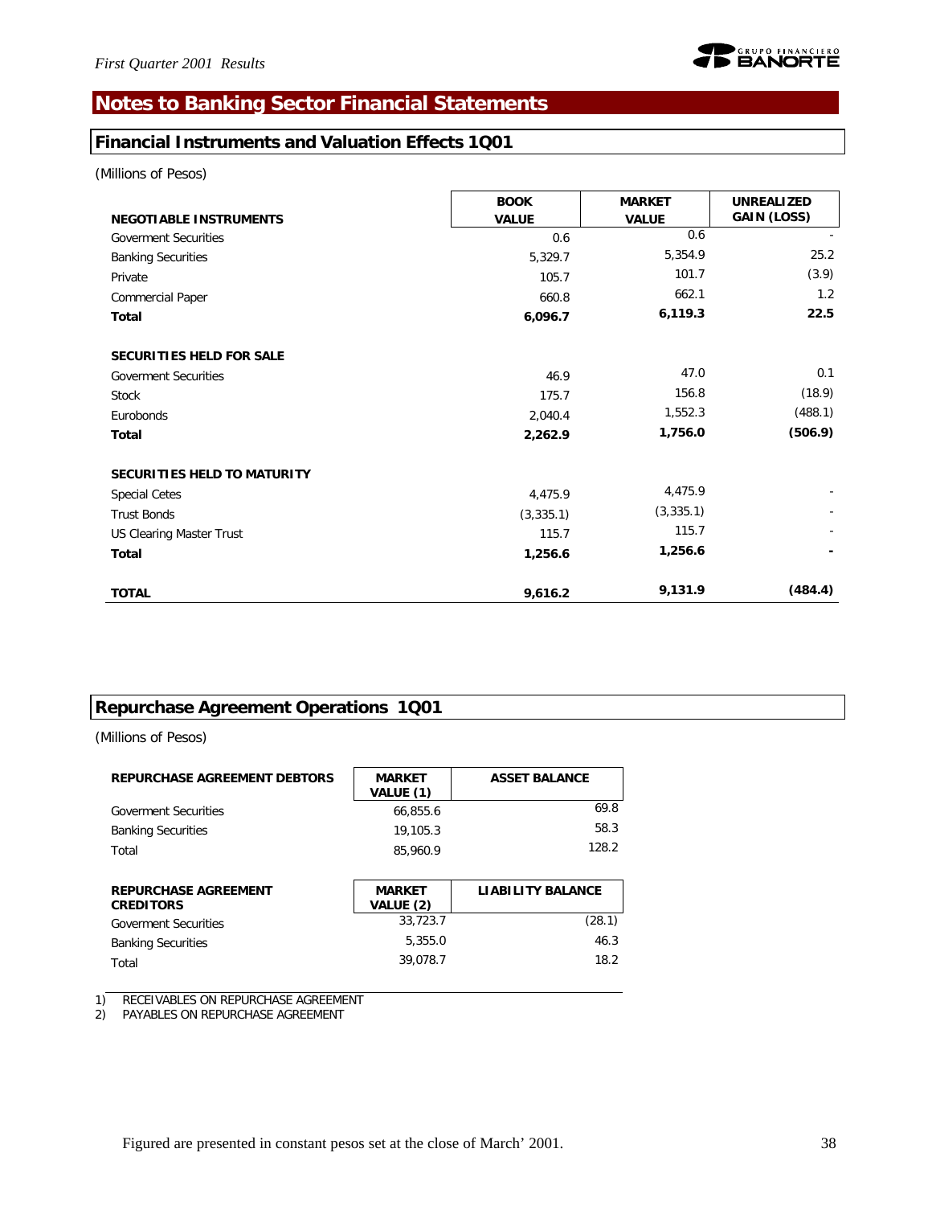## Notes to Banking Sector Financial Statements

### Financial Instruments and Valuation Effects 1Q01

(Millions of Pesos)

| NEGOTIABLE INSTRUMENTS | BOOK VALUE | MARKET VALUE | UNREALIZED GAIN (LOSS) |
|---|---|---|---|
| Goverment Securities | 0.6 | 0.6 | - |
| Banking Securities | 5,329.7 | 5,354.9 | 25.2 |
| Private | 105.7 | 101.7 | (3.9) |
| Commercial Paper | 660.8 | 662.1 | 1.2 |
| **Total** | **6,096.7** | **6,119.3** | **22.5** |
| **SECURITIES HELD FOR SALE** | | | |
| Goverment Securities | 46.9 | 47.0 | 0.1 |
| Stock | 175.7 | 156.8 | (18.9) |
| Eurobonds | 2,040.4 | 1,552.3 | (488.1) |
| **Total** | **2,262.9** | **1,756.0** | **(506.9)** |
| **SECURITIES HELD TO MATURITY** | | | |
| Special Cetes | 4,475.9 | 4,475.9 | - |
| Trust Bonds | (3,335.1) | (3,335.1) | - |
| US Clearing Master Trust | 115.7 | 115.7 | - |
| **Total** | **1,256.6** | **1,256.6** | **-** |
| **TOTAL** | **9,616.2** | **9,131.9** | **(484.4)** |

### Repurchase Agreement Operations 1Q01

(Millions of Pesos)

| REPURCHASE AGREEMENT DEBTORS | MARKET VALUE (1) | ASSET BALANCE |
|---|---|---|
| Goverment Securities | 66,855.6 | 69.8 |
| Banking Securities | 19,105.3 | 58.3 |
| Total | 85,960.9 | 128.2 |

| REPURCHASE AGREEMENT CREDITORS | MARKET VALUE (2) | LIABILITY BALANCE |
|---|---|---|
| Goverment Securities | 33,723.7 | (28.1) |
| Banking Securities | 5,355.0 | 46.3 |
| Total | 39,078.7 | 18.2 |

1) RECEIVABLES ON REPURCHASE AGREEMENT
2) PAYABLES ON REPURCHASE AGREEMENT

Figured are presented in constant pesos set at the close of March' 2001.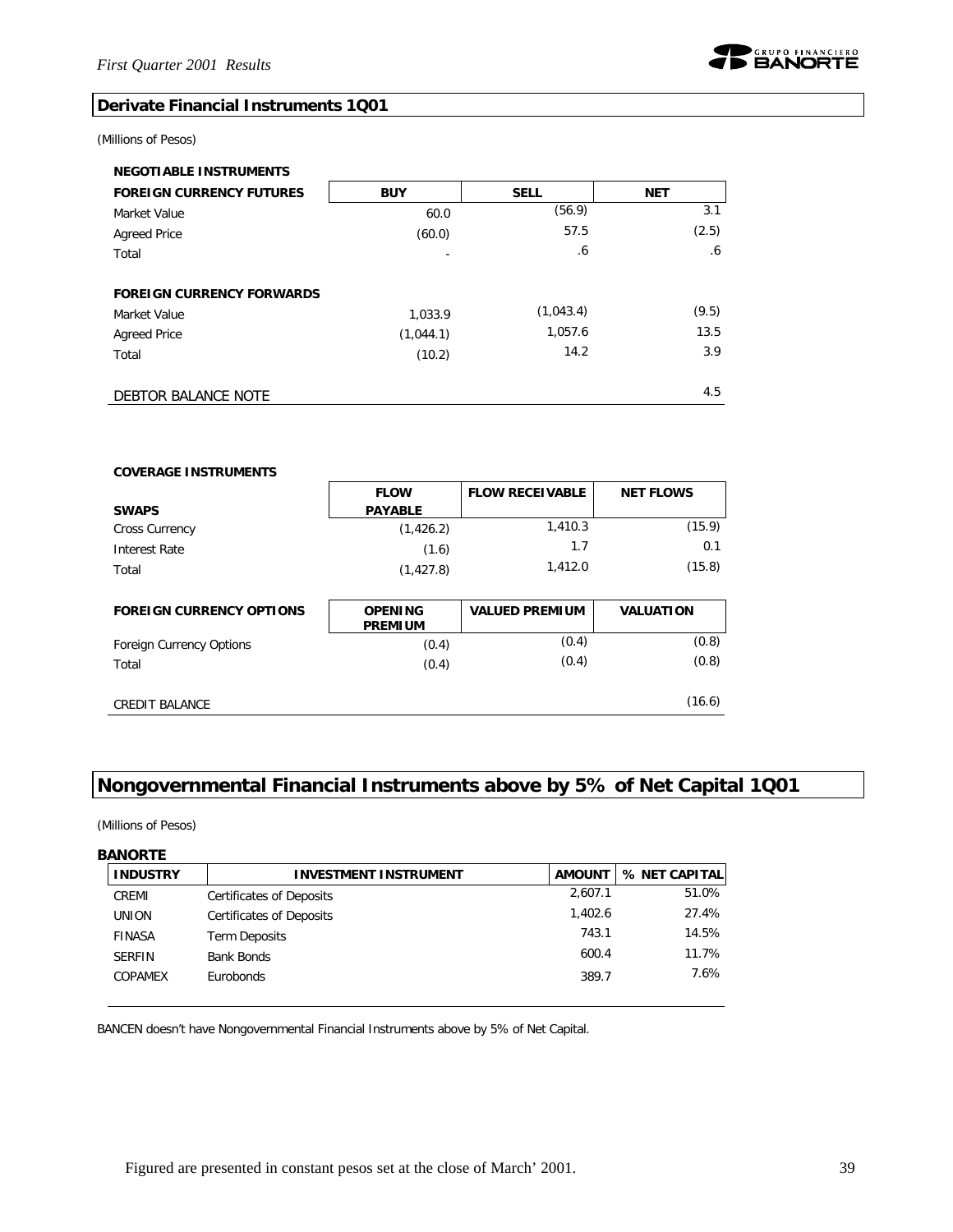## Derivate Financial Instruments 1Q01

(Millions of Pesos)

**NEGOTIABLE INSTRUMENTS**

| **FOREIGN CURRENCY FUTURES** | **BUY** | **SELL** | **NET** |
|---|---|---|---|
| Market Value | 60.0 | (56.9) | 3.1 |
| Agreed Price | (60.0) | 57.5 | (2.5) |
| Total | - | .6 | .6 |
| | | | |
| **FOREIGN CURRENCY FORWARDS** | | | |
| Market Value | 1,033.9 | (1,043.4) | (9.5) |
| Agreed Price | (1,044.1) | 1,057.6 | 13.5 |
| Total | (10.2) | 14.2 | 3.9 |
| | | | |
| DEBTOR BALANCE NOTE | | | 4.5 |

**COVERAGE INSTRUMENTS**

| **SWAPS** | **FLOW PAYABLE** | **FLOW RECEIVABLE** | **NET FLOWS** |
|---|---|---|---|
| Cross Currency | (1,426.2) | 1,410.3 | (15.9) |
| Interest Rate | (1.6) | 1.7 | 0.1 |
| Total | (1,427.8) | 1,412.0 | (15.8) |

| **FOREIGN CURRENCY OPTIONS** | **OPENING PREMIUM** | **VALUED PREMIUM** | **VALUATION** |
|---|---|---|---|
| Foreign Currency Options | (0.4) | (0.4) | (0.8) |
| Total | (0.4) | (0.4) | (0.8) |
| | | | |
| CREDIT BALANCE | | | (16.6) |

## Nongovernmental Financial Instruments above by 5% of Net Capital 1Q01

(Millions of Pesos)

**BANORTE**

| **INDUSTRY** | **INVESTMENT INSTRUMENT** | **AMOUNT** | **% NET CAPITAL** |
|---|---|---|---|
| CREMI | Certificates of Deposits | 2,607.1 | 51.0% |
| UNION | Certificates of Deposits | 1,402.6 | 27.4% |
| FINASA | Term Deposits | 743.1 | 14.5% |
| SERFIN | Bank Bonds | 600.4 | 11.7% |
| COPAMEX | Eurobonds | 389.7 | 7.6% |

BANCEN doesn't have Nongovernmental Financial Instruments above by 5% of Net Capital.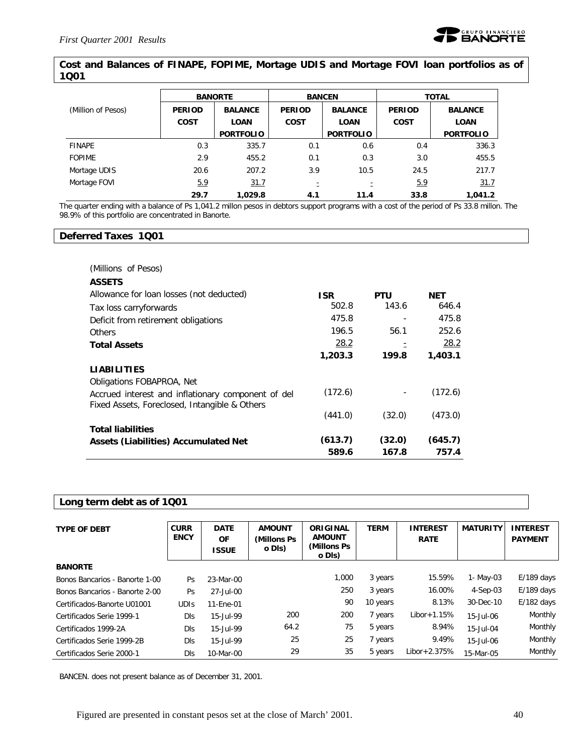## Cost and Balances of FINAPE, FOPIME, Mortage UDIS and Mortage FOVI loan portfolios as of 1Q01

| (Million of Pesos) | BANORTE | | BANCEN | | TOTAL | |
|---|---|---|---|---|---|---|
| | PERIOD COST | BALANCE LOAN PORTFOLIO | PERIOD COST | BALANCE LOAN PORTFOLIO | PERIOD COST | BALANCE LOAN PORTFOLIO |
| FINAPE | 0.3 | 335.7 | 0.1 | 0.6 | 0.4 | 336.3 |
| FOPIME | 2.9 | 455.2 | 0.1 | 0.3 | 3.0 | 455.5 |
| Mortage UDIS | 20.6 | 207.2 | 3.9 | 10.5 | 24.5 | 217.7 |
| Mortage FOVI | 5.9 | 31.7 | - | - | 5.9 | 31.7 |
| | **29.7** | **1,029.8** | **4.1** | **11.4** | **33.8** | **1,041.2** |

The quarter ending with a balance of Ps 1,041.2 millon pesos in debtors support programs with a cost of the period of Ps 33.8 millon. The 98.9% of this portfolio are concentrated in Banorte.

## Deferred Taxes 1Q01

| (Millions of Pesos) | | | |
|---|---|---|---|
| **ASSETS** | **ISR** | **PTU** | **NET** |
| Allowance for loan losses (not deducted) | 502.8 | 143.6 | 646.4 |
| Tax loss carryforwards | 475.8 | - | 475.8 |
| Deficit from retirement obligations | 196.5 | 56.1 | 252.6 |
| Others | 28.2 | - | 28.2 |
| **Total Assets** | **1,203.3** | **199.8** | **1,403.1** |
| **LIABILITIES** | | | |
| Obligations FOBAPROA, Net | (172.6) | - | (172.6) |
| Accrued interest and inflationary component of del Fixed Assets, Foreclosed, Intangible & Others | (441.0) | (32.0) | (473.0) |
| **Total liabilities** | **(613.7)** | **(32.0)** | **(645.7)** |
| **Assets (Liabilities) Accumulated Net** | **589.6** | **167.8** | **757.4** |

## Long term debt as of 1Q01

| TYPE OF DEBT | CURRENCY | DATE OF ISSUE | AMOUNT (Millons Ps o Dls) | ORIGINAL AMOUNT (Millons Ps o Dls) | TERM | INTEREST RATE | MATURITY | INTEREST PAYMENT |
|---|---|---|---|---|---|---|---|---|
| **BANORTE** | | | | | | | | |
| Bonos Bancarios - Banorte 1-00 | Ps | 23-Mar-00 | | 1,000 | 3 years | 15.59% | 1- May-03 | E/189 days |
| Bonos Bancarios - Banorte 2-00 | Ps | 27-Jul-00 | | 250 | 3 years | 16.00% | 4-Sep-03 | E/189 days |
| Certificados-Banorte U01001 | UDIs | 11-Ene-01 | | 90 | 10 years | 8.13% | 30-Dec-10 | E/182 days |
| Certificados Serie 1999-1 | Dls | 15-Jul-99 | 200 | 200 | 7 years | Libor+1.15% | 15-Jul-06 | Monthly |
| Certificados 1999-2A | Dls | 15-Jul-99 | 64.2 | 75 | 5 years | 8.94% | 15-Jul-04 | Monthly |
| Certificados Serie 1999-2B | Dls | 15-Jul-99 | 25 | 25 | 7 years | 9.49% | 15-Jul-06 | Monthly |
| Certificados Serie 2000-1 | Dls | 10-Mar-00 | 29 | 35 | 5 years | Libor+2.375% | 15-Mar-05 | Monthly |

BANCEN. does not present balance as of December 31, 2001.

Figured are presented in constant pesos set at the close of March' 2001.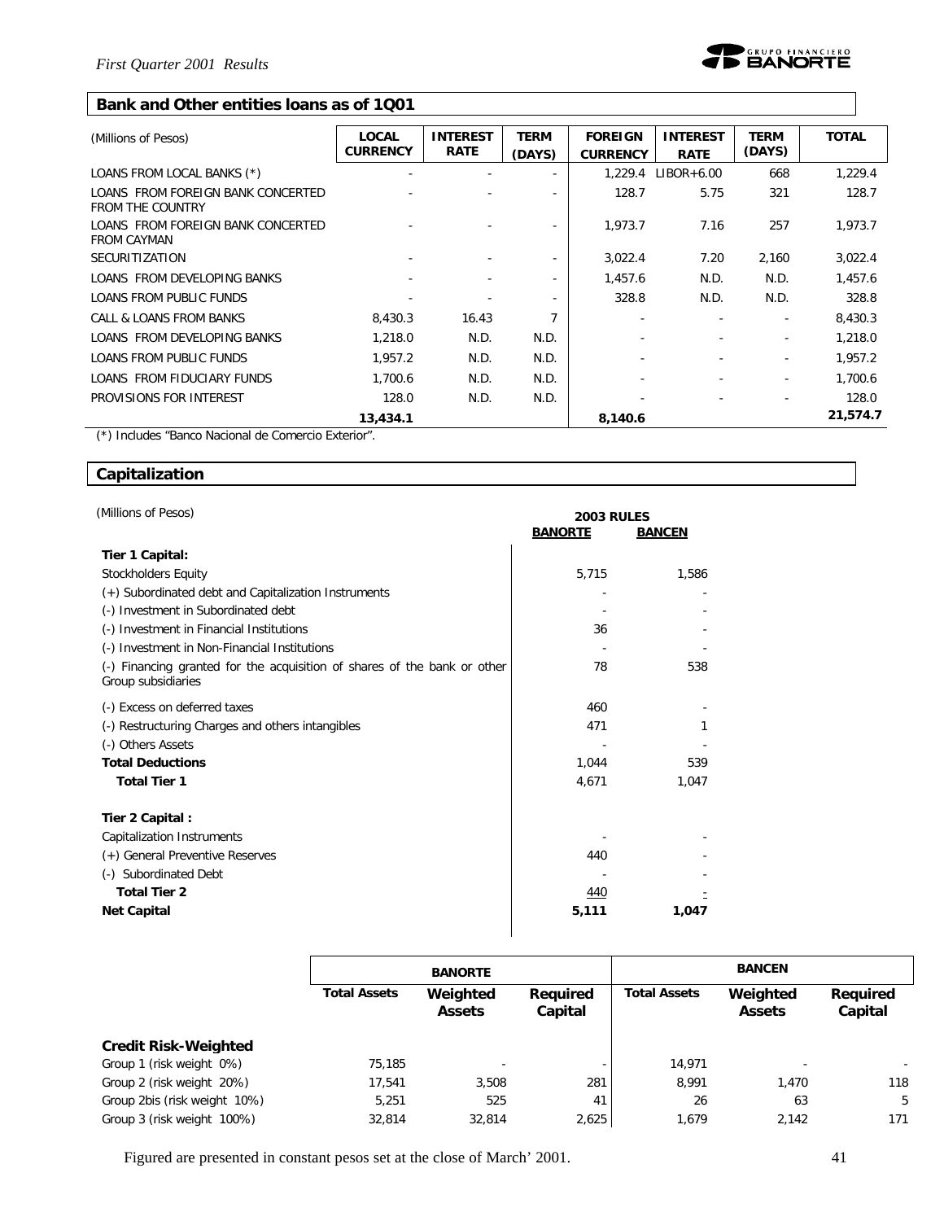## Bank and Other entities loans as of 1Q01

| (Millions of Pesos) | LOCAL CURRENCY | INTEREST RATE | TERM (DAYS) | FOREIGN CURRENCY | INTEREST RATE | TERM (DAYS) | TOTAL |
|---|---|---|---|---|---|---|---|
| LOANS FROM LOCAL BANKS (*) | - | - | - | 1,229.4 | LIBOR+6.00 | 668 | 1,229.4 |
| LOANS FROM FOREIGN BANK CONCERTED FROM THE COUNTRY | - | - | - | 128.7 | 5.75 | 321 | 128.7 |
| LOANS FROM FOREIGN BANK CONCERTED FROM CAYMAN | - | - | - | 1,973.7 | 7.16 | 257 | 1,973.7 |
| SECURITIZATION | - | - | - | 3,022.4 | 7.20 | 2,160 | 3,022.4 |
| LOANS FROM DEVELOPING BANKS | - | - | - | 1,457.6 | N.D. | N.D. | 1,457.6 |
| LOANS FROM PUBLIC FUNDS | - | - | - | 328.8 | N.D. | N.D. | 328.8 |
| CALL & LOANS FROM BANKS | 8,430.3 | 16.43 | 7 | - | - | - | 8,430.3 |
| LOANS FROM DEVELOPING BANKS | 1,218.0 | N.D. | N.D. | - | - | - | 1,218.0 |
| LOANS FROM PUBLIC FUNDS | 1,957.2 | N.D. | N.D. | - | - | - | 1,957.2 |
| LOANS FROM FIDUCIARY FUNDS | 1,700.6 | N.D. | N.D. | - | - | - | 1,700.6 |
| PROVISIONS FOR INTEREST | 128.0 | N.D. | N.D. | - | - | - | 128.0 |
| | **13,434.1** | | | **8,140.6** | | | **21,574.7** |

(*) Includes "Banco Nacional de Comercio Exterior".

## Capitalization

| (Millions of Pesos) | 2003 RULES | |
|---|---|---|
| | **BANORTE** | **BANCEN** |
| **Tier 1 Capital:** | | |
| Stockholders Equity | 5,715 | 1,586 |
| (+) Subordinated debt and Capitalization Instruments | - | - |
| (-) Investment in Subordinated debt | - | - |
| (-) Investment in Financial Institutions | 36 | - |
| (-) Investment in Non-Financial Institutions | - | - |
| (-) Financing granted for the acquisition of shares of the bank or other Group subsidiaries | 78 | 538 |
| (-) Excess on deferred taxes | 460 | - |
| (-) Restructuring Charges and others intangibles | 471 | 1 |
| (-) Others Assets | - | - |
| **Total Deductions** | 1,044 | 539 |
| **Total Tier 1** | 4,671 | 1,047 |
| **Tier 2 Capital :** | | |
| Capitalization Instruments | - | - |
| (+) General Preventive Reserves | 440 | - |
| (-) Subordinated Debt | - | - |
| **Total Tier 2** | 440 | - |
| **Net Capital** | **5,111** | **1,047** |

| | BANORTE | | | BANCEN | | |
|---|---|---|---|---|---|---|
| | **Total Assets** | **Weighted Assets** | **Required Capital** | **Total Assets** | **Weighted Assets** | **Required Capital** |
| **Credit Risk-Weighted** | | | | | | |
| Group 1 (risk weight 0%) | 75,185 | - | - | 14,971 | - | - |
| Group 2 (risk weight 20%) | 17,541 | 3,508 | 281 | 8,991 | 1,470 | 118 |
| Group 2bis (risk weight 10%) | 5,251 | 525 | 41 | 26 | 63 | 5 |
| Group 3 (risk weight 100%) | 32,814 | 32,814 | 2,625 | 1,679 | 2,142 | 171 |

Figured are presented in constant pesos set at the close of March' 2001.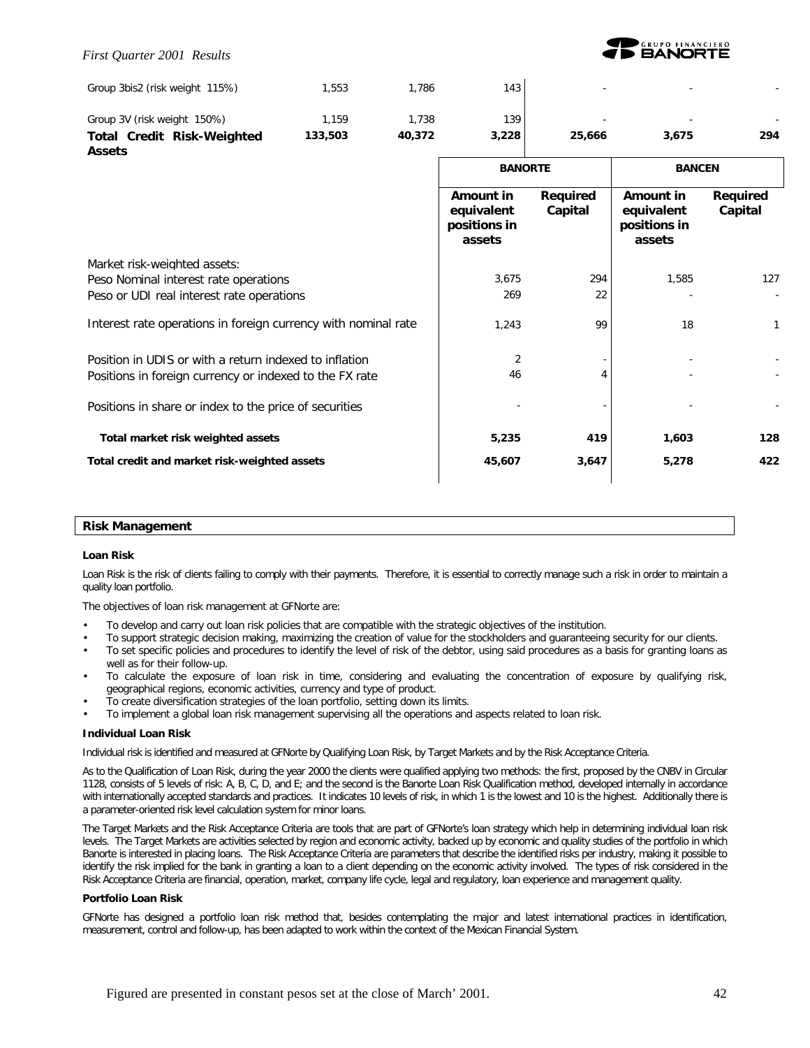| | | | | | | |
|---|---|---|---|---|---|---|
| Group 3bis2 (risk weight 115%) | 1,553 | 1,786 | 143 | - | - | - |
| Group 3V (risk weight 150%) | 1,159 | 1,738 | 139 | - | - | - |
| **Total Credit Risk-Weighted Assets** | **133,503** | **40,372** | **3,228** | **25,666** | **3,675** | **294** |

| | BANORTE | | BANCEN | |
|---|---|---|---|---|
| | **Amount in equivalent positions in assets** | **Required Capital** | **Amount in equivalent positions in assets** | **Required Capital** |
| Market risk-weighted assets: | | | | |
| Peso Nominal interest rate operations | 3,675 | 294 | 1,585 | 127 |
| Peso or UDI real interest rate operations | 269 | 22 | - | - |
| Interest rate operations in foreign currency with nominal rate | 1,243 | 99 | 18 | 1 |
| Position in UDIS or with a return indexed to inflation | 2 | - | - | - |
| Positions in foreign currency or indexed to the FX rate | 46 | 4 | - | - |
| Positions in share or index to the price of securities | - | - | - | - |
| **Total market risk weighted assets** | **5,235** | **419** | **1,603** | **128** |
| **Total credit and market risk-weighted assets** | **45,607** | **3,647** | **5,278** | **422** |

## Risk Management

### Loan Risk

Loan Risk is the risk of clients failing to comply with their payments. Therefore, it is essential to correctly manage such a risk in order to maintain a quality loan portfolio.

The objectives of loan risk management at GFNorte are:

- To develop and carry out loan risk policies that are compatible with the strategic objectives of the institution.
- To support strategic decision making, maximizing the creation of value for the stockholders and guaranteeing security for our clients.
- To set specific policies and procedures to identify the level of risk of the debtor, using said procedures as a basis for granting loans as well as for their follow-up.
- To calculate the exposure of loan risk in time, considering and evaluating the concentration of exposure by qualifying risk, geographical regions, economic activities, currency and type of product.
- To create diversification strategies of the loan portfolio, setting down its limits.
- To implement a global loan risk management supervising all the operations and aspects related to loan risk.

### Individual Loan Risk

Individual risk is identified and measured at GFNorte by Qualifying Loan Risk, by Target Markets and by the Risk Acceptance Criteria.

As to the Qualification of Loan Risk, during the year 2000 the clients were qualified applying two methods: the first, proposed by the CNBV in Circular 1128, consists of 5 levels of risk: A, B, C, D, and E; and the second is the Banorte Loan Risk Qualification method, developed internally in accordance with internationally accepted standards and practices. It indicates 10 levels of risk, in which 1 is the lowest and 10 is the highest. Additionally there is a parameter-oriented risk level calculation system for minor loans.

The Target Markets and the Risk Acceptance Criteria are tools that are part of GFNorte's loan strategy which help in determining individual loan risk levels. The Target Markets are activities selected by region and economic activity, backed up by economic and quality studies of the portfolio in which Banorte is interested in placing loans. The Risk Acceptance Criteria are parameters that describe the identified risks per industry, making it possible to identify the risk implied for the bank in granting a loan to a client depending on the economic activity involved. The types of risk considered in the Risk Acceptance Criteria are financial, operation, market, company life cycle, legal and regulatory, loan experience and management quality.

### Portfolio Loan Risk

GFNorte has designed a portfolio loan risk method that, besides contemplating the major and latest international practices in identification, measurement, control and follow-up, has been adapted to work within the context of the Mexican Financial System.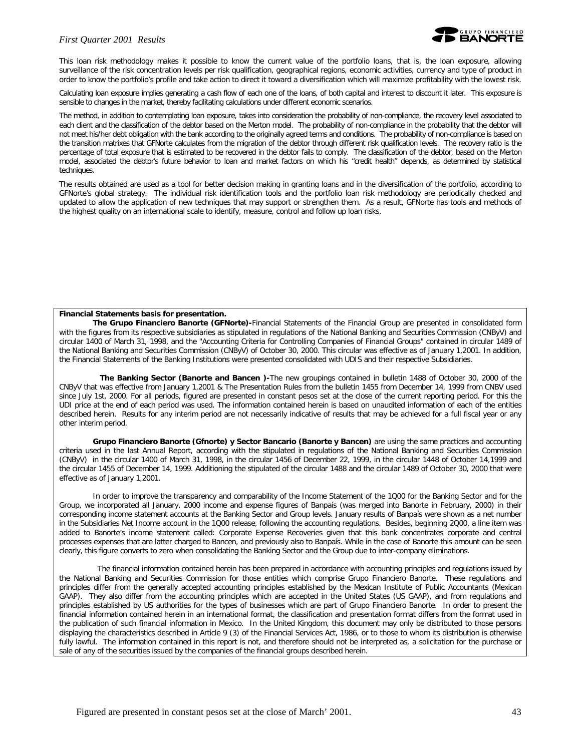This loan risk methodology makes it possible to know the current value of the portfolio loans, that is, the loan exposure, allowing surveillance of the risk concentration levels per risk qualification, geographical regions, economic activities, currency and type of product in order to know the portfolio's profile and take action to direct it toward a diversification which will maximize profitability with the lowest risk.

Calculating loan exposure implies generating a cash flow of each one of the loans, of both capital and interest to discount it later. This exposure is sensible to changes in the market, thereby facilitating calculations under different economic scenarios.

The method, in addition to contemplating loan exposure, takes into consideration the probability of non-compliance, the recovery level associated to each client and the classification of the debtor based on the Merton model. The probability of non-compliance in the probability that the debtor will not meet his/her debt obligation with the bank according to the originally agreed terms and conditions. The probability of non-compliance is based on the transition matrixes that GFNorte calculates from the migration of the debtor through different risk qualification levels. The recovery ratio is the percentage of total exposure that is estimated to be recovered in the debtor fails to comply. The classification of the debtor, based on the Merton model, associated the debtor's future behavior to loan and market factors on which his "credit health" depends, as determined by statistical techniques.

The results obtained are used as a tool for better decision making in granting loans and in the diversification of the portfolio, according to GFNorte's global strategy. The individual risk identification tools and the portfolio loan risk methodology are periodically checked and updated to allow the application of new techniques that may support or strengthen them. As a result, GFNorte has tools and methods of the highest quality on an international scale to identify, measure, control and follow up loan risks.

**Financial Statements basis for presentation.**

**The Grupo Financiero Banorte (GFNorte)-**Financial Statements of the Financial Group are presented in consolidated form with the figures from its respective subsidiaries as stipulated in regulations of the National Banking and Securities Commission (CNByV) and circular 1400 of March 31, 1998, and the "Accounting Criteria for Controlling Companies of Financial Groups" contained in circular 1489 of the National Banking and Securities Commission (CNByV) of October 30, 2000. This circular was effective as of January 1,2001. In addition, the Financial Statements of the Banking Institutions were presented consolidated with UDIS and their respective Subsidiaries.

**The Banking Sector (Banorte and Bancen )-**The new groupings contained in bulletin 1488 of October 30, 2000 of the CNByV that was effective from January 1,2001 & The Presentation Rules from the bulletin 1455 from December 14, 1999 from CNBV used since July 1st, 2000. For all periods, figured are presented in constant pesos set at the close of the current reporting period. For this the UDI price at the end of each period was used. The information contained herein is based on unaudited information of each of the entities described herein. Results for any interim period are not necessarily indicative of results that may be achieved for a full fiscal year or any other interim period.

**Grupo Financiero Banorte (Gfnorte) y Sector Bancario (Banorte y Bancen)** are using the same practices and accounting criteria used in the last Annual Report, according with the stipulated in regulations of the National Banking and Securities Commission (CNByV) in the circular 1400 of March 31, 1998, in the circular 1456 of December 22, 1999, in the circular 1448 of October 14,1999 and the circular 1455 of December 14, 1999. Additioning the stipulated of the circular 1488 and the circular 1489 of October 30, 2000 that were effective as of January 1,2001.

In order to improve the transparency and comparability of the Income Statement of the 1Q00 for the Banking Sector and for the Group, we incorporated all January, 2000 income and expense figures of Banpaís (was merged into Banorte in February, 2000) in their corresponding income statement accounts at the Banking Sector and Group levels. January results of Banpaís were shown as a net number in the Subsidiaries Net Income account in the 1Q00 release, following the accounting regulations. Besides, beginning 2Q00, a line item was added to Banorte's income statement called: Corporate Expense Recoveries given that this bank concentrates corporate and central processes expenses that are latter charged to Bancen, and previously also to Banpaís. While in the case of Banorte this amount can be seen clearly, this figure converts to zero when consolidating the Banking Sector and the Group due to inter-company eliminations.

The financial information contained herein has been prepared in accordance with accounting principles and regulations issued by the National Banking and Securities Commission for those entities which comprise Grupo Financiero Banorte. These regulations and principles differ from the generally accepted accounting principles established by the Mexican Institute of Public Accountants (Mexican GAAP). They also differ from the accounting principles which are accepted in the United States (US GAAP), and from regulations and principles established by US authorities for the types of businesses which are part of Grupo Financiero Banorte. In order to present the financial information contained herein in an international format, the classification and presentation format differs from the format used in the publication of such financial information in Mexico. In the United Kingdom, this document may only be distributed to those persons displaying the characteristics described in Article 9 (3) of the Financial Services Act, 1986, or to those to whom its distribution is otherwise fully lawful. The information contained in this report is not, and therefore should not be interpreted as, a solicitation for the purchase or sale of any of the securities issued by the companies of the financial groups described herein.